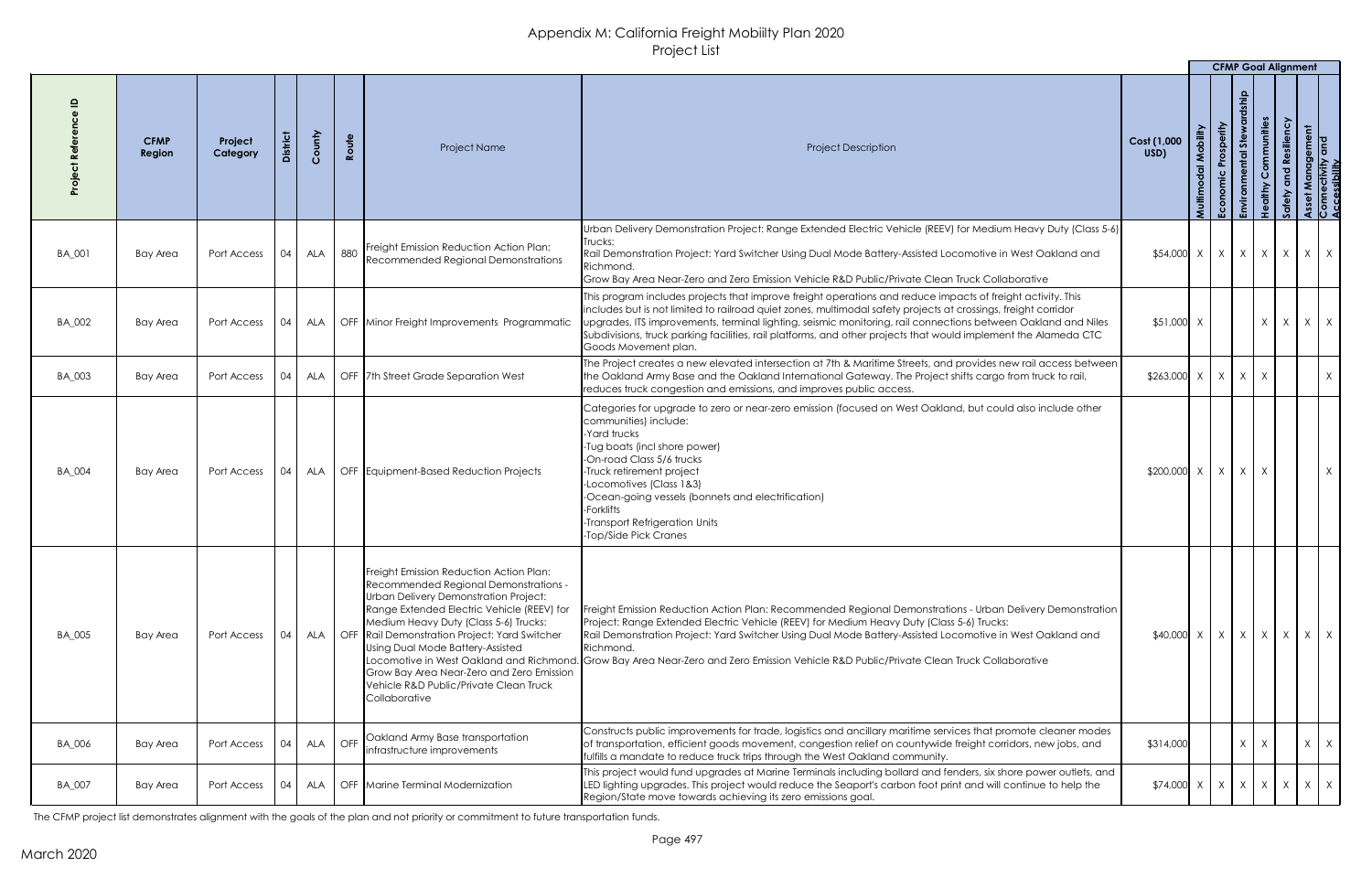# Appendix M: California Freight Mobiilty Plan 2020
## Project List

| Project Reference ID | CFMP Region | Project Category | District | County | Route | Project Name | Project Description | Cost (1,000 USD) | CFMP Goal Alignment: Multimodal Mobility | Economic Prosperity | Environmental Stewardship | Healthy Communities | Safety and Resiliency | Asset Management | Connectivity and Accessibility |
|---|---|---|---|---|---|---|---|---|---|---|---|---|---|---|---|
| BA_001 | Bay Area | Port Access | 04 | ALA | 880 | Freight Emission Reduction Action Plan: Recommended Regional Demonstrations | Urban Delivery Demonstration Project: Range Extended Electric Vehicle (REEV) for Medium Heavy Duty (Class 5-6) Trucks:<br>Rail Demonstration Project: Yard Switcher Using Dual Mode Battery-Assisted Locomotive in West Oakland and Richmond.<br>Grow Bay Area Near-Zero and Zero Emission Vehicle R&D Public/Private Clean Truck Collaborative | $54,000 | X | X | X | X | X | X | X |
| BA_002 | Bay Area | Port Access | 04 | ALA | OFF | Minor Freight Improvements Programmatic | This program includes projects that improve freight operations and reduce impacts of freight activity. This includes but is not limited to railroad quiet zones, multimodal safety projects at crossings, freight corridor upgrades, ITS improvements, terminal lighting, seismic monitoring, rail connections between Oakland and Niles Subdivisions, truck parking facilities, rail platforms, and other projects that would implement the Alameda CTC Goods Movement plan. | $51,000 | X | | | X | X | X | X |
| BA_003 | Bay Area | Port Access | 04 | ALA | OFF | 7th Street Grade Separation West | The Project creates a new elevated intersection at 7th & Maritime Streets, and provides new rail access between the Oakland Army Base and the Oakland International Gateway. The Project shifts cargo from truck to rail, reduces truck congestion and emissions, and improves public access. | $263,000 | X | X | X | X | | | X |
| BA_004 | Bay Area | Port Access | 04 | ALA | OFF | Equipment-Based Reduction Projects | Categories for upgrade to zero or near-zero emission (focused on West Oakland, but could also include other communities) include:<br>-Yard trucks<br>-Tug boats (incl shore power)<br>-On-road Class 5/6 trucks<br>-Truck retirement project<br>-Locomotives (Class 1&3)<br>-Ocean-going vessels (bonnets and electrification)<br>-Forklifts<br>-Transport Refrigeration Units<br>-Top/Side Pick Cranes | $200,000 | X | X | X | X | | | X |
| BA_005 | Bay Area | Port Access | 04 | ALA | OFF | Freight Emission Reduction Action Plan: Recommended Regional Demonstrations - Urban Delivery Demonstration Project: Range Extended Electric Vehicle (REEV) for Medium Heavy Duty (Class 5-6) Trucks: Rail Demonstration Project: Yard Switcher Using Dual Mode Battery-Assisted Locomotive in West Oakland and Richmond. Grow Bay Area Near-Zero and Zero Emission Vehicle R&D Public/Private Clean Truck Collaborative | Freight Emission Reduction Action Plan: Recommended Regional Demonstrations - Urban Delivery Demonstration Project: Range Extended Electric Vehicle (REEV) for Medium Heavy Duty (Class 5-6) Trucks:<br>Rail Demonstration Project: Yard Switcher Using Dual Mode Battery-Assisted Locomotive in West Oakland and Richmond.<br>Grow Bay Area Near-Zero and Zero Emission Vehicle R&D Public/Private Clean Truck Collaborative | $40,000 | X | X | X | X | X | X | X |
| BA_006 | Bay Area | Port Access | 04 | ALA | OFF | Oakland Army Base transportation infrastructure improvements | Constructs public improvements for trade, logistics and ancillary maritime services that promote cleaner modes of transportation, efficient goods movement, congestion relief on countywide freight corridors, new jobs, and fulfills a mandate to reduce truck trips through the West Oakland community. | $314,000 | | | X | X | | X | X |
| BA_007 | Bay Area | Port Access | 04 | ALA | OFF | Marine Terminal Modernization | This project would fund upgrades at Marine Terminals including bollard and fenders, six shore power outlets, and LED lighting upgrades. This project would reduce the Seaport's carbon foot print and will continue to help the Region/State move towards achieving its zero emissions goal. | $74,000 | X | X | X | X | X | X | X |

The CFMP project list demonstrates alignment with the goals of the plan and not priority or commitment to future transportation funds.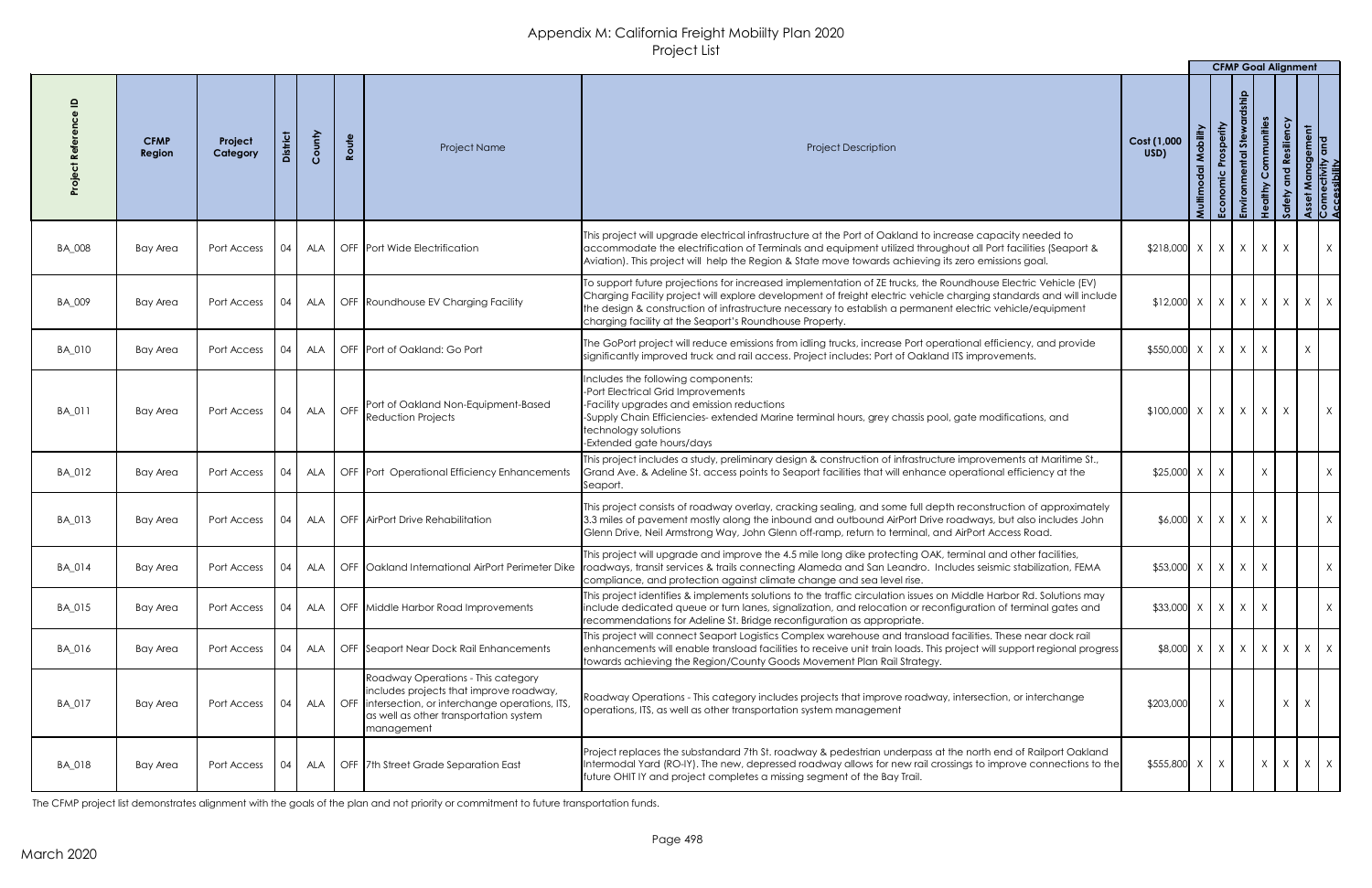# Appendix M: California Freight Mobility Plan 2020

## Project List

| Project Reference ID | CFMP Region | Project Category | District | County | Route | Project Name | Project Description | Cost (1,000 USD) | CFMP Goal Alignment | | | | | | |
|---|---|---|---|---|---|---|---|---|---|---|---|---|---|---|---|
| | | | | | | | | | Multimodal Mobility | Economic Prosperity | Environmental Stewardship | Healthy Communities | Safety and Resiliency | Asset Management | Connectivity and Accessibility |
| BA_008 | Bay Area | Port Access | 04 | ALA | OFF | Port Wide Electrification | This project will upgrade electrical infrastructure at the Port of Oakland to increase capacity needed to accommodate the electrification of Terminals and equipment utilized throughout all Port facilities (Seaport & Aviation). This project will help the Region & State move towards achieving its zero emissions goal. | $218,000 | X | X | X | X | X | | X |
| BA_009 | Bay Area | Port Access | 04 | ALA | OFF | Roundhouse EV Charging Facility | To support future projections for increased implementation of ZE trucks, the Roundhouse Electric Vehicle (EV) Charging Facility project will explore development of freight electric vehicle charging standards and will include the design & construction of infrastructure necessary to establish a permanent electric vehicle/equipment charging facility at the Seaport's Roundhouse Property. | $12,000 | X | X | X | X | X | X | X |
| BA_010 | Bay Area | Port Access | 04 | ALA | OFF | Port of Oakland: Go Port | The GoPort project will reduce emissions from idling trucks, increase Port operational efficiency, and provide significantly improved truck and rail access. Project includes: Port of Oakland ITS improvements. | $550,000 | X | X | X | X | | X | |
| BA_011 | Bay Area | Port Access | 04 | ALA | OFF | Port of Oakland Non-Equipment-Based Reduction Projects | Includes the following components:<br>-Port Electrical Grid Improvements<br>-Facility upgrades and emission reductions<br>-Supply Chain Efficiencies- extended Marine terminal hours, grey chassis pool, gate modifications, and technology solutions<br>-Extended gate hours/days | $100,000 | X | X | X | X | X | | X |
| BA_012 | Bay Area | Port Access | 04 | ALA | OFF | Port Operational Efficiency Enhancements | This project includes a study, preliminary design & construction of infrastructure improvements at Maritime St., Grand Ave. & Adeline St. access points to Seaport facilities that will enhance operational efficiency at the Seaport. | $25,000 | X | X | | X | | | X |
| BA_013 | Bay Area | Port Access | 04 | ALA | OFF | AirPort Drive Rehabilitation | This project consists of roadway overlay, cracking sealing, and some full depth reconstruction of approximately 3.3 miles of pavement mostly along the inbound and outbound AirPort Drive roadways, but also includes John Glenn Drive, Neil Armstrong Way, John Glenn off-ramp, return to terminal, and AirPort Access Road. | $6,000 | X | X | X | X | | | X |
| BA_014 | Bay Area | Port Access | 04 | ALA | OFF | Oakland International AirPort Perimeter Dike | This project will upgrade and improve the 4.5 mile long dike protecting OAK, terminal and other facilities, roadways, transit services & trails connecting Alameda and San Leandro. Includes seismic stabilization, FEMA compliance, and protection against climate change and sea level rise. | $53,000 | X | X | X | X | | | X |
| BA_015 | Bay Area | Port Access | 04 | ALA | OFF | Middle Harbor Road Improvements | This project identifies & implements solutions to the traffic circulation issues on Middle Harbor Rd. Solutions may include dedicated queue or turn lanes, signalization, and relocation or reconfiguration of terminal gates and recommendations for Adeline St. Bridge reconfiguration as appropriate. | $33,000 | X | X | X | X | | | X |
| BA_016 | Bay Area | Port Access | 04 | ALA | OFF | Seaport Near Dock Rail Enhancements | This project will connect Seaport Logistics Complex warehouse and transload facilities. These near dock rail enhancements will enable transload facilities to receive unit train loads. This project will support regional progress towards achieving the Region/County Goods Movement Plan Rail Strategy. | $8,000 | X | X | X | X | X | X | X |
| BA_017 | Bay Area | Port Access | 04 | ALA | OFF | Roadway Operations - This category includes projects that improve roadway, intersection, or interchange operations, ITS, as well as other transportation system management | Roadway Operations - This category includes projects that improve roadway, intersection, or interchange operations, ITS, as well as other transportation system management | $203,000 | | X | | | X | X | |
| BA_018 | Bay Area | Port Access | 04 | ALA | OFF | 7th Street Grade Separation East | Project replaces the substandard 7th St. roadway & pedestrian underpass at the north end of Railport Oakland Intermodal Yard (RO-IY). The new, depressed roadway allows for new rail crossings to improve connections to the future OHIT IY and project completes a missing segment of the Bay Trail. | $555,800 | X | X | | X | X | X | X |

The CFMP project list demonstrates alignment with the goals of the plan and not priority or commitment to future transportation funds.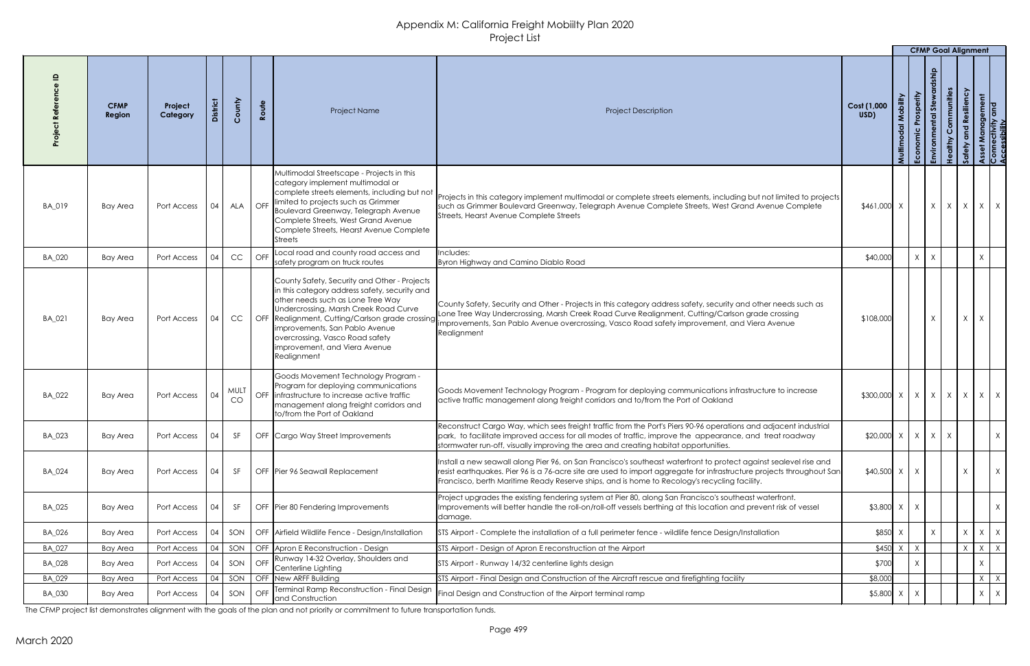# Appendix M: California Freight Mobility Plan 2020
## Project List

| Project Reference ID | CFMP Region | Project Category | District | County | Route | Project Name | Project Description | Cost (1,000 USD) | CFMP Goal Alignment: Multimodal Mobility | Economic Prosperity | Environmental Stewardship | Healthy Communities | Safety and Resiliency | Asset Management | Connectivity and Accessibility |
|---|---|---|---|---|---|---|---|---|---|---|---|---|---|---|---|
| BA_019 | Bay Area | Port Access | 04 | ALA | OFF | Multimodal Streetscape - Projects in this category implement multimodal or complete streets elements, including but not limited to projects such as Grimmer Boulevard Greenway, Telegraph Avenue Complete Streets, West Grand Avenue Complete Streets, Hearst Avenue Complete Streets | Projects in this category implement multimodal or complete streets elements, including but not limited to projects such as Grimmer Boulevard Greenway, Telegraph Avenue Complete Streets, West Grand Avenue Complete Streets, Hearst Avenue Complete Streets | $461,000 | X | | X | X | X | X | X |
| BA_020 | Bay Area | Port Access | 04 | CC | OFF | Local road and county road access and safety program on truck routes | Includes: Byron Highway and Camino Diablo Road | $40,000 | | X | X | | | X | |
| BA_021 | Bay Area | Port Access | 04 | CC | OFF | County Safety, Security and Other - Projects in this category address safety, security and other needs such as Lone Tree Way Undercrossing, Marsh Creek Road Curve Realignment, Cutting/Carlson grade crossing improvements, San Pablo Avenue overcrossing, Vasco Road safety improvement, and Viera Avenue Realignment | County Safety, Security and Other - Projects in this category address safety, security and other needs such as Lone Tree Way Undercrossing, Marsh Creek Road Curve Realignment, Cutting/Carlson grade crossing improvements, San Pablo Avenue overcrossing, Vasco Road safety improvement, and Viera Avenue Realignment | $108,000 | | | X | | X | X | |
| BA_022 | Bay Area | Port Access | 04 | MULT CO | OFF | Goods Movement Technology Program - Program for deploying communications infrastructure to increase active traffic management along freight corridors and to/from the Port of Oakland | Goods Movement Technology Program - Program for deploying communications infrastructure to increase active traffic management along freight corridors and to/from the Port of Oakland | $300,000 | X | X | X | X | X | X | X |
| BA_023 | Bay Area | Port Access | 04 | SF | OFF | Cargo Way Street Improvements | Reconstruct Cargo Way, which sees freight traffic from the Port's Piers 90-96 operations and adjacent industrial park, to facilitate improved access for all modes of traffic, improve the appearance, and treat roadway stormwater run-off, visually improving the area and creating habitat opportunities. | $20,000 | X | X | X | X | | | X |
| BA_024 | Bay Area | Port Access | 04 | SF | OFF | Pier 96 Seawall Replacement | Install a new seawall along Pier 96, on San Francisco's southeast waterfront to protect against sealevel rise and resist earthquakes. Pier 96 is a 76-acre site are used to import aggregate for infrastructure projects throughout San Francisco, berth Maritime Ready Reserve ships, and is home to Recology's recycling facility. | $40,500 | X | X | | | X | | X |
| BA_025 | Bay Area | Port Access | 04 | SF | OFF | Pier 80 Fendering Improvements | Project upgrades the existing fendering system at Pier 80, along San Francisco's southeast waterfront. Improvements will better handle the roll-on/roll-off vessels berthing at this location and prevent risk of vessel damage. | $3,800 | X | X | | | | | X |
| BA_026 | Bay Area | Port Access | 04 | SON | OFF | Airfield Wildlife Fence - Design/Installation | STS Airport - Complete the installation of a full perimeter fence - wildlife fence Design/Installation | $850 | X | | X | | X | X | X |
| BA_027 | Bay Area | Port Access | 04 | SON | OFF | Apron E Reconstruction - Design | STS Airport - Design of Apron E reconstruction at the Airport | $450 | X | X | | | X | X | X |
| BA_028 | Bay Area | Port Access | 04 | SON | OFF | Runway 14-32 Overlay, Shoulders and Centerline Lighting | STS Airport - Runway 14/32 centerline lights design | $700 | | X | | | | X | |
| BA_029 | Bay Area | Port Access | 04 | SON | OFF | New ARFF Building | STS Airport - Final Design and Construction of the Aircraft rescue and firefighting facility | $8,000 | | | | | | X | X |
| BA_030 | Bay Area | Port Access | 04 | SON | OFF | Terminal Ramp Reconstruction - Final Design and Construction | Final Design and Construction of the Airport terminal ramp | $5,800 | X | X | | | | X | X |

The CFMP project list demonstrates alignment with the goals of the plan and not priority or commitment to future transportation funds.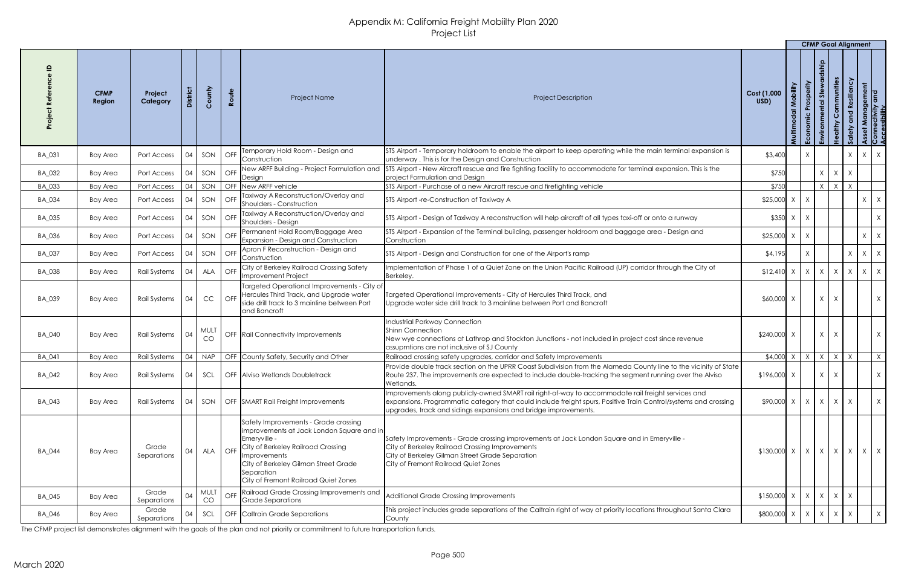# Appendix M: California Freight Mobiilty Plan 2020
## Project List

| Project Reference ID | CFMP Region | Project Category | District | County | Route | Project Name | Project Description | Cost (1,000 USD) | CFMP Goal Alignment | | | | | | |
|---|---|---|---|---|---|---|---|---|---|---|---|---|---|---|---|
| | | | | | | | | | Multimodal Mobility | Economic Prosperity | Environmental Stewardship | Healthy Communities | Safety and Resiliency | Asset Management | Connectivity and Accessibility |
| BA_031 | Bay Area | Port Access | 04 | SON | OFF | Temporary Hold Room - Design and Construction | STS Airport - Temporary holdroom to enable the airport to keep operating while the main terminal expansion is underway . This is for the Design and Construction | $3,400 | | X | | | X | X | X |
| BA_032 | Bay Area | Port Access | 04 | SON | OFF | New ARFF Building - Project Formulation and Design | STS Airport - New Aircraft rescue and fire fighting facility to accommodate for terminal expansion. This is the project Formulation and Design | $750 | | | X | X | X | | |
| BA_033 | Bay Area | Port Access | 04 | SON | OFF | New ARFF vehicle | STS Airport - Purchase of a new Aircraft rescue and firefighting vehicle | $750 | | | X | X | X | | |
| BA_034 | Bay Area | Port Access | 04 | SON | OFF | Taxiway A Reconstruction/Overlay and Shoulders - Construction | STS Airport -re-Construction of Taxiway A | $25,000 | X | X | | | | X | X |
| BA_035 | Bay Area | Port Access | 04 | SON | OFF | Taxiway A Reconstruction/Overlay and Shoulders - Design | STS Airport - Design of Taxiway A reconstruction will help aircraft of all types taxi-off or onto a runway | $350 | X | X | | | | | X |
| BA_036 | Bay Area | Port Access | 04 | SON | OFF | Permanent Hold Room/Baggage Area Expansion - Design and Construction | STS Airport - Expansion of the Terminal building, passenger holdroom and baggage area - Design and Construction | $25,000 | X | X | | | | X | X |
| BA_037 | Bay Area | Port Access | 04 | SON | OFF | Apron F Reconstruction - Design and Construction | STS Airport - Design and Construction for one of the Airport's ramp | $4,195 | | X | | | X | X | X |
| BA_038 | Bay Area | Rail Systems | 04 | ALA | OFF | City of Berkeley Railroad Crossing Safety Improvement Project | Implementation of Phase 1 of a Quiet Zone on the Union Pacific Railroad (UP) corridor through the City of Berkeley. | $12,410 | X | X | X | X | X | X | X |
| BA_039 | Bay Area | Rail Systems | 04 | CC | OFF | Targeted Operational Improvements - City of Hercules Third Track, and Upgrade water side drill track to 3 mainline between Port and Bancroft | Targeted Operational Improvements - City of Hercules Third Track, and Upgrade water side drill track to 3 mainline between Port and Bancroft | $60,000 | X | | X | X | | | X |
| BA_040 | Bay Area | Rail Systems | 04 | MULT CO | OFF | Rail Connectivity Improvements | Industrial Parkway Connection<br>Shinn Connection<br>New wye connections at Lathrop and Stockton Junctions - not included in project cost since revenue assupmtions are not inclusive of SJ County | $240,000 | X | | X | X | | | X |
| BA_041 | Bay Area | Rail Systems | 04 | NAP | OFF | County Safety, Security and Other | Railroad crossing safety upgrades, corridor and Safety Improvements | $4,000 | X | X | X | X | X | | X |
| BA_042 | Bay Area | Rail Systems | 04 | SCL | OFF | Alviso Wetlands Doubletrack | Provide double track section on the UPRR Coast Subdivision from the Alameda County line to the vicinity of State Route 237. The improvements are expected to include double-tracking the segment running over the Alviso Wetlands. | $196,000 | X | | X | X | | | X |
| BA_043 | Bay Area | Rail Systems | 04 | SON | OFF | SMART Rail Freight Improvements | Improvements along publicly-owned SMART rail right-of-way to accommodate rail freight services and expansions. Programmatic category that could include freight spurs, Positive Train Control/systems and crossing upgrades, track and sidings expansions and bridge improvements. | $90,000 | X | X | X | X | X | | X |
| BA_044 | Bay Area | Grade Separations | 04 | ALA | OFF | Safety Improvements - Grade crossing improvements at Jack London Square and in Emeryville -<br>City of Berkeley Railroad Crossing Improvements<br>City of Berkeley Gilman Street Grade Separation<br>City of Fremont Railroad Quiet Zones | Safety Improvements - Grade crossing improvements at Jack London Square and in Emeryville -<br>City of Berkeley Railroad Crossing Improvements<br>City of Berkeley Gilman Street Grade Separation<br>City of Fremont Railroad Quiet Zones | $130,000 | X | X | X | X | X | X | X |
| BA_045 | Bay Area | Grade Separations | 04 | MULT CO | OFF | Railroad Grade Crossing Improvements and Grade Separations | Additional Grade Crossing Improvements | $150,000 | X | X | X | X | X | | |
| BA_046 | Bay Area | Grade Separations | 04 | SCL | OFF | Caltrain Grade Separations | This project includes grade separations of the Caltrain right of way at priority locations throughout Santa Clara County | $800,000 | X | X | X | X | X | | X |

The CFMP project list demonstrates alignment with the goals of the plan and not priority or commitment to future transportation funds.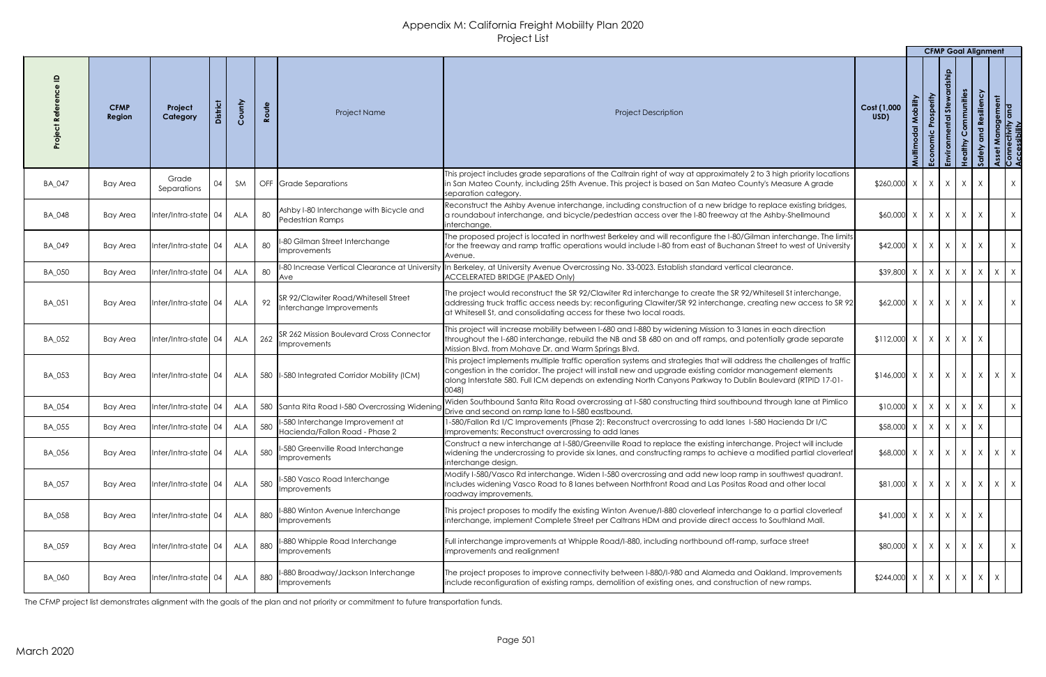# Appendix M: California Freight Mobiilty Plan 2020
## Project List

| Project Reference ID | CFMP Region | Project Category | District | County | Route | Project Name | Project Description | Cost (1,000 USD) | Multimodal Mobility | Economic Prosperity | Environmental Stewardship | Healthy Communities | Safety and Resiliency | Asset Management | Connectivity and Accessibility |
|---|---|---|---|---|---|---|---|---|---|---|---|---|---|---|---|
| | | | | | | | | | CFMP Goal Alignment | | | | | | |
| BA_047 | Bay Area | Grade Separations | 04 | SM | OFF | Grade Separations | This project includes grade separations of the Caltrain right of way at approximately 2 to 3 high priority locations in San Mateo County, including 25th Avenue. This project is based on San Mateo County's Measure A grade separation category. | $260,000 | X | X | X | X | X | | X |
| BA_048 | Bay Area | Inter/Intra-state | 04 | ALA | 80 | Ashby I-80 Interchange with Bicycle and Pedestrian Ramps | Reconstruct the Ashby Avenue interchange, including construction of a new bridge to replace existing bridges, a roundabout interchange, and bicycle/pedestrian access over the I-80 freeway at the Ashby-Shellmound interchange. | $60,000 | X | X | X | X | X | | X |
| BA_049 | Bay Area | Inter/Intra-state | 04 | ALA | 80 | I-80 Gilman Street Interchange Improvements | The proposed project is located in northwest Berkeley and will reconfigure the I-80/Gilman interchange. The limits for the freeway and ramp traffic operations would include I-80 from east of Buchanan Street to west of University Avenue. | $42,000 | X | X | X | X | X | | X |
| BA_050 | Bay Area | Inter/Intra-state | 04 | ALA | 80 | I-80 Increase Vertical Clearance at University Ave | In Berkeley, at University Avenue Overcrossing No. 33-0023. Establish standard vertical clearance. ACCELERATED BRIDGE (PA&ED Only) | $39,800 | X | X | X | X | X | X | X |
| BA_051 | Bay Area | Inter/Intra-state | 04 | ALA | 92 | SR 92/Clawiter Road/Whitesell Street Interchange Improvements | The project would reconstruct the SR 92/Clawiter Rd interchange to create the SR 92/Whitesell St interchange, addressing truck traffic access needs by: reconfiguring Clawiter/SR 92 interchange, creating new access to SR 92 at Whitesell St, and consolidating access for these two local roads. | $62,000 | X | X | X | X | X | | X |
| BA_052 | Bay Area | Inter/Intra-state | 04 | ALA | 262 | SR 262 Mission Boulevard Cross Connector Improvements | This project will increase mobility between I-680 and I-880 by widening Mission to 3 lanes in each direction throughout the I-680 interchange, rebuild the NB and SB 680 on and off ramps, and potentially grade separate Mission Blvd. from Mohave Dr. and Warm Springs Blvd. | $112,000 | X | X | X | X | X | | |
| BA_053 | Bay Area | Inter/Intra-state | 04 | ALA | 580 | I-580 Integrated Corridor Mobility (ICM) | This project implements multiple traffic operation systems and strategies that will address the challenges of traffic congestion in the corridor. The project will install new and upgrade existing corridor management elements along Interstate 580. Full ICM depends on extending North Canyons Parkway to Dublin Boulevard (RTPID 17-01-0048) | $146,000 | X | X | X | X | X | X | X |
| BA_054 | Bay Area | Inter/Intra-state | 04 | ALA | 580 | Santa Rita Road I-580 Overcrossing Widening | Widen Southbound Santa Rita Road overcrossing at I-580 constructing third southbound through lane at Pimlico Drive and second on ramp lane to I-580 eastbound. | $10,000 | X | X | X | X | X | | X |
| BA_055 | Bay Area | Inter/Intra-state | 04 | ALA | 580 | I-580 Interchange Improvement at Hacienda/Fallon Road - Phase 2 | I-580/Fallon Rd I/C Improvements (Phase 2): Reconstruct overcrossing to add lanes I-580 Hacienda Dr I/C Improvements: Reconstruct overcrossing to add lanes | $58,000 | X | X | X | X | X | | |
| BA_056 | Bay Area | Inter/Intra-state | 04 | ALA | 580 | I-580 Greenville Road Interchange Improvements | Construct a new interchange at I-580/Greenville Road to replace the existing interchange. Project will include widening the undercrossing to provide six lanes, and constructing ramps to achieve a modified partial cloverleaf interchange design. | $68,000 | X | X | X | X | X | X | X |
| BA_057 | Bay Area | Inter/Intra-state | 04 | ALA | 580 | I-580 Vasco Road Interchange Improvements | Modify I-580/Vasco Rd interchange. Widen I-580 overcrossing and add new loop ramp in southwest quadrant. Includes widening Vasco Road to 8 lanes between Northfront Road and Las Positas Road and other local roadway improvements. | $81,000 | X | X | X | X | X | X | X |
| BA_058 | Bay Area | Inter/Intra-state | 04 | ALA | 880 | I-880 Winton Avenue Interchange Improvements | This project proposes to modify the existing Winton Avenue/I-880 cloverleaf interchange to a partial cloverleaf interchange, implement Complete Street per Caltrans HDM and provide direct access to Southland Mall. | $41,000 | X | X | X | X | X | | |
| BA_059 | Bay Area | Inter/Intra-state | 04 | ALA | 880 | I-880 Whipple Road Interchange Improvements | Full interchange improvements at Whipple Road/I-880, including northbound off-ramp, surface street improvements and realignment | $80,000 | X | X | X | X | X | | X |
| BA_060 | Bay Area | Inter/Intra-state | 04 | ALA | 880 | I-880 Broadway/Jackson Interchange Improvements | The project proposes to improve connectivity between I-880/I-980 and Alameda and Oakland. Improvements include reconfiguration of existing ramps, demolition of existing ones, and construction of new ramps. | $244,000 | X | X | X | X | X | X | |

The CFMP project list demonstrates alignment with the goals of the plan and not priority or commitment to future transportation funds.

March 2020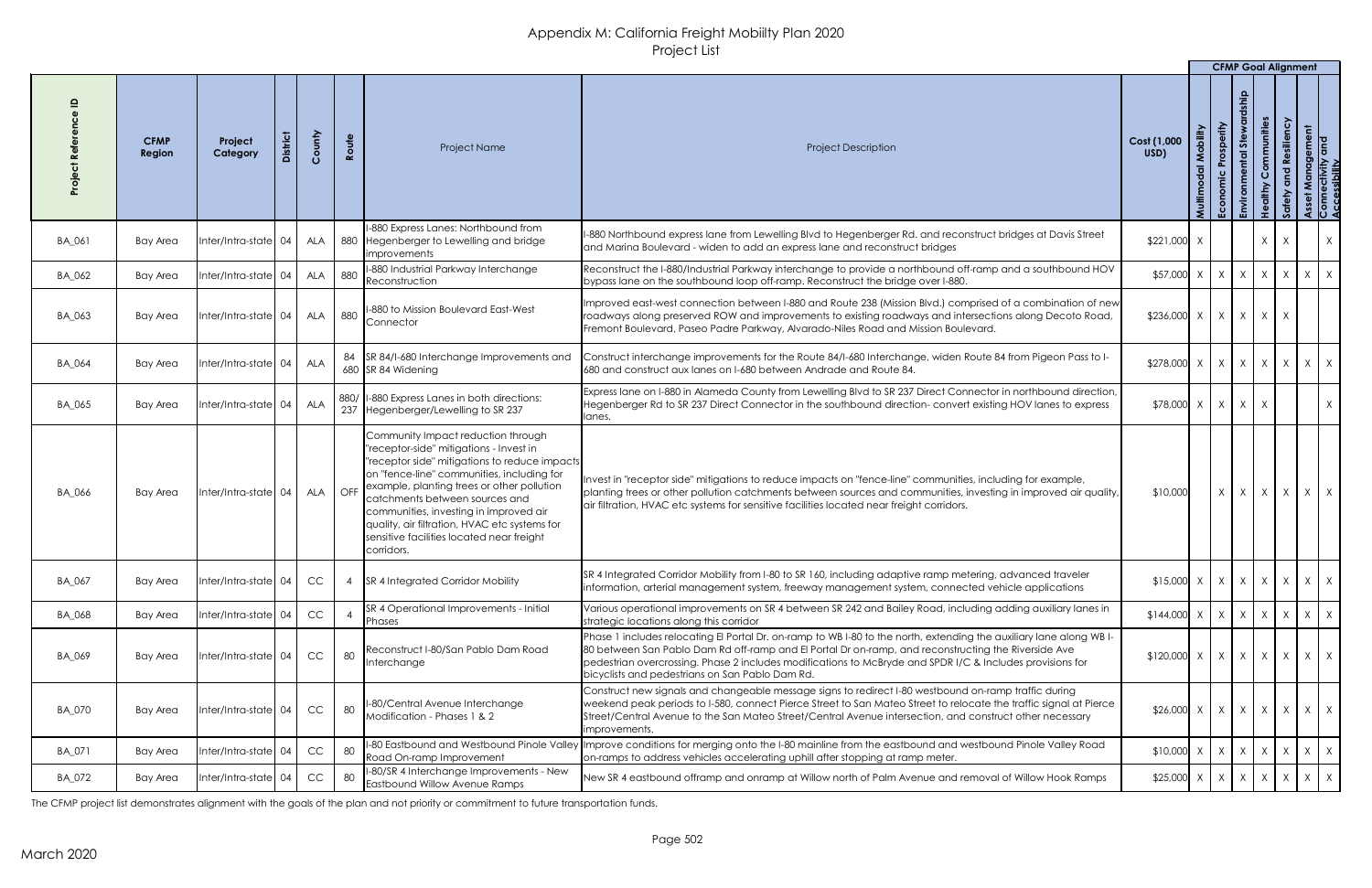# Appendix M: California Freight Mobiilty Plan 2020
## Project List

| Project Reference ID | CFMP Region | Project Category | District | County | Route | Project Name | Project Description | Cost (1,000 USD) | Multimodal Mobility | Economic Prosperity | Environmental Stewardship | Healthy Communities | Safety and Resiliency | Asset Management | Connectivity and Accessibility |
|---|---|---|---|---|---|---|---|---|---|---|---|---|---|---|---|
| | | | | | | | | | **CFMP Goal Alignment** | | | | | | |
| BA_061 | Bay Area | Inter/Intra-state | 04 | ALA | 880 | I-880 Express Lanes: Northbound from Hegenberger to Lewelling and bridge improvements | I-880 Northbound express lane from Lewelling Blvd to Hegenberger Rd. and reconstruct bridges at Davis Street and Marina Boulevard - widen to add an express lane and reconstruct bridges | $221,000 | X | | | X | X | | X |
| BA_062 | Bay Area | Inter/Intra-state | 04 | ALA | 880 | I-880 Industrial Parkway Interchange Reconstruction | Reconstruct the I-880/Industrial Parkway interchange to provide a northbound off-ramp and a southbound HOV bypass lane on the southbound loop off-ramp. Reconstruct the bridge over I-880. | $57,000 | X | X | X | X | X | X | X |
| BA_063 | Bay Area | Inter/Intra-state | 04 | ALA | 880 | I-880 to Mission Boulevard East-West Connector | Improved east-west connection between I-880 and Route 238 (Mission Blvd.) comprised of a combination of new roadways along preserved ROW and improvements to existing roadways and intersections along Decoto Road, Fremont Boulevard, Paseo Padre Parkway, Alvarado-Niles Road and Mission Boulevard. | $236,000 | X | X | X | X | X | | |
| BA_064 | Bay Area | Inter/Intra-state | 04 | ALA | 84 680 | SR 84/I-680 Interchange Improvements and SR 84 Widening | Construct interchange improvements for the Route 84/I-680 Interchange, widen Route 84 from Pigeon Pass to I-680 and construct aux lanes on I-680 between Andrade and Route 84. | $278,000 | X | X | X | X | X | X | X |
| BA_065 | Bay Area | Inter/Intra-state | 04 | ALA | 880/ 237 | I-880 Express Lanes in both directions: Hegenberger/Lewelling to SR 237 | Express lane on I-880 in Alameda County from Lewelling Blvd to SR 237 Direct Connector in northbound direction, Hegenberger Rd to SR 237 Direct Connector in the southbound direction- convert existing HOV lanes to express lanes. | $78,000 | X | X | X | X | | | X |
| BA_066 | Bay Area | Inter/Intra-state | 04 | ALA | OFF | Community Impact reduction through "receptor-side" mitigations - Invest in "receptor side" mitigations to reduce impacts on "fence-line" communities, including for example, planting trees or other pollution catchments between sources and communities, investing in improved air quality, air filtration, HVAC etc systems for sensitive facilities located near freight corridors. | Invest in "receptor side" mitigations to reduce impacts on "fence-line" communities, including for example, planting trees or other pollution catchments between sources and communities, investing in improved air quality, air filtration, HVAC etc systems for sensitive facilities located near freight corridors. | $10,000 | | X | X | X | X | X | X |
| BA_067 | Bay Area | Inter/Intra-state | 04 | CC | 4 | SR 4 Integrated Corridor Mobility | SR 4 Integrated Corridor Mobility from I-80 to SR 160, including adaptive ramp metering, advanced traveler information, arterial management system, freeway management system, connected vehicle applications | $15,000 | X | X | X | X | X | X | X |
| BA_068 | Bay Area | Inter/Intra-state | 04 | CC | 4 | SR 4 Operational Improvements - Initial Phases | Various operational improvements on SR 4 between SR 242 and Bailey Road, including adding auxiliary lanes in strategic locations along this corridor | $144,000 | X | X | X | X | X | X | X |
| BA_069 | Bay Area | Inter/Intra-state | 04 | CC | 80 | Reconstruct I-80/San Pablo Dam Road Interchange | Phase 1 includes relocating El Portal Dr. on-ramp to WB I-80 to the north, extending the auxiliary lane along WB I-80 between San Pablo Dam Rd off-ramp and El Portal Dr on-ramp, and reconstructing the Riverside Ave pedestrian overcrossing. Phase 2 includes modifications to McBryde and SPDR I/C & Includes provisions for bicyclists and pedestrians on San Pablo Dam Rd. | $120,000 | X | X | X | X | X | X | X |
| BA_070 | Bay Area | Inter/Intra-state | 04 | CC | 80 | I-80/Central Avenue Interchange Modification - Phases 1 & 2 | Construct new signals and changeable message signs to redirect I-80 westbound on-ramp traffic during weekend peak periods to I-580, connect Pierce Street to San Mateo Street to relocate the traffic signal at Pierce Street/Central Avenue to the San Mateo Street/Central Avenue intersection, and construct other necessary improvements. | $26,000 | X | X | X | X | X | X | X |
| BA_071 | Bay Area | Inter/Intra-state | 04 | CC | 80 | I-80 Eastbound and Westbound Pinole Valley Road On-ramp Improvement | Improve conditions for merging onto the I-80 mainline from the eastbound and westbound Pinole Valley Road on-ramps to address vehicles accelerating uphill after stopping at ramp meter. | $10,000 | X | X | X | X | X | X | X |
| BA_072 | Bay Area | Inter/Intra-state | 04 | CC | 80 | I-80/SR 4 Interchange Improvements - New Eastbound Willow Avenue Ramps | New SR 4 eastbound offramp and onramp at Willow north of Palm Avenue and removal of Willow Hook Ramps | $25,000 | X | X | X | X | X | X | X |

The CFMP project list demonstrates alignment with the goals of the plan and not priority or commitment to future transportation funds.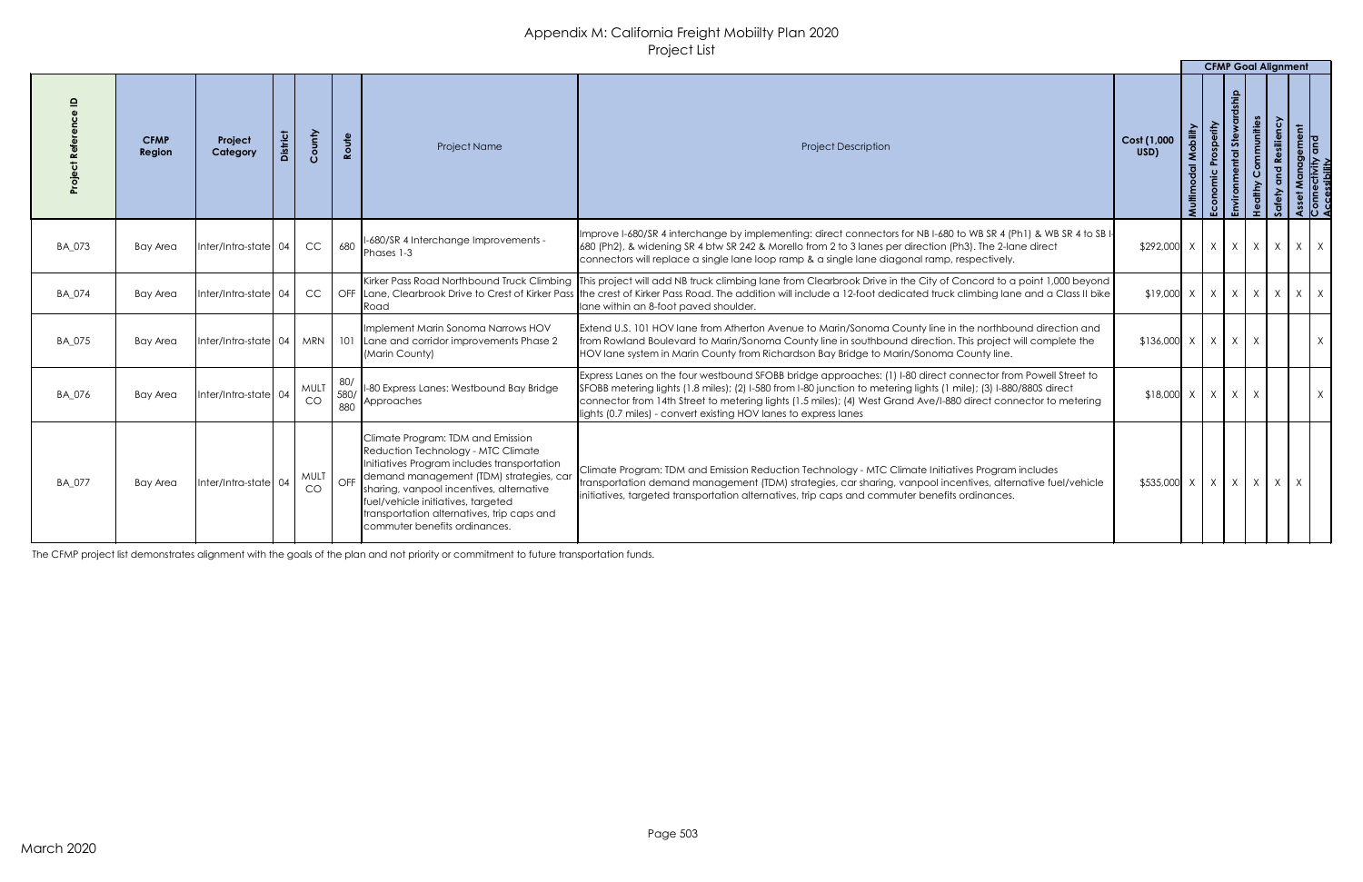# Appendix M: California Freight Mobiilty Plan 2020
## Project List

| Project Reference ID | CFMP Region | Project Category | District | County | Route | Project Name | Project Description | Cost (1,000 USD) | CFMP Goal Alignment | | | | | | |
|---|---|---|---|---|---|---|---|---|---|---|---|---|---|---|---|
| | | | | | | | | | Multimodal Mobility | Economic Prosperity | Environmental Stewardship | Healthy Communities | Safety and Resiliency | Asset Management | Connectivity and Accessibility |
| BA_073 | Bay Area | Inter/Intra-state | 04 | CC | 680 | I-680/SR 4 Interchange Improvements - Phases 1-3 | Improve I-680/SR 4 interchange by implementing: direct connectors for NB I-680 to WB SR 4 (Ph1) & WB SR 4 to SB I-680 (Ph2), & widening SR 4 btw SR 242 & Morello from 2 to 3 lanes per direction (Ph3). The 2-lane direct connectors will replace a single lane loop ramp & a single lane diagonal ramp, respectively. | $292,000 | X | X | X | X | X | X | X |
| BA_074 | Bay Area | Inter/Intra-state | 04 | CC | OFF | Kirker Pass Road Northbound Truck Climbing Lane, Clearbrook Drive to Crest of Kirker Pass Road | This project will add NB truck climbing lane from Clearbrook Drive in the City of Concord to a point 1,000 beyond the crest of Kirker Pass Road. The addition will include a 12-foot dedicated truck climbing lane and a Class II bike lane within an 8-foot paved shoulder. | $19,000 | X | X | X | X | X | X | X |
| BA_075 | Bay Area | Inter/Intra-state | 04 | MRN | 101 | Implement Marin Sonoma Narrows HOV Lane and corridor improvements Phase 2 (Marin County) | Extend U.S. 101 HOV lane from Atherton Avenue to Marin/Sonoma County line in the northbound direction and from Rowland Boulevard to Marin/Sonoma County line in southbound direction. This project will complete the HOV lane system in Marin County from Richardson Bay Bridge to Marin/Sonoma County line. | $136,000 | X | X | X | X | | | X |
| BA_076 | Bay Area | Inter/Intra-state | 04 | MULT CO | 80/ 580/ 880 | I-80 Express Lanes: Westbound Bay Bridge Approaches | Express Lanes on the four westbound SFOBB bridge approaches: (1) I-80 direct connector from Powell Street to SFOBB metering lights (1.8 miles); (2) I-580 from I-80 junction to metering lights (1 mile); (3) I-880/880S direct connector from 14th Street to metering lights (1.5 miles); (4) West Grand Ave/I-880 direct connector to metering lights (0.7 miles) - convert existing HOV lanes to express lanes | $18,000 | X | X | X | X | | | X |
| BA_077 | Bay Area | Inter/Intra-state | 04 | MULT CO | OFF | Climate Program: TDM and Emission Reduction Technology - MTC Climate Initiatives Program includes transportation demand management (TDM) strategies, car sharing, vanpool incentives, alternative fuel/vehicle initiatives, targeted transportation alternatives, trip caps and commuter benefits ordinances. | Climate Program: TDM and Emission Reduction Technology - MTC Climate Initiatives Program includes transportation demand management (TDM) strategies, car sharing, vanpool incentives, alternative fuel/vehicle initiatives, targeted transportation alternatives, trip caps and commuter benefits ordinances. | $535,000 | X | X | X | X | X | X | |

The CFMP project list demonstrates alignment with the goals of the plan and not priority or commitment to future transportation funds.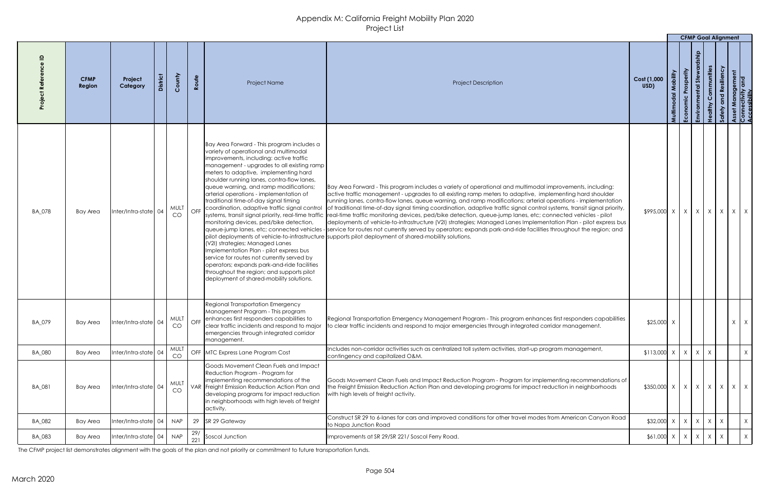# Appendix M: California Freight Mobiilty Plan 2020
## Project List

| Project Reference ID | CFMP Region | Project Category | District | County | Route | Project Name | Project Description | Cost (1,000 USD) | Multimodal Mobility | Economic Prosperity | Environmental Stewardship | Healthy Communities | Safety and Resiliency | Asset Management | Connectivity and Accessibility |
|---|---|---|---|---|---|---|---|---|---|---|---|---|---|---|---|
| | | | | | | | | | CFMP Goal Alignment | | | | | | |
| BA_078 | Bay Area | Inter/Intra-state | 04 | MULT CO | OFF | Bay Area Forward - This program includes a variety of operational and multimodal improvements, including: active traffic management - upgrades to all existing ramp meters to adaptive, implementing hard shoulder running lanes, contra-flow lanes, queue warning, and ramp modifications; arterial operations - implementation of traditional time-of-day signal timing coordination, adaptive traffic signal control systems, transit signal priority, real-time traffic monitoring devices, ped/bike detection, queue-jump lanes, etc; connected vehicles - pilot deployments of vehicle-to-infrastructure (V2I) strategies; Managed Lanes Implementation Plan - pilot express bus service for routes not currently served by operators; expands park-and-ride facilities throughout the region; and supports pilot deployment of shared-mobility solutions. | Bay Area Forward - This program includes a variety of operational and multimodal improvements, including: active traffic management - upgrades to all existing ramp meters to adaptive, implementing hard shoulder running lanes, contra-flow lanes, queue warning, and ramp modifications; arterial operations - implementation of traditional time-of-day signal timing coordination, adaptive traffic signal control systems, transit signal priority, real-time traffic monitoring devices, ped/bike detection, queue-jump lanes, etc; connected vehicles - pilot deployments of vehicle-to-infrastructure (V2I) strategies; Managed Lanes Implementation Plan - pilot express bus service for routes not currently served by operators; expands park-and-ride facilities throughout the region; and supports pilot deployment of shared-mobility solutions. | $995,000 | X | X | X | X | X | X | X |
| BA_079 | Bay Area | Inter/Intra-state | 04 | MULT CO | OFF | Regional Transportation Emergency Management Program - This program enhances first responders capabilities to clear traffic incidents and respond to major emergencies through integrated corridor management. | Regional Transportation Emergency Management Program - This program enhances first responders capabilities to clear traffic incidents and respond to major emergencies through integrated corridor management. | $25,000 | X | | | | | X | X |
| BA_080 | Bay Area | Inter/Intra-state | 04 | MULT CO | OFF | MTC Express Lane Program Cost | Includes non-corridor activities such as centralized toll system activities, start-up program management, contingency and capitalized O&M. | $113,000 | X | X | X | X | | | X |
| BA_081 | Bay Area | Inter/Intra-state | 04 | MULT CO | VAR | Goods Movement Clean Fuels and Impact Reduction Program - Program for implementing recommendations of the Freight Emission Reduction Action Plan and developing programs for impact reduction in neighborhoods with high levels of freight activity. | Goods Movement Clean Fuels and Impact Reduction Program - Program for implementing recommendations of the Freight Emission Reduction Action Plan and developing programs for impact reduction in neighborhoods with high levels of freight activity. | $350,000 | X | X | X | X | X | X | X |
| BA_082 | Bay Area | Inter/Intra-state | 04 | NAP | 29 | SR 29 Gateway | Construct SR 29 to 6-lanes for cars and improved conditions for other travel modes from American Canyon Road to Napa Junction Road | $32,000 | X | X | X | X | X | | X |
| BA_083 | Bay Area | Inter/Intra-state | 04 | NAP | 29/ 221 | Soscol Junction | Improvements at SR 29/SR 221/ Soscol Ferry Road. | $61,000 | X | X | X | X | X | | X |

The CFMP project list demonstrates alignment with the goals of the plan and not priority or commitment to future transportation funds.

March 2020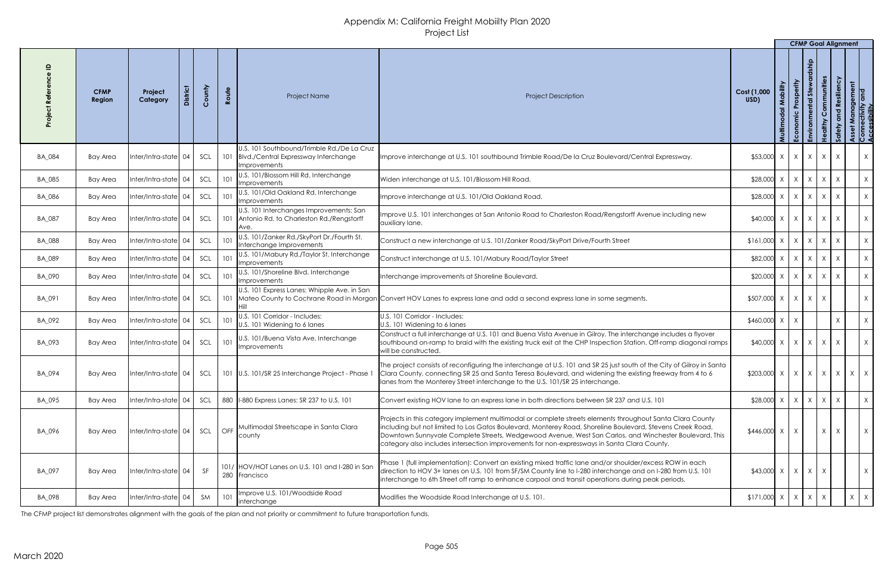# Appendix M: California Freight Mobiilty Plan 2020
## Project List

| Project Reference ID | CFMP Region | Project Category | District | County | Route | Project Name | Project Description | Cost (1,000 USD) | CFMP Goal Alignment: Multimodal Mobility | Economic Prosperity | Environmental Stewardship | Healthy Communities | Safety and Resiliency | Asset Management | Connectivity and Accessibility |
|---|---|---|---|---|---|---|---|---|---|---|---|---|---|---|---|
| BA_084 | Bay Area | Inter/Intra-state | 04 | SCL | 101 | U.S. 101 Southbound/Trimble Rd./De La Cruz Blvd./Central Expressway Interchange Improvements | Improve interchange at U.S. 101 southbound Trimble Road/De la Cruz Boulevard/Central Expressway. | $53,000 | X | X | X | X | X | | X |
| BA_085 | Bay Area | Inter/Intra-state | 04 | SCL | 101 | U.S. 101/Blossom Hill Rd. Interchange Improvements | Widen interchange at U.S. 101/Blossom Hill Road. | $28,000 | X | X | X | X | X | | X |
| BA_086 | Bay Area | Inter/Intra-state | 04 | SCL | 101 | U.S. 101/Old Oakland Rd. Interchange Improvements | Improve interchange at U.S. 101/Old Oakland Road. | $28,000 | X | X | X | X | X | | X |
| BA_087 | Bay Area | Inter/Intra-state | 04 | SCL | 101 | U.S. 101 Interchanges Improvements: San Antonio Rd. to Charleston Rd./Rengstorff Ave. | Improve U.S. 101 interchanges at San Antonio Road to Charleston Road/Rengstorff Avenue including new auxiliary lane. | $40,000 | X | X | X | X | X | | X |
| BA_088 | Bay Area | Inter/Intra-state | 04 | SCL | 101 | U.S. 101/Zanker Rd./SkyPort Dr./Fourth St. Interchange Improvements | Construct a new interchange at U.S. 101/Zanker Road/SkyPort Drive/Fourth Street | $161,000 | X | X | X | X | X | | X |
| BA_089 | Bay Area | Inter/Intra-state | 04 | SCL | 101 | U.S. 101/Mabury Rd./Taylor St. Interchange Improvements | Construct interchange at U.S. 101/Mabury Road/Taylor Street | $82,000 | X | X | X | X | X | | X |
| BA_090 | Bay Area | Inter/Intra-state | 04 | SCL | 101 | U.S. 101/Shoreline Blvd. Interchange Improvements | Interchange improvements at Shoreline Boulevard. | $20,000 | X | X | X | X | X | | X |
| BA_091 | Bay Area | Inter/Intra-state | 04 | SCL | 101 | U.S. 101 Express Lanes: Whipple Ave. in San Mateo County to Cochrane Road in Morgan Hill | Convert HOV Lanes to express lane and add a second express lane in some segments. | $507,000 | X | X | X | X | | | X |
| BA_092 | Bay Area | Inter/Intra-state | 04 | SCL | 101 | U.S. 101 Corridor - Includes: U.S. 101 Widening to 6 lanes | U.S. 101 Corridor - Includes: U.S. 101 Widening to 6 lanes | $460,000 | X | X | | | X | | X |
| BA_093 | Bay Area | Inter/Intra-state | 04 | SCL | 101 | U.S. 101/Buena Vista Ave. Interchange Improvements | Construct a full interchange at U.S. 101 and Buena Vista Avenue in Gilroy. The interchange includes a flyover southbound on-ramp to braid with the existing truck exit at the CHP Inspection Station. Off-ramp diagonal ramps will be constructed. | $40,000 | X | X | X | X | X | | X |
| BA_094 | Bay Area | Inter/Intra-state | 04 | SCL | 101 | U.S. 101/SR 25 Interchange Project - Phase 1 | The project consists of reconfiguring the interchange at U.S. 101 and SR 25 just south of the City of Gilroy in Santa Clara County, connecting SR 25 and Santa Teresa Boulevard, and widening the existing freeway from 4 to 6 lanes from the Monterey Street interchange to the U.S. 101/SR 25 interchange. | $203,000 | X | X | X | X | X | X | X |
| BA_095 | Bay Area | Inter/Intra-state | 04 | SCL | 880 | I-880 Express Lanes: SR 237 to U.S. 101 | Convert existing HOV lane to an express lane in both directions between SR 237 and U.S. 101 | $28,000 | X | X | X | X | X | | X |
| BA_096 | Bay Area | Inter/Intra-state | 04 | SCL | OFF | Multimodal Streetscape in Santa Clara county | Projects in this category implement multimodal or complete streets elements throughout Santa Clara County including but not limited to Los Gatos Boulevard, Monterey Road, Shoreline Boulevard, Stevens Creek Road, Downtown Sunnyvale Complete Streets, Wedgewood Avenue, West San Carlos, and Winchester Boulevard. This category also includes intersection improvements for non-expressways in Santa Clara County. | $446,000 | X | X | | X | X | | X |
| BA_097 | Bay Area | Inter/Intra-state | 04 | SF | 101/ 280 | HOV/HOT Lanes on U.S. 101 and I-280 in San Francisco | Phase 1 (full implementation): Convert an existing mixed traffic lane and/or shoulder/excess ROW in each direction to HOV 3+ lanes on U.S. 101 from SF/SM County line to I-280 interchange and on I-280 from U.S. 101 interchange to 6th Street off ramp to enhance carpool and transit operations during peak periods. | $43,000 | X | X | X | X | | | X |
| BA_098 | Bay Area | Inter/Intra-state | 04 | SM | 101 | Improve U.S. 101/Woodside Road interchange | Modifies the Woodside Road Interchange at U.S. 101. | $171,000 | X | X | X | X | | X | X |

The CFMP project list demonstrates alignment with the goals of the plan and not priority or commitment to future transportation funds.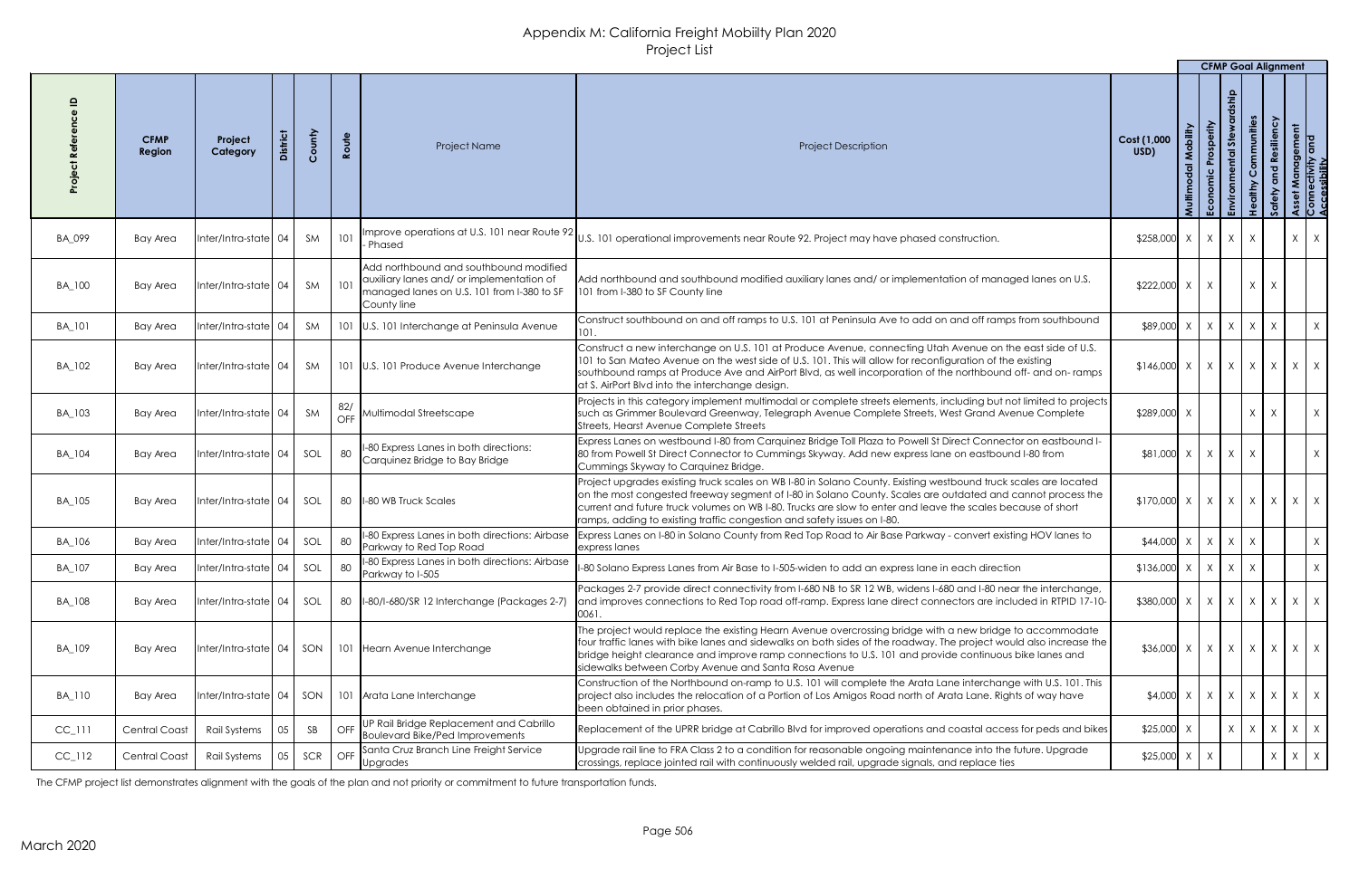# Appendix M: California Freight Mobiilty Plan 2020
## Project List

| Project Reference ID | CFMP Region | Project Category | District | County | Route | Project Name | Project Description | Cost (1,000 USD) | CFMP Goal Alignment: Multimodal Mobility | Economic Prosperity | Environmental Stewardship | Healthy Communities | Safety and Resiliency | Asset Management | Connectivity and Accessibility |
|---|---|---|---|---|---|---|---|---|---|---|---|---|---|---|---|
| BA_099 | Bay Area | Inter/Intra-state | 04 | SM | 101 | Improve operations at U.S. 101 near Route 92 - Phased | U.S. 101 operational improvements near Route 92. Project may have phased construction. | $258,000 | X | X | X | X |  | X | X |
| BA_100 | Bay Area | Inter/Intra-state | 04 | SM | 101 | Add northbound and southbound modified auxiliary lanes and/ or implementation of managed lanes on U.S. 101 from I-380 to SF County line | Add northbound and southbound modified auxiliary lanes and/ or implementation of managed lanes on U.S. 101 from I-380 to SF County line | $222,000 | X | X |  | X | X |  |  |
| BA_101 | Bay Area | Inter/Intra-state | 04 | SM | 101 | U.S. 101 Interchange at Peninsula Avenue | Construct southbound on and off ramps to U.S. 101 at Peninsula Ave to add on and off ramps from southbound 101. | $89,000 | X | X | X | X | X |  | X |
| BA_102 | Bay Area | Inter/Intra-state | 04 | SM | 101 | U.S. 101 Produce Avenue Interchange | Construct a new interchange on U.S. 101 at Produce Avenue, connecting Utah Avenue on the east side of U.S. 101 to San Mateo Avenue on the west side of U.S. 101. This will allow for reconfiguration of the existing southbound ramps at Produce Ave and AirPort Blvd, as well incorporation of the northbound off- and on- ramps at S. AirPort Blvd into the interchange design. | $146,000 | X | X | X | X | X | X | X |
| BA_103 | Bay Area | Inter/Intra-state | 04 | SM | 82/ OFF | Multimodal Streetscape | Projects in this category implement multimodal or complete streets elements, including but not limited to projects such as Grimmer Boulevard Greenway, Telegraph Avenue Complete Streets, West Grand Avenue Complete Streets, Hearst Avenue Complete Streets | $289,000 | X |  |  | X | X |  | X |
| BA_104 | Bay Area | Inter/Intra-state | 04 | SOL | 80 | I-80 Express Lanes in both directions: Carquinez Bridge to Bay Bridge | Express Lanes on westbound I-80 from Carquinez Bridge Toll Plaza to Powell St Direct Connector on eastbound I-80 from Powell St Direct Connector to Cummings Skyway. Add new express lane on eastbound I-80 from Cummings Skyway to Carquinez Bridge. | $81,000 | X | X | X | X |  |  | X |
| BA_105 | Bay Area | Inter/Intra-state | 04 | SOL | 80 | I-80 WB Truck Scales | Project upgrades existing truck scales on WB I-80 in Solano County. Existing westbound truck scales are located on the most congested freeway segment of I-80 in Solano County. Scales are outdated and cannot process the current and future truck volumes on WB I-80. Trucks are slow to enter and leave the scales because of short ramps, adding to existing traffic congestion and safety issues on I-80. | $170,000 | X | X | X | X | X | X | X |
| BA_106 | Bay Area | Inter/Intra-state | 04 | SOL | 80 | I-80 Express Lanes in both directions: Airbase Parkway to Red Top Road | Express Lanes on I-80 in Solano County from Red Top Road to Air Base Parkway - convert existing HOV lanes to express lanes | $44,000 | X | X | X | X |  |  | X |
| BA_107 | Bay Area | Inter/Intra-state | 04 | SOL | 80 | I-80 Express Lanes in both directions: Airbase Parkway to I-505 | I-80 Solano Express Lanes from Air Base to I-505-widen to add an express lane in each direction | $136,000 | X | X | X | X |  |  | X |
| BA_108 | Bay Area | Inter/Intra-state | 04 | SOL | 80 | I-80/I-680/SR 12 Interchange (Packages 2-7) | Packages 2-7 provide direct connectivity from I-680 NB to SR 12 WB, widens I-680 and I-80 near the interchange, and improves connections to Red Top road off-ramp. Express lane direct connectors are included in RTPID 17-10-0061. | $380,000 | X | X | X | X | X | X | X |
| BA_109 | Bay Area | Inter/Intra-state | 04 | SON | 101 | Hearn Avenue Interchange | The project would replace the existing Hearn Avenue overcrossing bridge with a new bridge to accommodate four traffic lanes with bike lanes and sidewalks on both sides of the roadway. The project would also increase the bridge height clearance and improve ramp connections to U.S. 101 and provide continuous bike lanes and sidewalks between Corby Avenue and Santa Rosa Avenue | $36,000 | X | X | X | X | X | X | X |
| BA_110 | Bay Area | Inter/Intra-state | 04 | SON | 101 | Arata Lane Interchange | Construction of the Northbound on-ramp to U.S. 101 will complete the Arata Lane interchange with U.S. 101. This project also includes the relocation of a Portion of Los Amigos Road north of Arata Lane. Rights of way have been obtained in prior phases. | $4,000 | X | X | X | X | X | X | X |
| CC_111 | Central Coast | Rail Systems | 05 | SB | OFF | UP Rail Bridge Replacement and Cabrillo Boulevard Bike/Ped Improvements | Replacement of the UPRR bridge at Cabrillo Blvd for improved operations and coastal access for peds and bikes | $25,000 | X |  | X | X | X | X | X |
| CC_112 | Central Coast | Rail Systems | 05 | SCR | OFF | Santa Cruz Branch Line Freight Service Upgrades | Upgrade rail line to FRA Class 2 to a condition for reasonable ongoing maintenance into the future. Upgrade crossings, replace jointed rail with continuously welded rail, upgrade signals, and replace ties | $25,000 | X | X |  |  | X | X | X |

The CFMP project list demonstrates alignment with the goals of the plan and not priority or commitment to future transportation funds.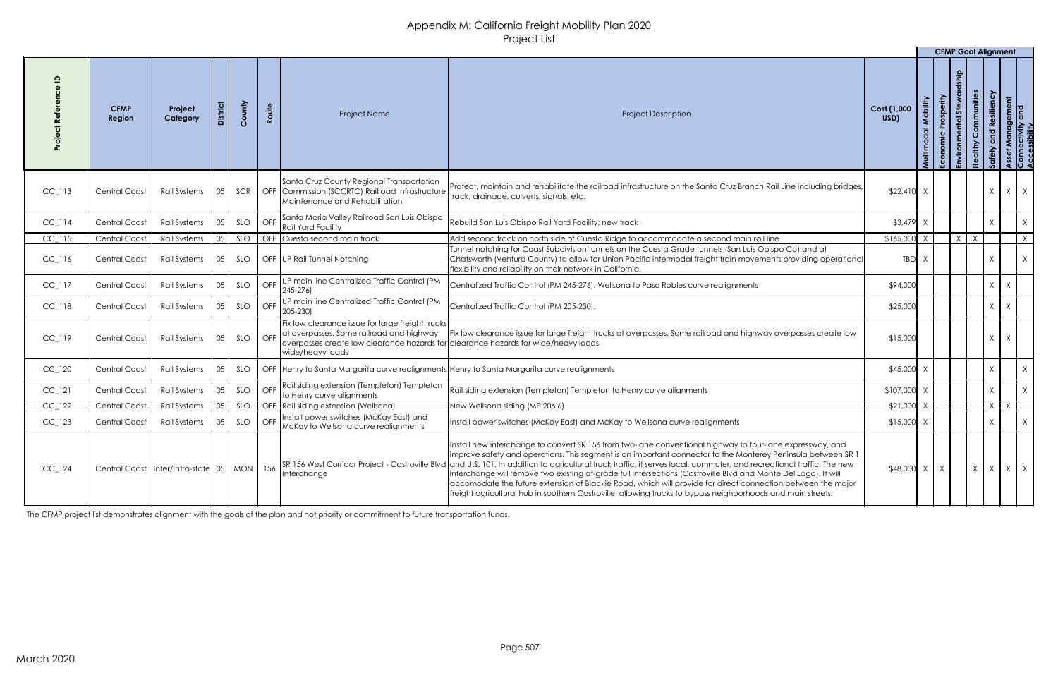# Appendix M: California Freight Mobiilty Plan 2020
## Project List

| Project Reference ID | CFMP Region | Project Category | District | County | Route | Project Name | Project Description | Cost (1,000 USD) | CFMP Goal Alignment | | | | | | |
|---|---|---|---|---|---|---|---|---|---|---|---|---|---|---|---|
| | | | | | | | | | Multimodal Mobility | Economic Prosperity | Environmental Stewardship | Healthy Communities | Safety and Resiliency | Asset Management | Connectivity and Accessibility |
| CC_113 | Central Coast | Rail Systems | 05 | SCR | OFF | Santa Cruz County Regional Transportation Commission (SCCRTC) Railroad Infrastructure Maintenance and Rehabilitation | Protect, maintain and rehabilitate the railroad infrastructure on the Santa Cruz Branch Rail Line including bridges, track, drainage, culverts, signals, etc. | $22,410 | X | | | | X | X | X |
| CC_114 | Central Coast | Rail Systems | 05 | SLO | OFF | Santa Maria Valley Railroad San Luis Obispo Rail Yard Facility | Rebuild San Luis Obispo Rail Yard Facility; new track | $3,479 | X | | | | X | | X |
| CC_115 | Central Coast | Rail Systems | 05 | SLO | OFF | Cuesta second main track | Add second track on north side of Cuesta Ridge to accommodate a second main rail line | $165,000 | X | | X | X | | | X |
| CC_116 | Central Coast | Rail Systems | 05 | SLO | OFF | UP Rail Tunnel Notching | Tunnel notching for Coast Subdivision tunnels on the Cuesta Grade tunnels (San Luis Obispo Co) and at Chatsworth (Ventura County) to allow for Union Pacific intermodal freight train movements providing operational flexibility and reliability on their network in California. | TBD | X | | | | X | | X |
| CC_117 | Central Coast | Rail Systems | 05 | SLO | OFF | UP main line Centralized Traffic Control (PM 245-276) | Centralized Traffic Control (PM 245-276). Wellsona to Paso Robles curve realignments | $94,000 | | | | | X | X | |
| CC_118 | Central Coast | Rail Systems | 05 | SLO | OFF | UP main line Centralized Traffic Control (PM 205-230) | Centralized Traffic Control (PM 205-230). | $25,000 | | | | | X | X | |
| CC_119 | Central Coast | Rail Systems | 05 | SLO | OFF | Fix low clearance issue for large freight trucks at overpasses. Some railroad and highway overpasses create low clearance hazards for wide/heavy loads | Fix low clearance issue for large freight trucks at overpasses. Some railroad and highway overpasses create low clearance hazards for wide/heavy loads | $15,000 | | | | | X | X | |
| CC_120 | Central Coast | Rail Systems | 05 | SLO | OFF | Henry to Santa Margarita curve realignments | Henry to Santa Margarita curve realignments | $45,000 | X | | | | X | | X |
| CC_121 | Central Coast | Rail Systems | 05 | SLO | OFF | Rail siding extension (Templeton) Templeton to Henry curve alignments | Rail siding extension (Templeton) Templeton to Henry curve alignments | $107,000 | X | | | | X | | X |
| CC_122 | Central Coast | Rail Systems | 05 | SLO | OFF | Rail siding extension (Wellsona) | New Wellsona siding (MP 206.6) | $21,000 | X | | | | X | X | |
| CC_123 | Central Coast | Rail Systems | 05 | SLO | OFF | Install power switches (McKay East) and McKay to Wellsona curve realignments | Install power switches (McKay East) and McKay to Wellsona curve realignments | $15,000 | X | | | | X | | X |
| CC_124 | Central Coast | Inter/Intra-state | 05 | MON | 156 | SR 156 West Corridor Project - Castroville Blvd Interchange | Install new interchange to convert SR 156 from two-lane conventional highway to four-lane expressway, and improve safety and operations. This segment is an important connector to the Monterey Peninsula between SR 1 and U.S. 101. In addition to agricultural truck traffic, it serves local, commuter, and recreational traffic. The new interchange will remove two existing at-grade full intersections (Castroville Blvd and Monte Del Lago). It will accomodate the future extension of Blackie Road, which will provide for direct connection between the major freight agricultural hub in southern Castroville, allowing trucks to bypass neighborhoods and main streets. | $48,000 | X | X | | X | X | X | X |

The CFMP project list demonstrates alignment with the goals of the plan and not priority or commitment to future transportation funds.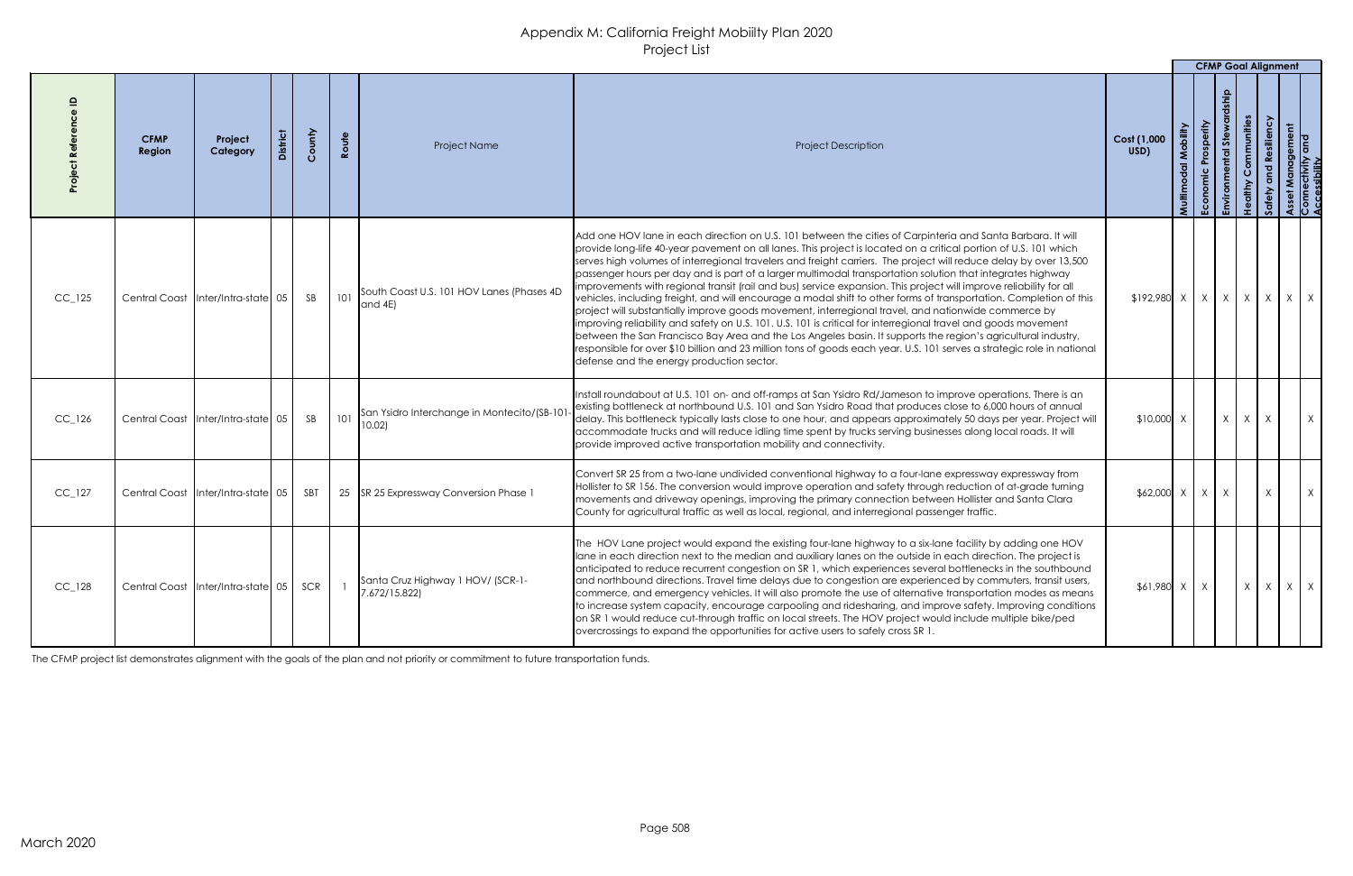# Appendix M: California Freight Mobiilty Plan 2020
## Project List

| Project Reference ID | CFMP Region | Project Category | District | County | Route | Project Name | Project Description | Cost (1,000 USD) | CFMP Goal Alignment | | | | | | |
|---|---|---|---|---|---|---|---|---|---|---|---|---|---|---|---|
| | | | | | | | | | Multimodal Mobility | Economic Prosperity | Environmental Stewardship | Healthy Communities | Safety and Resiliency | Asset Management | Connectivity and Accessibility |
| CC_125 | Central Coast | Inter/Intra-state | 05 | SB | 101 | South Coast U.S. 101 HOV Lanes (Phases 4D and 4E) | Add one HOV lane in each direction on U.S. 101 between the cities of Carpinteria and Santa Barbara. It will provide long-life 40-year pavement on all lanes. This project is located on a critical portion of U.S. 101 which serves high volumes of interregional travelers and freight carriers. The project will reduce delay by over 13,500 passenger hours per day and is part of a larger multimodal transportation solution that integrates highway improvements with regional transit (rail and bus) service expansion. This project will improve reliability for all vehicles, including freight, and will encourage a modal shift to other forms of transportation. Completion of this project will substantially improve goods movement, interregional travel, and nationwide commerce by improving reliability and safety on U.S. 101. U.S. 101 is critical for interregional travel and goods movement between the San Francisco Bay Area and the Los Angeles basin. It supports the region's agricultural industry, responsible for over $10 billion and 23 million tons of goods each year. U.S. 101 serves a strategic role in national defense and the energy production sector. | $192,980 | X | X | X | X | X | X | X |
| CC_126 | Central Coast | Inter/Intra-state | 05 | SB | 101 | San Ysidro Interchange in Montecito/(SB-101-10.02) | Install roundabout at U.S. 101 on- and off-ramps at San Ysidro Rd/Jameson to improve operations. There is an existing bottleneck at northbound U.S. 101 and San Ysidro Road that produces close to 6,000 hours of annual delay. This bottleneck typically lasts close to one hour, and appears approximately 50 days per year. Project will accommodate trucks and will reduce idling time spent by trucks serving businesses along local roads. It will provide improved active transportation mobility and connectivity. | $10,000 | X | | X | X | X | | X |
| CC_127 | Central Coast | Inter/Intra-state | 05 | SBT | 25 | SR 25 Expressway Conversion Phase 1 | Convert SR 25 from a two-lane undivided conventional highway to a four-lane expressway expressway from Hollister to SR 156. The conversion would improve operation and safety through reduction of at-grade turning movements and driveway openings, improving the primary connection between Hollister and Santa Clara County for agricultural traffic as well as local, regional, and interregional passenger traffic. | $62,000 | X | X | X | | X | | X |
| CC_128 | Central Coast | Inter/Intra-state | 05 | SCR | 1 | Santa Cruz Highway 1 HOV/ (SCR-1-7.672/15.822) | The HOV Lane project would expand the existing four-lane highway to a six-lane facility by adding one HOV lane in each direction next to the median and auxiliary lanes on the outside in each direction. The project is anticipated to reduce recurrent congestion on SR 1, which experiences several bottlenecks in the southbound and northbound directions. Travel time delays due to congestion are experienced by commuters, transit users, commerce, and emergency vehicles. It will also promote the use of alternative transportation modes as means to increase system capacity, encourage carpooling and ridesharing, and improve safety. Improving conditions on SR 1 would reduce cut-through traffic on local streets. The HOV project would include multiple bike/ped overcrossings to expand the opportunities for active users to safely cross SR 1. | $61,980 | X | X | | X | X | X | X |

The CFMP project list demonstrates alignment with the goals of the plan and not priority or commitment to future transportation funds.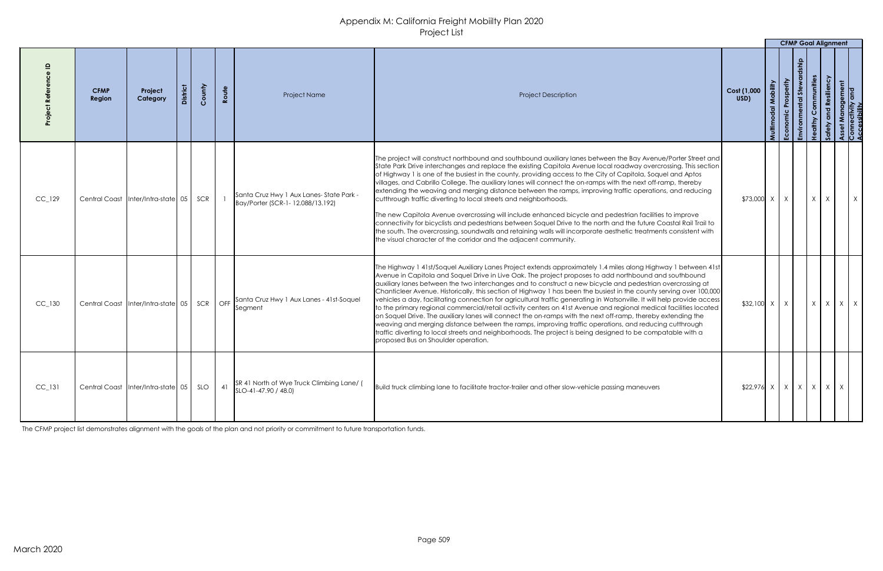# Appendix M: California Freight Mobiilty Plan 2020
## Project List

| Project Reference ID | CFMP Region | Project Category | District | County | Route | Project Name | Project Description | Cost (1,000 USD) | CFMP Goal Alignment | | | | | | |
|---|---|---|---|---|---|---|---|---|---|---|---|---|---|---|---|
| | | | | | | | | | Multimodal Mobility | Economic Prosperity | Environmental Stewardship | Healthy Communities | Safety and Resiliency | Asset Management | Connectivity and Accessibility |
| CC_129 | Central Coast | Inter/Intra-state | 05 | SCR | 1 | Santa Cruz Hwy 1 Aux Lanes- State Park - Bay/Porter (SCR-1- 12.088/13.192) | The project will construct northbound and southbound auxiliary lanes between the Bay Avenue/Porter Street and State Park Drive interchanges and replace the existing Capitola Avenue local roadway overcrossing. This section of Highway 1 is one of the busiest in the county, providing access to the City of Capitola, Soquel and Aptos villages, and Cabrillo College. The auxiliary lanes will connect the on-ramps with the next off-ramp, thereby extending the weaving and merging distance between the ramps, improving traffic operations, and reducing cutthrough traffic diverting to local streets and neighborhoods.<br><br>The new Capitola Avenue overcrossing will include enhanced bicycle and pedestrian facilities to improve connectivity for bicyclists and pedestrians between Soquel Drive to the north and the future Coastal Rail Trail to the south. The overcrossing, soundwalls and retaining walls will incorporate aesthetic treatments consistent with the visual character of the corridor and the adjacent community. | $73,000 | X | X | | X | X | | X |
| CC_130 | Central Coast | Inter/Intra-state | 05 | SCR | OFF | Santa Cruz Hwy 1 Aux Lanes - 41st-Soquel Segment | The Highway 1 41st/Soquel Auxiliary Lanes Project extends approximately 1.4 miles along Highway 1 between 41st Avenue in Capitola and Soquel Drive in Live Oak. The project proposes to add northbound and southbound auxiliary lanes between the two interchanges and to construct a new bicycle and pedestrian overcrossing at Chanticleer Avenue. Historically, this section of Highway 1 has been the busiest in the county serving over 100,000 vehicles a day, facilitating connection for agricultural traffic generating in Watsonville. It will help provide access to the primary regional commercial/retail activity centers on 41st Avenue and regional medical facilities located on Soquel Drive. The auxiliary lanes will connect the on-ramps with the next off-ramp, thereby extending the weaving and merging distance between the ramps, improving traffic operations, and reducing cutthrough traffic diverting to local streets and neighborhoods. The project is being designed to be compatable with a proposed Bus on Shoulder operation. | $32,100 | X | X | | X | X | X | X |
| CC_131 | Central Coast | Inter/Intra-state | 05 | SLO | 41 | SR 41 North of Wye Truck Climbing Lane/ ( SLO-41-47.90 / 48.0) | Build truck climbing lane to facilitate tractor-trailer and other slow-vehicle passing maneuvers | $22,976 | X | X | X | X | X | X | |

The CFMP project list demonstrates alignment with the goals of the plan and not priority or commitment to future transportation funds.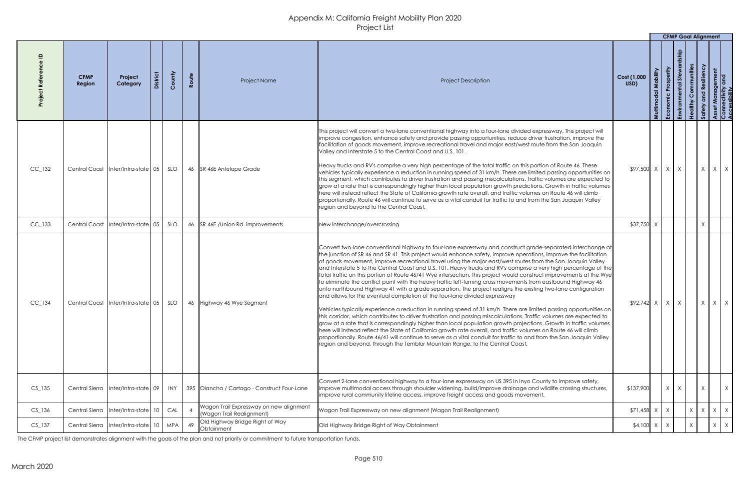# Appendix M: California Freight Mobiilty Plan 2020
## Project List

| Project Reference ID | CFMP Region | Project Category | District | County | Route | Project Name | Project Description | Cost (1,000 USD) | CFMP Goal Alignment | | | | | | |
|---|---|---|---|---|---|---|---|---|---|---|---|---|---|---|---|
| | | | | | | | | | Multimodal Mobility | Economic Prosperity | Environmental Stewardship | Healthy Communities | Safety and Resiliency | Asset Management | Connectivity and Accessibility |
| CC_132 | Central Coast | Inter/Intra-state | 05 | SLO | 46 | SR 46E Antelope Grade | This project will convert a two-lane conventional highway into a four-lane divided expressway. This project will improve congestion, enhance safety and provide passing opportunities, reduce driver frustration, improve the facilitation of goods movement, improve recreational travel and major east/west route from the San Joaquin Valley and Interstate 5 to the Central Coast and U.S. 101.<br><br>Heavy trucks and RV's comprise a very high percentage of the total traffic on this portion of Route 46. These vehicles typically experience a reduction in running speed of 31 km/h. There are limited passing opportunities on this segment, which contributes to driver frustration and passing miscalculations. Traffic volumes are expected to grow at a rate that is correspondingly higher than local population growth predictions. Growth in traffic volumes here will instead reflect the State of California growth rate overall, and traffic volumes on Route 46 will climb proportionally. Route 46 will continue to serve as a vital conduit for traffic to and from the San Joaquin Valley region and beyond to the Central Coast. | $97,500 | X | X | X | | X | X | X |
| CC_133 | Central Coast | Inter/Intra-state | 05 | SLO | 46 | SR 46E /Union Rd. improvements | New interchange/overcrossing | $37,750 | X | | | | X | | |
| CC_134 | Central Coast | Inter/Intra-state | 05 | SLO | 46 | Highway 46 Wye Segment | Convert two-lane conventional highway to four-lane expressway and construct grade-separated interchange at the junction of SR 46 and SR 41. This project would enhance safety, improve operations, improve the facilitation of goods movement, improve recreational travel using the major east/west routes from the San Joaquin Valley and Interstate 5 to the Central Coast and U.S. 101. Heavy trucks and RV's comprise a very high percentage of the total traffic on this portion of Route 46/41 Wye intersection. This project would construct improvements at the Wye to eliminate the conflict point with the heavy traffic left-turning cross movements from eastbound Highway 46 onto northbound Highway 41 with a grade separation. The project realigns the existing two-lane configuration and allows for the eventual completion of the four-lane divided expressway<br><br>Vehicles typically experience a reduction in running speed of 31 km/h. There are limited passing opportunities on this corridor, which contributes to driver frustration and passing miscalculations. Traffic volumes are expected to grow at a rate that is correspondingly higher than local population growth projections. Growth in traffic volumes here will instead reflect the State of California growth rate overall, and traffic volumes on Route 46 will climb proportionally. Route 46/41 will continue to serve as a vital conduit for traffic to and from the San Joaquin Valley region and beyond, through the Temblor Mountain Range, to the Central Coast. | $92,742 | X | X | X | | X | X | X |
| CS_135 | Central Sierra | Inter/Intra-state | 09 | INY | 395 | Olancha / Cartago - Construct Four-Lane | Convert 2-lane conventional highway to a four-lane expressway on US 395 in Inyo County to improve safety, improve multimodal access through shoulder widening, build/improve drainage and wildlife crossing structures, improve rural community lifeline access, improve freight access and goods movement. | $137,900 | | X | X | | X | | X |
| CS_136 | Central Sierra | Inter/Intra-state | 10 | CAL | 4 | Wagon Trail Expressway on new alignment (Wagon Trail Realignment) | Wagon Trail Expressway on new alignment (Wagon Trail Realignment) | $71,458 | X | X | | X | X | X | X |
| CS_137 | Central Sierra | Inter/Intra-state | 10 | MPA | 49 | Old Highway Bridge Right of Way Obtainment | Old Highway Bridge Right of Way Obtainment | $4,100 | X | X | | X | | X | X |

The CFMP project list demonstrates alignment with the goals of the plan and not priority or commitment to future transportation funds.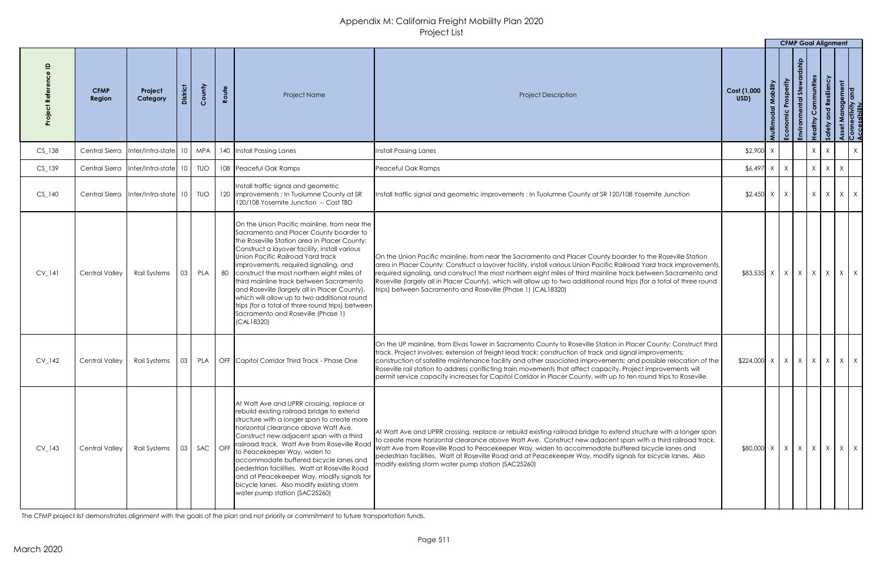# Appendix M: California Freight Mobiilty Plan 2020
## Project List

| Project Reference ID | CFMP Region | Project Category | District | County | Route | Project Name | Project Description | Cost (1,000 USD) | CFMP Goal Alignment: Multimodal Mobility | Economic Prosperity | Environmental Stewardship | Healthy Communities | Safety and Resiliency | Asset Management | Connectivity and Accessibility |
|---|---|---|---|---|---|---|---|---|---|---|---|---|---|---|---|
| CS_138 | Central Sierra | Inter/Intra-state | 10 | MPA | 140 | Install Passing Lanes | Install Passing Lanes | $2,900 | X | | | X | X | | X |
| CS_139 | Central Sierra | Inter/Intra-state | 10 | TUO | 108 | Peaceful Oak Ramps | Peaceful Oak Ramps | $6,497 | X | X | | X | X | X | |
| CS_140 | Central Sierra | Inter/Intra-state | 10 | TUO | 120 | Install traffic signal and geometric improvements ; In Tuolumne County at SR 120/108 Yosemite Junction -- Cost TBD | Install traffic signal and geometric improvements ; In Tuolumne County at SR 120/108 Yosemite Junction | $2,450 | X | X | | X | X | X | X |
| CV_141 | Central Valley | Rail Systems | 03 | PLA | 80 | On the Union Pacific mainline, from near the Sacramento and Placer County boarder to the Roseville Station area in Placer County: Construct a layover facility, install various Union Pacific Railroad Yard track improvements, required signaling, and construct the most northern eight miles of third mainline track between Sacramento and Roseville (largely all in Placer County), which will allow up to two additional round trips (for a total of three round trips) between Sacramento and Roseville (Phase 1) (CAL18320) | On the Union Pacific mainline, from near the Sacramento and Placer County boarder to the Roseville Station area in Placer County: Construct a layover facility, install various Union Pacific Railroad Yard track improvements, required signaling, and construct the most northern eight miles of third mainline track between Sacramento and Roseville (largely all in Placer County), which will allow up to two additional round trips (for a total of three round trips) between Sacramento and Roseville (Phase 1) (CAL18320) | $83,535 | X | X | X | X | X | X | X |
| CV_142 | Central Valley | Rail Systems | 03 | PLA | OFF | Capitol Corridor Third Track - Phase One | On the UP mainline, from Elvas Tower in Sacramento County to Roseville Station in Placer County: Construct third track. Project involves: extension of freight lead track; construction of track and signal improvements; construction of satellite maintenance facility and other associated improvements; and possible relocation of the Roseville rail station to address conflicting train movements that affect capacity. Project improvements will permit service capacity increases for Capitol Corridor in Placer County, with up to ten round trips to Roseville. | $224,000 | X | X | X | X | X | X | X |
| CV_143 | Central Valley | Rail Systems | 03 | SAC | OFF | At Watt Ave and UPRR crossing, replace or rebuild existing railroad bridge to extend structure with a longer span to create more horizontal clearance above Watt Ave. Construct new adjacent span with a third railroad track. Watt Ave from Roseville Road to Peacekeeper Way, widen to accommodate buffered bicycle lanes and pedestrian facilities. Watt at Roseville Road and at Peacekeeper Way, modify signals for bicycle lanes. Also modify existing storm water pump station (SAC25260) | At Watt Ave and UPRR crossing, replace or rebuild existing railroad bridge to extend structure with a longer span to create more horizontal clearance above Watt Ave. Construct new adjacent span with a third railroad track. Watt Ave from Roseville Road to Peacekeeper Way, widen to accommodate buffered bicycle lanes and pedestrian facilities. Watt at Roseville Road and at Peacekeeper Way, modify signals for bicycle lanes. Also modify existing storm water pump station (SAC25260) | $80,000 | X | X | X | X | X | X | X |

The CFMP project list demonstrates alignment with the goals of the plan and not priority or commitment to future transportation funds.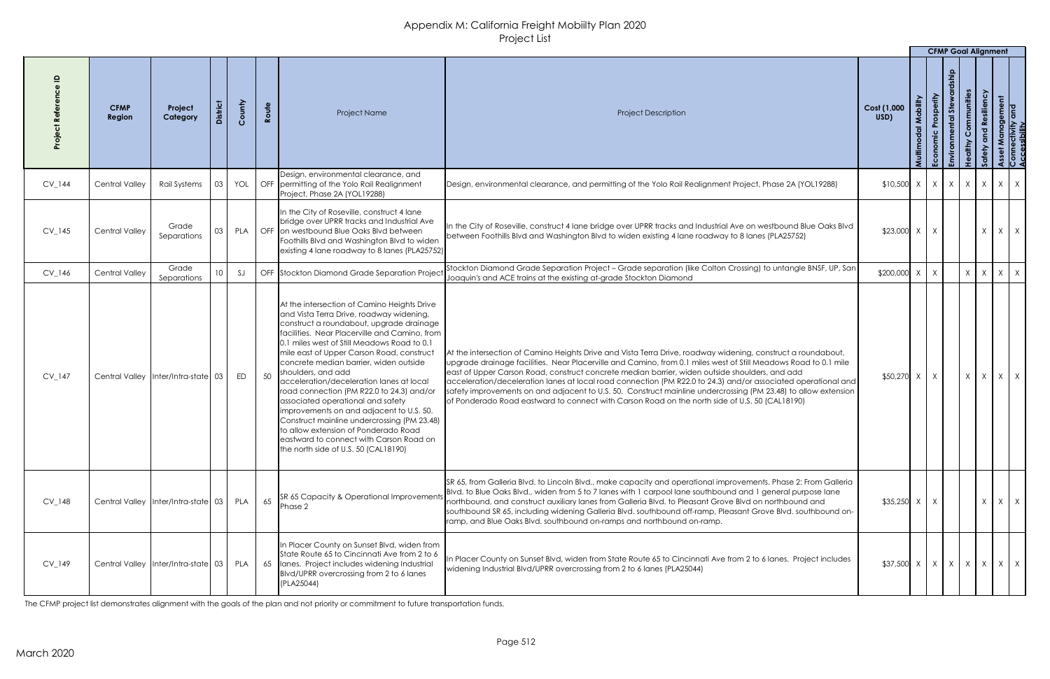# Appendix M: California Freight Mobility Plan 2020

## Project List

| Project Reference ID | CFMP Region | Project Category | District | County | Route | Project Name | Project Description | Cost (1,000 USD) | CFMP Goal Alignment | | | | | | |
|---|---|---|---|---|---|---|---|---|---|---|---|---|---|---|---|
| | | | | | | | | | Multimodal Mobility | Economic Prosperity | Environmental Stewardship | Healthy Communities | Safety and Resiliency | Asset Management | Connectivity and Accessibility |
| CV_144 | Central Valley | Rail Systems | 03 | YOL | OFF | Design, environmental clearance, and permitting of the Yolo Rail Realignment Project, Phase 2A (YOL19288) | Design, environmental clearance, and permitting of the Yolo Rail Realignment Project, Phase 2A (YOL19288) | $10,500 | X | X | X | X | X | X | X |
| CV_145 | Central Valley | Grade Separations | 03 | PLA | OFF | In the City of Roseville, construct 4 lane bridge over UPRR tracks and Industrial Ave on westbound Blue Oaks Blvd between Foothills Blvd and Washington Blvd to widen existing 4 lane roadway to 8 lanes (PLA25752) | In the City of Roseville, construct 4 lane bridge over UPRR tracks and Industrial Ave on westbound Blue Oaks Blvd between Foothills Blvd and Washington Blvd to widen existing 4 lane roadway to 8 lanes (PLA25752) | $23,000 | X | X | | | X | X | X |
| CV_146 | Central Valley | Grade Separations | 10 | SJ | OFF | Stockton Diamond Grade Separation Project | Stockton Diamond Grade Separation Project – Grade separation (like Colton Crossing) to untangle BNSF, UP, San Joaquin's and ACE trains at the existing at-grade Stockton Diamond | $200,000 | X | X | | X | X | X | X |
| CV_147 | Central Valley | Inter/Intra-state | 03 | ED | 50 | At the intersection of Camino Heights Drive and Vista Terra Drive, roadway widening, construct a roundabout, upgrade drainage facilities. Near Placerville and Camino, from 0.1 miles west of Still Meadows Road to 0.1 mile east of Upper Carson Road, construct concrete median barrier, widen outside shoulders, and add acceleration/deceleration lanes at local road connection (PM R22.0 to 24.3) and/or associated operational and safety improvements on and adjacent to U.S. 50. Construct mainline undercrossing (PM 23.48) to allow extension of Ponderado Road eastward to connect with Carson Road on the north side of U.S. 50 (CAL18190) | At the intersection of Camino Heights Drive and Vista Terra Drive, roadway widening, construct a roundabout, upgrade drainage facilities. Near Placerville and Camino, from 0.1 miles west of Still Meadows Road to 0.1 mile east of Upper Carson Road, construct concrete median barrier, widen outside shoulders, and add acceleration/deceleration lanes at local road connection (PM R22.0 to 24.3) and/or associated operational and safety improvements on and adjacent to U.S. 50. Construct mainline undercrossing (PM 23.48) to allow extension of Ponderado Road eastward to connect with Carson Road on the north side of U.S. 50 (CAL18190) | $50,270 | X | X | | X | X | X | X |
| CV_148 | Central Valley | Inter/Intra-state | 03 | PLA | 65 | SR 65 Capacity & Operational Improvements Phase 2 | SR 65, from Galleria Blvd. to Lincoln Blvd., make capacity and operational improvements. Phase 2: From Galleria Blvd. to Blue Oaks Blvd., widen from 5 to 7 lanes with 1 carpool lane southbound and 1 general purpose lane northbound, and construct auxiliary lanes from Galleria Blvd. to Pleasant Grove Blvd on northbound and southbound SR 65, including widening Galleria Blvd. southbound off-ramp, Pleasant Grove Blvd. southbound on-ramp, and Blue Oaks Blvd. southbound on-ramps and northbound on-ramp. | $35,250 | X | X | | | X | X | X |
| CV_149 | Central Valley | Inter/Intra-state | 03 | PLA | 65 | In Placer County on Sunset Blvd, widen from State Route 65 to Cincinnati Ave from 2 to 6 lanes. Project includes widening Industrial Blvd/UPRR overcrossing from 2 to 6 lanes (PLA25044) | In Placer County on Sunset Blvd, widen from State Route 65 to Cincinnati Ave from 2 to 6 lanes. Project includes widening Industrial Blvd/UPRR overcrossing from 2 to 6 lanes (PLA25044) | $37,500 | X | X | X | X | X | X | X |

The CFMP project list demonstrates alignment with the goals of the plan and not priority or commitment to future transportation funds.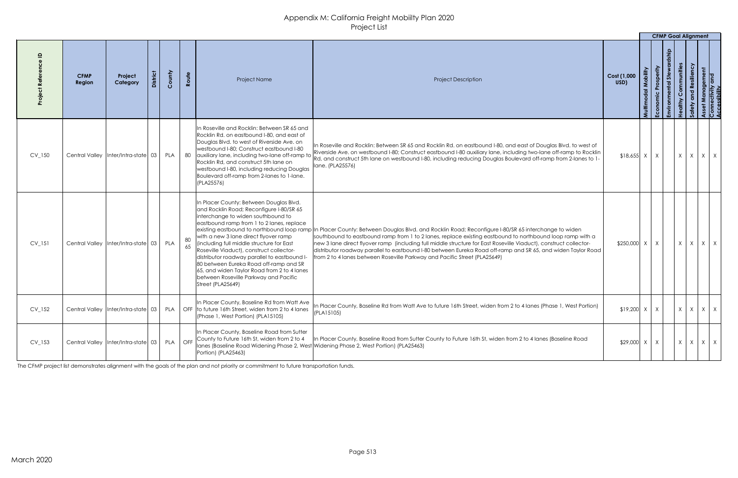# Appendix M: California Freight Mobiilty Plan 2020

## Project List

| Project Reference ID | CFMP Region | Project Category | District | County | Route | Project Name | Project Description | Cost (1,000 USD) | CFMP Goal Alignment: Multimodal Mobility | Economic Prosperity | Environmental Stewardship | Healthy Communities | Safety and Resiliency | Asset Management | Connectivity and Accessibility |
|---|---|---|---|---|---|---|---|---|---|---|---|---|---|---|---|
| CV_150 | Central Valley | Inter/Intra-state | 03 | PLA | 80 | In Roseville and Rocklin: Between SR 65 and Rocklin Rd. on eastbound I-80, and east of Douglas Blvd. to west of Riverside Ave. on westbound I-80; Construct eastbound I-80 auxiliary lane, including two-lane off-ramp to Rocklin Rd, and construct 5th lane on westbound I-80, including reducing Douglas Boulevard off-ramp from 2-lanes to 1-lane. (PLA25576) | In Roseville and Rocklin: Between SR 65 and Rocklin Rd. on eastbound I-80, and east of Douglas Blvd. to west of Riverside Ave. on westbound I-80; Construct eastbound I-80 auxiliary lane, including two-lane off-ramp to Rocklin Rd, and construct 5th lane on westbound I-80, including reducing Douglas Boulevard off-ramp from 2-lanes to 1-lane. (PLA25576) | $18,655 | X | X | | X | X | X | X |
| CV_151 | Central Valley | Inter/Intra-state | 03 | PLA | 80 65 | In Placer County: Between Douglas Blvd. and Rocklin Road; Reconfigure I-80/SR 65 interchange to widen southbound to eastbound ramp from 1 to 2 lanes, replace existing eastbound to northbound loop ramp with a new 3 lane direct flyover ramp (including full middle structure for East Roseville Viaduct), construct collector-distributor roadway parallel to eastbound I-80 between Eureka Road off-ramp and SR 65, and widen Taylor Road from 2 to 4 lanes between Roseville Parkway and Pacific Street (PLA25649) | In Placer County: Between Douglas Blvd. and Rocklin Road; Reconfigure I-80/SR 65 interchange to widen southbound to eastbound ramp from 1 to 2 lanes, replace existing eastbound to northbound loop ramp with a new 3 lane direct flyover ramp (including full middle structure for East Roseville Viaduct), construct collector-distributor roadway parallel to eastbound I-80 between Eureka Road off-ramp and SR 65, and widen Taylor Road from 2 to 4 lanes between Roseville Parkway and Pacific Street (PLA25649) | $250,000 | X | X | | X | X | X | X |
| CV_152 | Central Valley | Inter/Intra-state | 03 | PLA | OFF | In Placer County, Baseline Rd from Watt Ave to future 16th Street, widen from 2 to 4 lanes (Phase 1, West Portion) (PLA15105) | In Placer County, Baseline Rd from Watt Ave to future 16th Street, widen from 2 to 4 lanes (Phase 1, West Portion) (PLA15105) | $19,200 | X | X | | X | X | X | X |
| CV_153 | Central Valley | Inter/Intra-state | 03 | PLA | OFF | In Placer County, Baseline Road from Sutter County to Future 16th St, widen from 2 to 4 lanes (Baseline Road Widening Phase 2, West Portion) (PLA25463) | In Placer County, Baseline Road from Sutter County to Future 16th St, widen from 2 to 4 lanes (Baseline Road Widening Phase 2, West Portion) (PLA25463) | $29,000 | X | X | | X | X | X | X |

The CFMP project list demonstrates alignment with the goals of the plan and not priority or commitment to future transportation funds.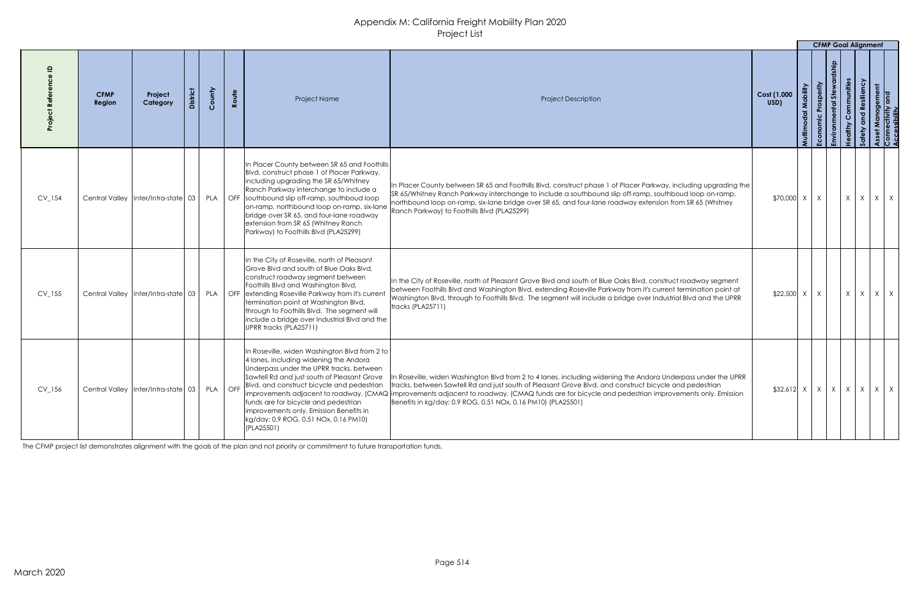# Appendix M: California Freight Mobility Plan 2020
## Project List

| Project Reference ID | CFMP Region | Project Category | District | County | Route | Project Name | Project Description | Cost (1,000 USD) | CFMP Goal Alignment: Multimodal Mobility | Economic Prosperity | Environmental Stewardship | Healthy Communities | Safety and Resiliency | Asset Management | Connectivity and Accessibility |
|---|---|---|---|---|---|---|---|---|---|---|---|---|---|---|---|
| CV_154 | Central Valley | Inter/Intra-state | 03 | PLA | OFF | In Placer County between SR 65 and Foothills Blvd, construct phase 1 of Placer Parkway, including upgrading the SR 65/Whitney Ranch Parkway interchange to include a southbound slip off-ramp, southbound loop on-ramp, northbound loop on-ramp, six-lane bridge over SR 65, and four-lane roadway extension from SR 65 (Whitney Ranch Parkway) to Foothills Blvd (PLA25299) | In Placer County between SR 65 and Foothills Blvd, construct phase 1 of Placer Parkway, including upgrading the SR 65/Whitney Ranch Parkway interchange to include a southbound slip off-ramp, southboud loop on-ramp, northbound loop on-ramp, six-lane bridge over SR 65, and four-lane roadway extension from SR 65 (Whitney Ranch Parkway) to Foothills Blvd (PLA25299) | $70,000 | X | X | | X | X | X | X |
| CV_155 | Central Valley | Inter/Intra-state | 03 | PLA | OFF | In the City of Roseville, north of Pleasant Grove Blvd and south of Blue Oaks Blvd, construct roadway segment between Foothills Blvd and Washington Blvd, extending Roseville Parkway from it's current termination point at Washington Blvd, through to Foothills Blvd. The segment will include a bridge over Industrial Blvd and the UPRR tracks (PLA25711) | In the City of Roseville, north of Pleasant Grove Blvd and south of Blue Oaks Blvd, construct roadway segment between Foothills Blvd and Washington Blvd, extending Roseville Parkway from it's current termination point at Washington Blvd, through to Foothills Blvd. The segment will include a bridge over Industrial Blvd and the UPRR tracks (PLA25711) | $22,500 | X | X | | X | X | X | X |
| CV_156 | Central Valley | Inter/Intra-state | 03 | PLA | OFF | In Roseville, widen Washington Blvd from 2 to 4 lanes, including widening the Andora Underpass under the UPRR tracks, between Sawtell Rd and just south of Pleasant Grove Blvd. and construct bicycle and pedestrian improvements adjacent to roadway. (CMAQ funds are for bicycle and pedestrian improvements only. Emission Benefits in kg/day: 0.9 ROG, 0.51 NOx, 0.16 PM10) (PLA25501) | In Roseville, widen Washington Blvd from 2 to 4 lanes, including widening the Andora Underpass under the UPRR tracks, between Sawtell Rd and just south of Pleasant Grove Blvd. and construct bicycle and pedestrian improvements adjacent to roadway. (CMAQ funds are for bicycle and pedestrian improvements only. Emission Benefits in kg/day: 0.9 ROG, 0.51 NOx, 0.16 PM10) (PLA25501) | $32,612 | X | X | X | X | X | X | X |

The CFMP project list demonstrates alignment with the goals of the plan and not priority or commitment to future transportation funds.

March 2020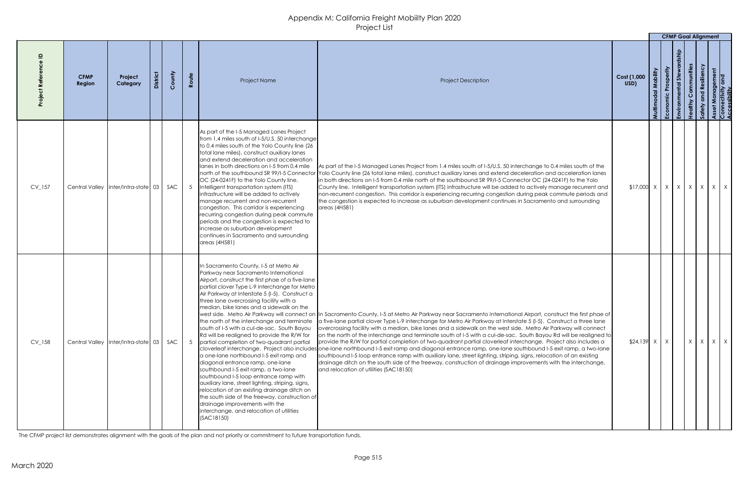# Appendix M: California Freight Mobiilty Plan 2020
## Project List

| Project Reference ID | CFMP Region | Project Category | District | County | Route | Project Name | Project Description | Cost (1,000 USD) | Multimodal Mobility | Economic Prosperity | Environmental Stewardship | Healthy Communities | Safety and Resiliency | Asset Management | Connectivity and Accessibility |
|---|---|---|---|---|---|---|---|---|---|---|---|---|---|---|---|
| | | | | | | | | | CFMP Goal Alignment | | | | | | |
| CV_157 | Central Valley | Inter/Intra-state | 03 | SAC | 5 | As part of the I-5 Managed Lanes Project from 1.4 miles south of I-5/U.S. 50 interchange to 0.4 miles south of the Yolo County line (26 total lane miles), construct auxiliary lanes and extend deceleration and acceleration lanes in both directions on I-5 from 0.4 mile north of the southbound SR 99/I-5 Connector OC (24-0241F) to the Yolo County line. Intelligent transportation system (ITS) infrastructure will be added to actively manage recurrent and non-recurrent congestion. This corridor is experiencing recurring congestion during peak commute periods and the congestion is expected to increase as suburban development continues in Sacramento and surrounding areas (4H581) | As part of the I-5 Managed Lanes Project from 1.4 miles south of I-5/U.S. 50 interchange to 0.4 miles south of the Yolo County line (26 total lane miles), construct auxiliary lanes and extend deceleration and acceleration lanes in both directions on I-5 from 0.4 mile north of the southbound SR 99/I-5 Connector OC (24-0241F) to the Yolo County line. Intelligent transportation system (ITS) infrastructure will be added to actively manage recurrent and non-recurrent congestion. This corridor is experiencing recurring congestion during peak commute periods and the congestion is expected to increase as suburban development continues in Sacramento and surrounding areas (4H581) | $17,000 | X | X | X | X | X | X | X |
| CV_158 | Central Valley | Inter/Intra-state | 03 | SAC | 5 | In Sacramento County, I-5 at Metro Air Parkway near Sacramento International Airport, construct the first phae of a five-lane partial clover Type L-9 interchange for Metro Air Parkway at Interstate 5 (I-5). Construct a three lane overcrossing facility with a median, bike lanes and a sidewalk on the west side. Metro Air Parkway will connect on the north of the interchange and terminate south of I-5 with a cul-de-sac. South Bayou Rd will be realigned to provide the R/W for partial completion of two-quadrant partial cloverleaf interchange. Project also includes a one-lane northbound I-5 exit ramp and diagonal entrance ramp, one-lane southbound I-5 exit ramp, a two-lane southbound I-5 loop entrance ramp with auxiliary lane, street lighting, striping, signs, relocation of an existing drainage ditch on the south side of the freeway, construction of drainage improvements with the interchange, and relocation of utilities (SAC18150) | In Sacramento County, I-5 at Metro Air Parkway near Sacramento International Airport, construct the first phae of a five-lane partial clover Type L-9 interchange for Metro Air Parkway at Interstate 5 (I-5). Construct a three lane overcrossing facility with a median, bike lanes and a sidewalk on the west side. Metro Air Parkway will connect on the north of the interchange and terminate south of I-5 with a cul-de-sac. South Bayou Rd will be realigned to provide the R/W for partial completion of two-quadrant partial cloverleaf interchange. Project also includes a one-lane northbound I-5 exit ramp and diagonal entrance ramp, one-lane southbound I-5 exit ramp, a two-lane southbound I-5 loop entrance ramp with auxiliary lane, street lighting, striping, signs, relocation of an existing drainage ditch on the south side of the freeway, construction of drainage improvements with the interchange, and relocation of utilities (SAC18150) | $24,139 | X | X | | X | X | X | X |

The CFMP project list demonstrates alignment with the goals of the plan and not priority or commitment to future transportation funds.

March 2020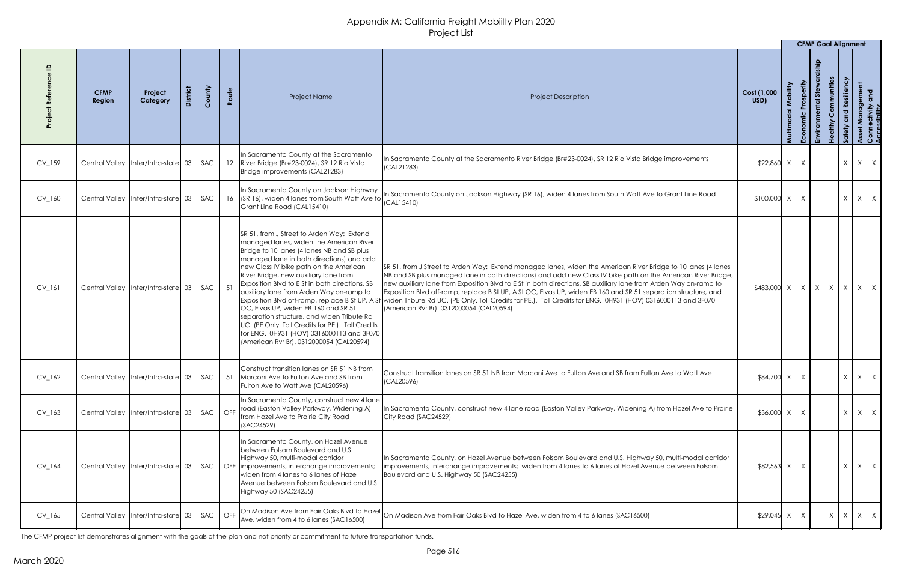# Appendix M: California Freight Mobiilty Plan 2020
## Project List

| Project Reference ID | CFMP Region | Project Category | District | County | Route | Project Name | Project Description | Cost (1,000 USD) | CFMP Goal Alignment | | | | | | |
|---|---|---|---|---|---|---|---|---|---|---|---|---|---|---|---|
| | | | | | | | | | Multimodal Mobility | Economic Prosperity | Environmental Stewardship | Healthy Communities | Safety and Resiliency | Asset Management | Connectivity and Accessibility |
| CV_159 | Central Valley | Inter/Intra-state | 03 | SAC | 12 | In Sacramento County at the Sacramento River Bridge (Br#23-0024), SR 12 Rio Vista Bridge improvements (CAL21283) | In Sacramento County at the Sacramento River Bridge (Br#23-0024), SR 12 Rio Vista Bridge improvements (CAL21283) | $22,860 | X | X | | | X | X | X |
| CV_160 | Central Valley | Inter/Intra-state | 03 | SAC | 16 | In Sacramento County on Jackson Highway (SR 16), widen 4 lanes from South Watt Ave to Grant Line Road (CAL15410) | In Sacramento County on Jackson Highway (SR 16), widen 4 lanes from South Watt Ave to Grant Line Road (CAL15410) | $100,000 | X | X | | | X | X | X |
| CV_161 | Central Valley | Inter/Intra-state | 03 | SAC | 51 | SR 51, from J Street to Arden Way: Extend managed lanes, widen the American River Bridge to 10 lanes (4 lanes NB and SB plus managed lane in both directions) and add new Class IV bike path on the American River Bridge, new auxiliary lane from Exposition Blvd to E St in both directions, SB auxiliary lane from Arden Way on-ramp to Exposition Blvd off-ramp, replace B St UP, A St OC, Elvas UP, widen EB 160 and SR 51 separation structure, and widen Tribute Rd UC. (PE Only. Toll Credits for PE.). Toll Credits for ENG. 0H931 (HOV) 0316000113 and 3F070 (American Rvr Br). 0312000054 (CAL20594) | SR 51, from J Street to Arden Way: Extend managed lanes, widen the American River Bridge to 10 lanes (4 lanes NB and SB plus managed lane in both directions) and add new Class IV bike path on the American River Bridge, new auxiliary lane from Exposition Blvd to E St in both directions, SB auxiliary lane from Arden Way on-ramp to Exposition Blvd off-ramp, replace B St UP, A St OC, Elvas UP, widen EB 160 and SR 51 separation structure, and widen Tribute Rd UC. (PE Only. Toll Credits for PE.). Toll Credits for ENG. 0H931 (HOV) 0316000113 and 3F070 (American Rvr Br). 0312000054 (CAL20594) | $483,000 | X | X | X | X | X | X | X |
| CV_162 | Central Valley | Inter/Intra-state | 03 | SAC | 51 | Construct transition lanes on SR 51 NB from Marconi Ave to Fulton Ave and SB from Fulton Ave to Watt Ave (CAL20596) | Construct transition lanes on SR 51 NB from Marconi Ave to Fulton Ave and SB from Fulton Ave to Watt Ave (CAL20596) | $84,700 | X | X | | | X | X | X |
| CV_163 | Central Valley | Inter/Intra-state | 03 | SAC | OFF | In Sacramento County, construct new 4 lane road (Easton Valley Parkway, Widening A) from Hazel Ave to Prairie City Road (SAC24529) | In Sacramento County, construct new 4 lane road (Easton Valley Parkway, Widening A) from Hazel Ave to Prairie City Road (SAC24529) | $36,000 | X | X | | | X | X | X |
| CV_164 | Central Valley | Inter/Intra-state | 03 | SAC | OFF | In Sacramento County, on Hazel Avenue between Folsom Boulevard and U.S. Highway 50, multi-modal corridor improvements, interchange improvements; widen from 4 lanes to 6 lanes of Hazel Avenue between Folsom Boulevard and U.S. Highway 50 (SAC24255) | In Sacramento County, on Hazel Avenue between Folsom Boulevard and U.S. Highway 50, multi-modal corridor improvements, interchange improvements; widen from 4 lanes to 6 lanes of Hazel Avenue between Folsom Boulevard and U.S. Highway 50 (SAC24255) | $82,563 | X | X | | | X | X | X |
| CV_165 | Central Valley | Inter/Intra-state | 03 | SAC | OFF | On Madison Ave from Fair Oaks Blvd to Hazel Ave, widen from 4 to 6 lanes (SAC16500) | On Madison Ave from Fair Oaks Blvd to Hazel Ave, widen from 4 to 6 lanes (SAC16500) | $29,045 | X | X | | X | X | X | X |

The CFMP project list demonstrates alignment with the goals of the plan and not priority or commitment to future transportation funds.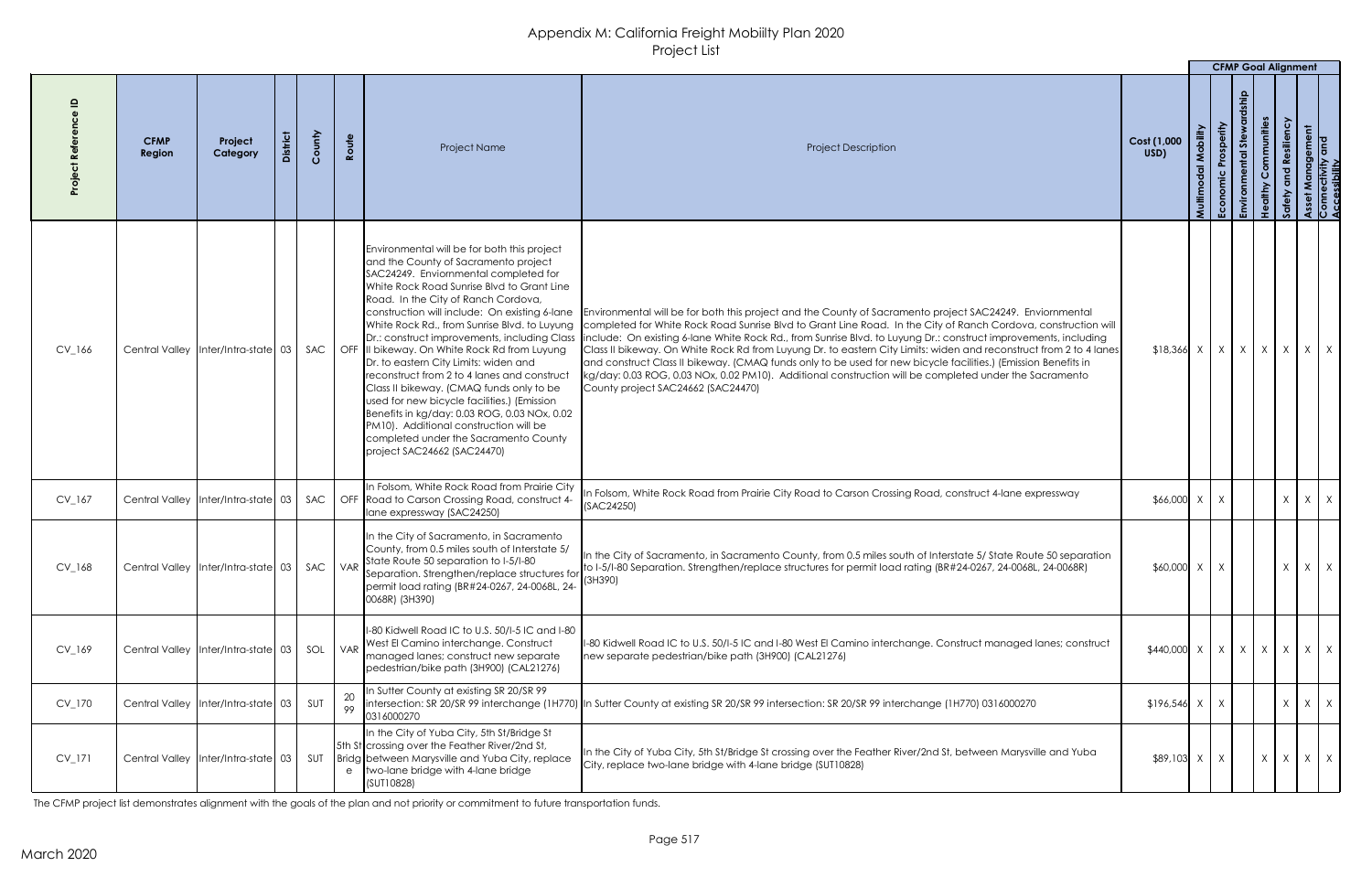# Appendix M: California Freight Mobiilty Plan 2020
## Project List

| Project Reference ID | CFMP Region | Project Category | District | County | Route | Project Name | Project Description | Cost (1,000 USD) | CFMP Goal Alignment | | | | | | |
|---|---|---|---|---|---|---|---|---|---|---|---|---|---|---|---|
| | | | | | | | | | Multimodal Mobility | Economic Prosperity | Environmental Stewardship | Healthy Communities | Safety and Resiliency | Asset Management | Connectivity and Accessibility |
| CV_166 | Central Valley | Inter/Intra-state | 03 | SAC | OFF | Environmental will be for both this project and the County of Sacramento project SAC24249. Enviornmental completed for White Rock Road Sunrise Blvd to Grant Line Road. In the City of Ranch Cordova, construction will include: On existing 6-lane White Rock Rd., from Sunrise Blvd. to Luyung Dr.: construct improvements, including Class II bikeway. On White Rock Rd from Luyung Dr. to eastern City Limits: widen and reconstruct from 2 to 4 lanes and construct Class II bikeway. (CMAQ funds only to be used for new bicycle facilities.) (Emission Benefits in kg/day: 0.03 ROG, 0.03 NOx, 0.02 PM10). Additional construction will be completed under the Sacramento County project SAC24662 (SAC24470) | Environmental will be for both this project and the County of Sacramento project SAC24249. Enviornmental completed for White Rock Road Sunrise Blvd to Grant Line Road. In the City of Ranch Cordova, construction will include: On existing 6-lane White Rock Rd., from Sunrise Blvd. to Luyung Dr.: construct improvements, including Class II bikeway. On White Rock Rd from Luyung Dr. to eastern City Limits: widen and reconstruct from 2 to 4 lanes and construct Class II bikeway. (CMAQ funds only to be used for new bicycle facilities.) (Emission Benefits in kg/day: 0.03 ROG, 0.03 NOx, 0.02 PM10). Additional construction will be completed under the Sacramento County project SAC24662 (SAC24470) | $18,366 | X | X | X | X | X | X | X |
| CV_167 | Central Valley | Inter/Intra-state | 03 | SAC | OFF | In Folsom, White Rock Road from Prairie City Road to Carson Crossing Road, construct 4-lane expressway (SAC24250) | In Folsom, White Rock Road from Prairie City Road to Carson Crossing Road, construct 4-lane expressway (SAC24250) | $66,000 | X | X | | | X | X | X |
| CV_168 | Central Valley | Inter/Intra-state | 03 | SAC | VAR | In the City of Sacramento, in Sacramento County, from 0.5 miles south of Interstate 5/ State Route 50 separation to I-5/I-80 Separation. Strengthen/replace structures for permit load rating (BR#24-0267, 24-0068L, 24-0068R) (3H390) | In the City of Sacramento, in Sacramento County, from 0.5 miles south of Interstate 5/ State Route 50 separation to I-5/I-80 Separation. Strengthen/replace structures for permit load rating (BR#24-0267, 24-0068L, 24-0068R) (3H390) | $60,000 | X | X | | | X | X | X |
| CV_169 | Central Valley | Inter/Intra-state | 03 | SOL | VAR | I-80 Kidwell Road IC to U.S. 50/I-5 IC and I-80 West El Camino interchange. Construct managed lanes; construct new separate pedestrian/bike path (3H900) (CAL21276) | I-80 Kidwell Road IC to U.S. 50/I-5 IC and I-80 West El Camino interchange. Construct managed lanes; construct new separate pedestrian/bike path (3H900) (CAL21276) | $440,000 | X | X | X | X | X | X | X |
| CV_170 | Central Valley | Inter/Intra-state | 03 | SUT | 20 99 | In Sutter County at existing SR 20/SR 99 intersection: SR 20/SR 99 interchange (1H770) 0316000270 | In Sutter County at existing SR 20/SR 99 intersection: SR 20/SR 99 interchange (1H770) 0316000270 | $196,546 | X | X | | | X | X | X |
| CV_171 | Central Valley | Inter/Intra-state | 03 | SUT | 5th St Bridge | In the City of Yuba City, 5th St/Bridge St crossing over the Feather River/2nd St, between Marysville and Yuba City, replace two-lane bridge with 4-lane bridge (SUT10828) | In the City of Yuba City, 5th St/Bridge St crossing over the Feather River/2nd St, between Marysville and Yuba City, replace two-lane bridge with 4-lane bridge (SUT10828) | $89,103 | X | X | | X | X | X | X |

The CFMP project list demonstrates alignment with the goals of the plan and not priority or commitment to future transportation funds.

March 2020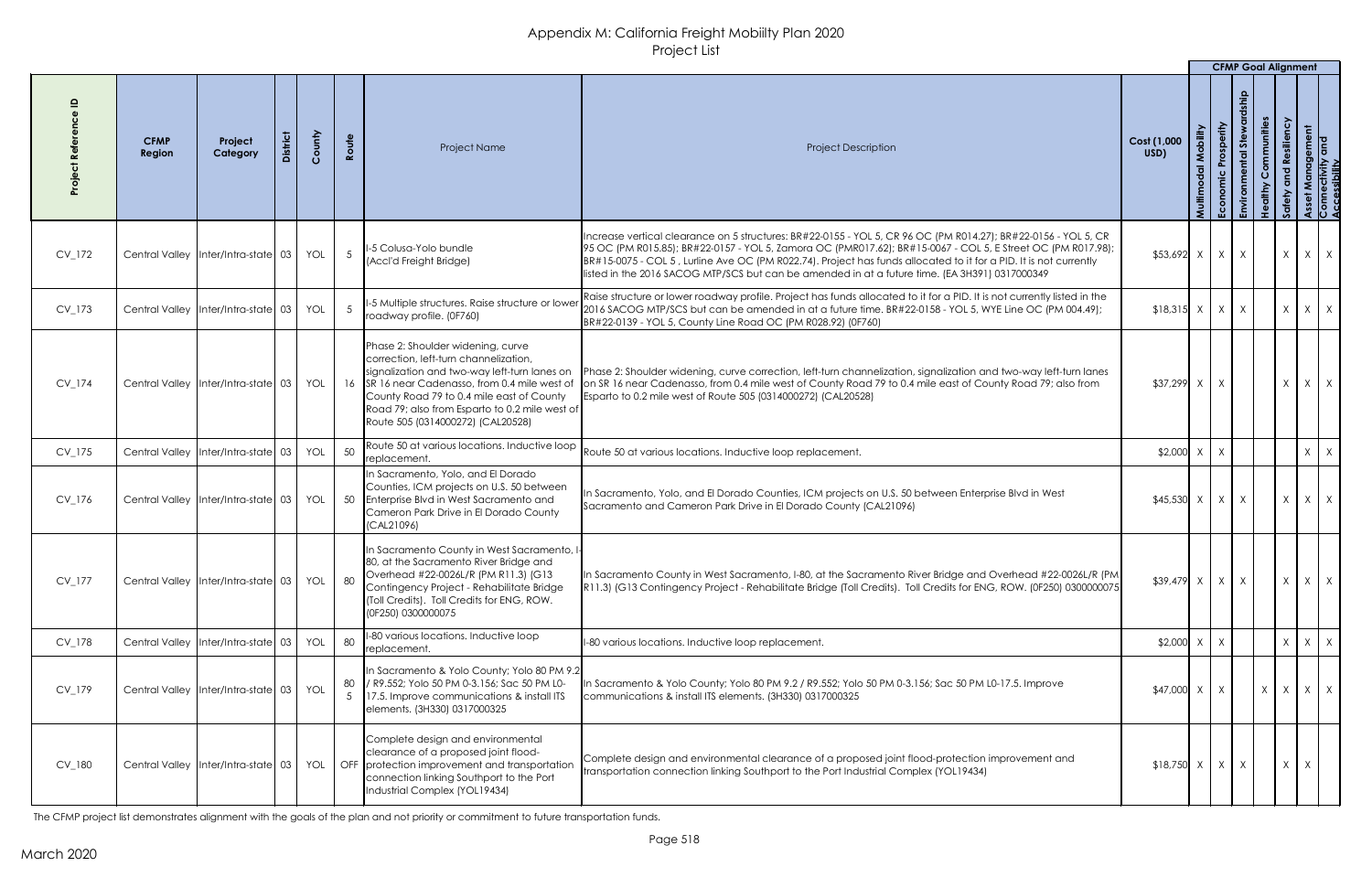# Appendix M: California Freight Mobility Plan 2020
## Project List

| Project Reference ID | CFMP Region | Project Category | District | County | Route | Project Name | Project Description | Cost (1,000 USD) | CFMP Goal Alignment | | | | | | |
|---|---|---|---|---|---|---|---|---|---|---|---|---|---|---|---|
| | | | | | | | | | Multimodal Mobility | Economic Prosperity | Environmental Stewardship | Healthy Communities | Safety and Resiliency | Asset Management | Connectivity and Accessibility |
| CV_172 | Central Valley | Inter/Intra-state | 03 | YOL | 5 | I-5 Colusa-Yolo bundle (Accl'd Freight Bridge) | Increase vertical clearance on 5 structures: BR#22-0155 - YOL 5, CR 96 OC (PM R014.27); BR#22-0156 - YOL 5, CR 95 OC (PM R015.85); BR#22-0157 - YOL 5, Zamora OC (PMR017.62); BR#15-0067 - COL 5, E Street OC (PM R017.98); BR#15-0075 - COL 5 , Lurline Ave OC (PM R022.74). Project has funds allocated to it for a PID. It is not currently listed in the 2016 SACOG MTP/SCS but can be amended in at a future time. (EA 3H391) 0317000349 | $53,692 | X | X | X | | X | X | X |
| CV_173 | Central Valley | Inter/Intra-state | 03 | YOL | 5 | I-5 Multiple structures. Raise structure or lower roadway profile. (0F760) | Raise structure or lower roadway profile. Project has funds allocated to it for a PID. It is not currently listed in the 2016 SACOG MTP/SCS but can be amended in at a future time. BR#22-0158 - YOL 5, WYE Line OC (PM 004.49); BR#22-0139 - YOL 5, County Line Road OC (PM R028.92) (0F760) | $18,315 | X | X | X | | X | X | X |
| CV_174 | Central Valley | Inter/Intra-state | 03 | YOL | 16 | Phase 2: Shoulder widening, curve correction, left-turn channelization, signalization and two-way left-turn lanes on SR 16 near Cadenasso, from 0.4 mile west of County Road 79 to 0.4 mile east of County Road 79; also from Esparto to 0.2 mile west of Route 505 (0314000272) (CAL20528) | Phase 2: Shoulder widening, curve correction, left-turn channelization, signalization and two-way left-turn lanes on SR 16 near Cadenasso, from 0.4 mile west of County Road 79 to 0.4 mile east of County Road 79; also from Esparto to 0.2 mile west of Route 505 (0314000272) (CAL20528) | $37,299 | X | X | | | X | X | X |
| CV_175 | Central Valley | Inter/Intra-state | 03 | YOL | 50 | Route 50 at various locations. Inductive loop replacement. | Route 50 at various locations. Inductive loop replacement. | $2,000 | X | X | | | | X | X |
| CV_176 | Central Valley | Inter/Intra-state | 03 | YOL | 50 | In Sacramento, Yolo, and El Dorado Counties, ICM projects on U.S. 50 between Enterprise Blvd in West Sacramento and Cameron Park Drive in El Dorado County (CAL21096) | In Sacramento, Yolo, and El Dorado Counties, ICM projects on U.S. 50 between Enterprise Blvd in West Sacramento and Cameron Park Drive in El Dorado County (CAL21096) | $45,530 | X | X | X | | X | X | X |
| CV_177 | Central Valley | Inter/Intra-state | 03 | YOL | 80 | In Sacramento County in West Sacramento, I-80, at the Sacramento River Bridge and Overhead #22-0026L/R (PM R11.3) (G13 Contingency Project - Rehabilitate Bridge (Toll Credits). Toll Credits for ENG, ROW. (0F250) 0300000075 | In Sacramento County in West Sacramento, I-80, at the Sacramento River Bridge and Overhead #22-0026L/R (PM R11.3) (G13 Contingency Project - Rehabilitate Bridge (Toll Credits). Toll Credits for ENG, ROW. (0F250) 0300000075 | $39,479 | X | X | X | | X | X | X |
| CV_178 | Central Valley | Inter/Intra-state | 03 | YOL | 80 | I-80 various locations. Inductive loop replacement. | I-80 various locations. Inductive loop replacement. | $2,000 | X | X | | | X | X | X |
| CV_179 | Central Valley | Inter/Intra-state | 03 | YOL | 80 5 | In Sacramento & Yolo County; Yolo 80 PM 9.2 / R9.552; Yolo 50 PM 0-3.156; Sac 50 PM L0-17.5. Improve communications & install ITS elements. (3H330) 0317000325 | In Sacramento & Yolo County; Yolo 80 PM 9.2 / R9.552; Yolo 50 PM 0-3.156; Sac 50 PM L0-17.5. Improve communications & install ITS elements. (3H330) 0317000325 | $47,000 | X | X | | X | X | X | X |
| CV_180 | Central Valley | Inter/Intra-state | 03 | YOL | OFF | Complete design and environmental clearance of a proposed joint flood-protection improvement and transportation connection linking Southport to the Port Industrial Complex (YOL19434) | Complete design and environmental clearance of a proposed joint flood-protection improvement and transportation connection linking Southport to the Port Industrial Complex (YOL19434) | $18,750 | X | X | X | | X | X | |

The CFMP project list demonstrates alignment with the goals of the plan and not priority or commitment to future transportation funds.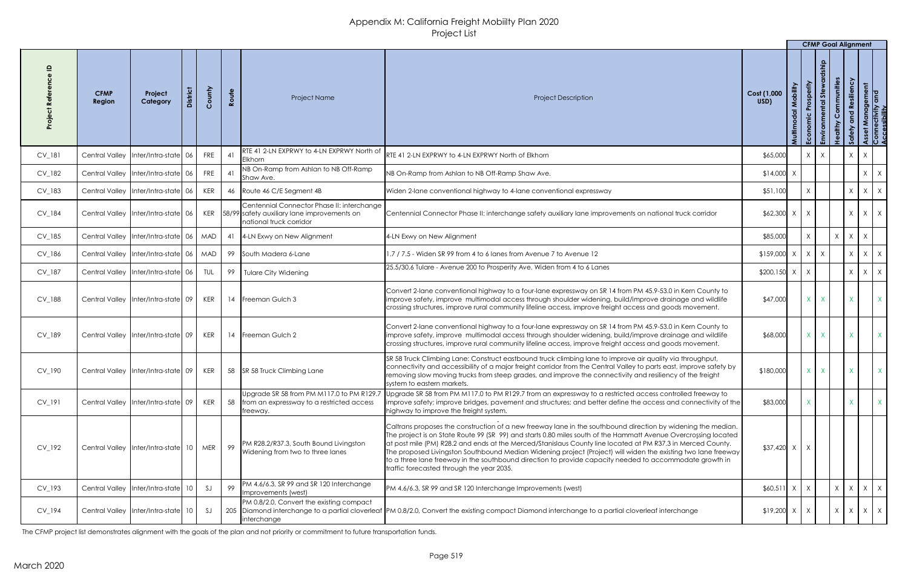# Appendix M: California Freight Mobiilty Plan 2020
## Project List

| Project Reference ID | CFMP Region | Project Category | District | County | Route | Project Name | Project Description | Cost (1,000 USD) | CFMP Goal Alignment | | | | | | |
|---|---|---|---|---|---|---|---|---|---|---|---|---|---|---|---|
| | | | | | | | | | Multimodal Mobility | Economic Prosperity | Environmental Stewardship | Healthy Communities | Safety and Resiliency | Asset Management | Connectivity and Accessibility |
| CV_181 | Central Valley | Inter/Intra-state | 06 | FRE | 41 | RTE 41 2-LN EXPRWY to 4-LN EXPRWY North of Elkhorn | RTE 41 2-LN EXPRWY to 4-LN EXPRWY North of Elkhorn | $65,000 | | X | X | | X | X | |
| CV_182 | Central Valley | Inter/Intra-state | 06 | FRE | 41 | NB On-Ramp from Ashlan to NB Off-Ramp Shaw Ave. | NB On-Ramp from Ashlan to NB Off-Ramp Shaw Ave. | $14,000 | X | | | | | X | X |
| CV_183 | Central Valley | Inter/Intra-state | 06 | KER | 46 | Route 46 C/E Segment 4B | Widen 2-lane conventional highway to 4-lane conventional expressway | $51,100 | | X | | | X | X | X |
| CV_184 | Central Valley | Inter/Intra-state | 06 | KER | 58/99 | Centennial Connector Phase II: interchange safety auxiliary lane improvements on national truck corridor | Centennial Connector Phase II: interchange safety auxiliary lane improvements on national truck corridor | $62,300 | X | X | | | X | X | X |
| CV_185 | Central Valley | Inter/Intra-state | 06 | MAD | 41 | 4-LN Exwy on New Alignment | 4-LN Exwy on New Alignment | $85,000 | | X | | X | X | X | |
| CV_186 | Central Valley | Inter/Intra-state | 06 | MAD | 99 | South Madera 6-Lane | 1.7 / 7.5 - Widen SR 99 from 4 to 6 lanes from Avenue 7 to Avenue 12 | $159,000 | X | X | X | | X | X | X |
| CV_187 | Central Valley | Inter/Intra-state | 06 | TUL | 99 | Tulare City Widening | 25.5/30.6 Tulare - Avenue 200 to Prosperity Ave. Widen from 4 to 6 Lanes | $200,150 | X | X | | | X | X | X |
| CV_188 | Central Valley | Inter/Intra-state | 09 | KER | 14 | Freeman Gulch 3 | Convert 2-lane conventional highway to a four-lane expressway on SR 14 from PM 45.9-53.0 in Kern County to improve safety, improve multimodal access through shoulder widening, build/improve drainage and wildlife crossing structures, improve rural community lifeline access, improve freight access and goods movement. | $47,000 | | X | X | | X | | X |
| CV_189 | Central Valley | Inter/Intra-state | 09 | KER | 14 | Freeman Gulch 2 | Convert 2-lane conventional highway to a four-lane expressway on SR 14 from PM 45.9-53.0 in Kern County to improve safety, improve multimodal access through shoulder widening, build/improve drainage and wildlife crossing structures, improve rural community lifeline access, improve freight access and goods movement. | $68,000 | | X | X | | X | | X |
| CV_190 | Central Valley | Inter/Intra-state | 09 | KER | 58 | SR 58 Truck Climbing Lane | SR 58 Truck Climbing Lane: Construct eastbound truck climbing lane to improve air quality via throughput, connectivity and accessibility of a major freight corridor from the Central Valley to parts east, improve safety by removing slow moving trucks from steep grades, and improve the connectivity and resiliency of the freight system to eastern markets. | $180,000 | | X | X | | X | | X |
| CV_191 | Central Valley | Inter/Intra-state | 09 | KER | 58 | Upgrade SR 58 from PM M117.0 to PM R129.7 from an expressway to a restricted access freeway. | Upgrade SR 58 from PM M117.0 to PM R129.7 from an expressway to a restricted access controlled freeway to improve safety; improve bridges, pavement and structures; and better define the access and connectivity of the highway to improve the freight system. | $83,000 | | X | | | X | | X |
| CV_192 | Central Valley | Inter/Intra-state | 10 | MER | 99 | PM R28.2/R37.3, South Bound Livingston Widening from two to three lanes | Caltrans proposes the construction of a new freeway lane in the southbound direction by widening the median. The project is on State Route 99 (SR 99) and starts 0.80 miles south of the Hammatt Avenue Overcrossing located at post mile (PM) R28.2 and ends at the Merced/Stanislaus County line located at PM R37.3 in Merced County. The proposed Livingston Southbound Median Widening project (Project) will widen the existing two lane freeway to a three lane freeway in the southbound direction to provide capacity needed to accommodate growth in traffic forecasted through the year 2035. | $37,420 | X | X | | | | | |
| CV_193 | Central Valley | Inter/Intra-state | 10 | SJ | 99 | PM 4.6/6.3, SR 99 and SR 120 Interchange Improvements (west) | PM 4.6/6.3, SR 99 and SR 120 Interchange Improvements (west) | $60,511 | X | X | | X | X | X | X |
| CV_194 | Central Valley | Inter/Intra-state | 10 | SJ | 205 | PM 0.8/2.0, Convert the existing compact Diamond interchange to a partial cloverleaf interchange | PM 0.8/2.0, Convert the existing compact Diamond interchange to a partial cloverleaf interchange | $19,200 | X | X | | X | X | X | X |

The CFMP project list demonstrates alignment with the goals of the plan and not priority or commitment to future transportation funds.

March 2020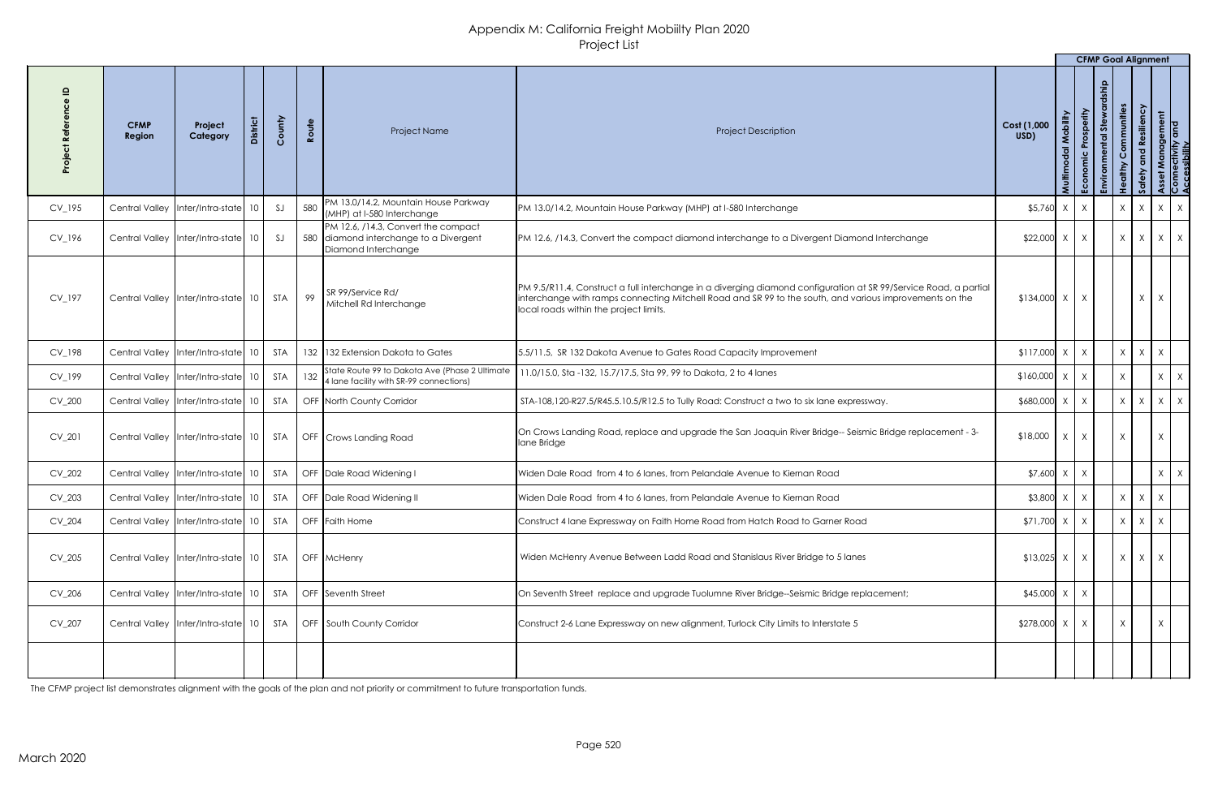# Appendix M: California Freight Mobiilty Plan 2020
## Project List

| Project Reference ID | CFMP Region | Project Category | District | County | Route | Project Name | Project Description | Cost (1,000 USD) | CFMP Goal Alignment | | | | | | |
|---|---|---|---|---|---|---|---|---|---|---|---|---|---|---|---|
| | | | | | | | | | Multimodal Mobility | Economic Prosperity | Environmental Stewardship | Healthy Communities | Safety and Resiliency | Asset Management | Connectivity and Accessibility |
| CV_195 | Central Valley | Inter/Intra-state | 10 | SJ | 580 | PM 13.0/14.2, Mountain House Parkway (MHP) at I-580 Interchange | PM 13.0/14.2, Mountain House Parkway (MHP) at I-580 Interchange | $5,760 | X | X | | X | X | X | X |
| CV_196 | Central Valley | Inter/Intra-state | 10 | SJ | 580 | PM 12.6, /14.3, Convert the compact diamond interchange to a Divergent Diamond Interchange | PM 12.6, /14.3, Convert the compact diamond interchange to a Divergent Diamond Interchange | $22,000 | X | X | | X | X | X | X |
| CV_197 | Central Valley | Inter/Intra-state | 10 | STA | 99 | SR 99/Service Rd/ Mitchell Rd Interchange | PM 9.5/R11.4, Construct a full interchange in a diverging diamond configuration at SR 99/Service Road, a partial interchange with ramps connecting Mitchell Road and SR 99 to the south, and various improvements on the local roads within the project limits. | $134,000 | X | X | | | X | X | |
| CV_198 | Central Valley | Inter/Intra-state | 10 | STA | 132 | 132 Extension Dakota to Gates | 5.5/11.5, SR 132 Dakota Avenue to Gates Road Capacity Improvement | $117,000 | X | X | | X | X | X | |
| CV_199 | Central Valley | Inter/Intra-state | 10 | STA | 132 | State Route 99 to Dakota Ave (Phase 2 Ultimate 4 lane facility with SR-99 connections) | 11.0/15.0, Sta -132, 15.7/17.5, Sta 99, 99 to Dakota, 2 to 4 lanes | $160,000 | X | X | | X | | X | X |
| CV_200 | Central Valley | Inter/Intra-state | 10 | STA | OFF | North County Corridor | STA-108,120-R27.5/R45.5.10.5/R12.5 to Tully Road: Construct a two to six lane expressway. | $680,000 | X | X | | X | X | X | X |
| CV_201 | Central Valley | Inter/Intra-state | 10 | STA | OFF | Crows Landing Road | On Crows Landing Road, replace and upgrade the San Joaquin River Bridge-- Seismic Bridge replacement - 3-lane Bridge | $18,000 | X | X | | X | | X | |
| CV_202 | Central Valley | Inter/Intra-state | 10 | STA | OFF | Dale Road Widening I | Widen Dale Road from 4 to 6 lanes, from Pelandale Avenue to Kiernan Road | $7,600 | X | X | | | | X | X |
| CV_203 | Central Valley | Inter/Intra-state | 10 | STA | OFF | Dale Road Widening II | Widen Dale Road from 4 to 6 lanes, from Pelandale Avenue to Kiernan Road | $3,800 | X | X | | X | X | X | |
| CV_204 | Central Valley | Inter/Intra-state | 10 | STA | OFF | Faith Home | Construct 4 lane Expressway on Faith Home Road from Hatch Road to Garner Road | $71,700 | X | X | | X | X | X | |
| CV_205 | Central Valley | Inter/Intra-state | 10 | STA | OFF | McHenry | Widen McHenry Avenue Between Ladd Road and Stanislaus River Bridge to 5 lanes | $13,025 | X | X | | X | X | X | |
| CV_206 | Central Valley | Inter/Intra-state | 10 | STA | OFF | Seventh Street | On Seventh Street replace and upgrade Tuolumne River Bridge--Seismic Bridge replacement; | $45,000 | X | X | | | | | |
| CV_207 | Central Valley | Inter/Intra-state | 10 | STA | OFF | South County Corridor | Construct 2-6 Lane Expressway on new alignment, Turlock City Limits to Interstate 5 | $278,000 | X | X | | X | | X | |

The CFMP project list demonstrates alignment with the goals of the plan and not priority or commitment to future transportation funds.

March 2020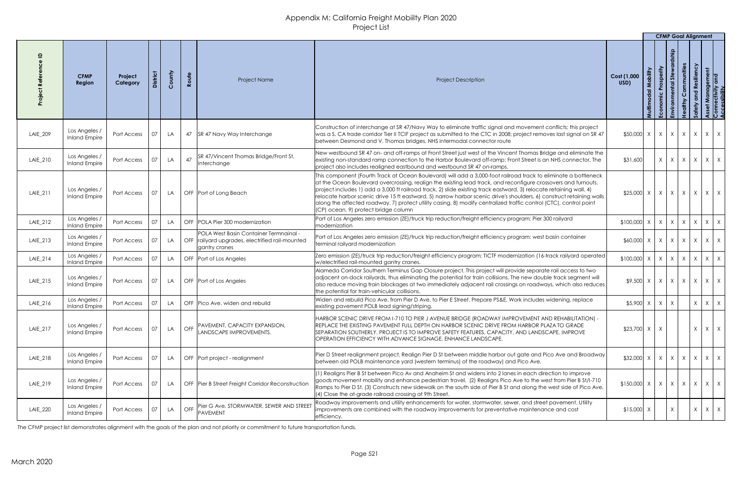| Project Reference ID | CFMP Region | Project Category | District | County | Route | Project Name | Project Description | Cost (1,000 USD) | CFMP Goal Alignment | | | | | | |
|---|---|---|---|---|---|---|---|---|---|---|---|---|---|---|---|
| | | | | | | | | | Multimodal Mobility | Economic Prosperity | Environmental Stewardship | Healthy Communities | Safety and Resiliency | Asset Management | Connectivity and Accessibility |
| LAIE_209 | Los Angeles / Inland Empire | Port Access | 07 | LA | 47 | SR 47 Navy Way Interchange | Construction of interchange at SR 47/Navy Way to eliminate traffic signal and movement conflicts; this project was a S. CA trade corridor Tier II TCIF project as submitted to the CTC in 2008; project removes last signal on SR 47 between Desmond and V. Thomas bridges, NHS intermodal connector route | $50,000 | X | X | X | X | X | X | X |
| LAIE_210 | Los Angeles / Inland Empire | Port Access | 07 | LA | 47 | SR 47/Vincent Thomas Bridge/Front St. Interchange | New westbound SR 47 on- and off-ramps at Front Street just west of the Vincent Thomas Bridge and eliminate the existing non-standard ramp connection to the Harbor Boulevard off-ramp; Front Street is an NHS connector. The project also includes realigned eastbound and westbound SR 47 on-ramps. | $31,600 | | X | X | X | X | X | X |
| LAIE_211 | Los Angeles / Inland Empire | Port Access | 07 | LA | OFF | Port of Long Beach | This component (Fourth Track at Ocean Boulevard) will add a 3,000-foot railroad track to eliminate a bottleneck at the Ocean Boulevard overcrossing, realign the existing lead track, and reconfigure crossovers and turnouts. project includes 1) add a 3,000 ft railroad track, 2) slide existing track eastward, 3) relocate retaining wall, 4) relocate harbor scenic drive 15 ft eastward, 5) narrow harbor scenic drive's shoulders, 6) construct retaining walls along the affected roadway, 7) protect utility casing, 8) modify centralized traffic control (CTC), control point (CP) ocean, 9) protect bridge column | $25,000 | X | X | X | X | X | X | X |
| LAIE_212 | Los Angeles / Inland Empire | Port Access | 07 | LA | OFF | POLA Pier 300 modernization | Port of Los Angeles zero emission (ZE)/truck trip reduction/freight efficiency program: Pier 300 railyard modernization | $100,000 | X | X | X | X | X | X | X |
| LAIE_213 | Los Angeles / Inland Empire | Port Access | 07 | LA | OFF | POLA West Basin Container Termnainal - railyard upgrades, electrified rail-mounted gantry cranes | Port of Los Angeles zero emission (ZE)/truck trip reduction/freight efficiency program: west basin container terminal railyard modernization | $60,000 | X | X | X | X | X | X | X |
| LAIE_214 | Los Angeles / Inland Empire | Port Access | 07 | LA | OFF | Port of Los Angeles | Zero emission (ZE)/truck trip reduction/freight efficiency program: TICTF modernization (16-track railyard operated w/electrified rail-mounted gantry cranes. | $100,000 | X | X | X | X | X | X | X |
| LAIE_215 | Los Angeles / Inland Empire | Port Access | 07 | LA | OFF | Port of Los Angeles | Alameda Corridor Southern Terminus Gap Closure project. This project will provide separate rail access to two adjacent on-dock railyards, thus eliminating the potential for train collisions. The new double track segment will also reduce moving train blockages at two immediately adjacent rail crossings on roadways, which also reduces the potential for train-vehicular collisions. | $9,500 | X | X | X | X | X | X | X |
| LAIE_216 | Los Angeles / Inland Empire | Port Access | 07 | LA | OFF | Pico Ave. widen and rebuild | Widen and rebuild Pico Ave. from Pier D Ave. to Pier E Street. Prepare PS&E. Work includes widening, replace existing pavement POLB lead signing/striping. | $5,900 | X | X | X | | X | X | X |
| LAIE_217 | Los Angeles / Inland Empire | Port Access | 07 | LA | OFF | PAVEMENT, CAPACITY EXPANSION, LANDSCAPE IMPROVEMENTS. | HARBOR SCENIC DRIVE FROM I-710 TO PIER J AVENUE BRIDGE (ROADWAY IMPROVEMENT AND REHABILITATION) - REPLACE THE EXISTING PAVEMENT FULL DEPTH ON HARBOR SCENIC DRIVE FROM HARBOR PLAZA TO GRADE SEPARATION SOUTHERLY. PROJECT IS TO IMPROVE SAFETY FEATURES, CAPACITY, AND LANDSCAPE. IMPROVE OPERATION EFFICIENCY WITH ADVANCE SIGNAGE. ENHANCE LANDSCAPE. | $23,700 | X | X | | | X | X | X |
| LAIE_218 | Los Angeles / Inland Empire | Port Access | 07 | LA | OFF | Port project - realignment | Pier D Street realignment project. Realign Pier D St between middle harbor out gate and Pico Ave and Broadway between old POLB maintenance yard (western terminus) of the roadway) and Pico Ave. | $32,000 | X | X | X | X | X | X | X |
| LAIE_219 | Los Angeles / Inland Empire | Port Access | 07 | LA | OFF | Pier B Street Freight Corridor Reconstruction | (1) Realigns Pier B St between Pico Av and Anaheim St and widens into 2 lanes in each direction to improve goods movement mobility and enhance pedestrian travel. (2) Realigns Pico Ave to the west from Pier B St/I-710 Ramps to Pier D St. (3) Constructs new sidewalk on the south side of Pier B St and along the west side of Pico Ave. (4) Close the at-grade railroad crossing at 9th Street. | $150,000 | X | X | X | X | X | X | X |
| LAIE_220 | Los Angeles / Inland Empire | Port Access | 07 | LA | OFF | Pier G Ave. STORMWATER, SEWER AND STREET PAVEMENT | Roadway improvements and utility enhancements for water, stormwater, sewer, and street pavement. Utility improvements are combined with the roadway improvements for preventative maintenance and cost efficiency. | $15,000 | X | | X | | X | X | X |

The CFMP project list demonstrates alignment with the goals of the plan and not priority or commitment to future transportation funds.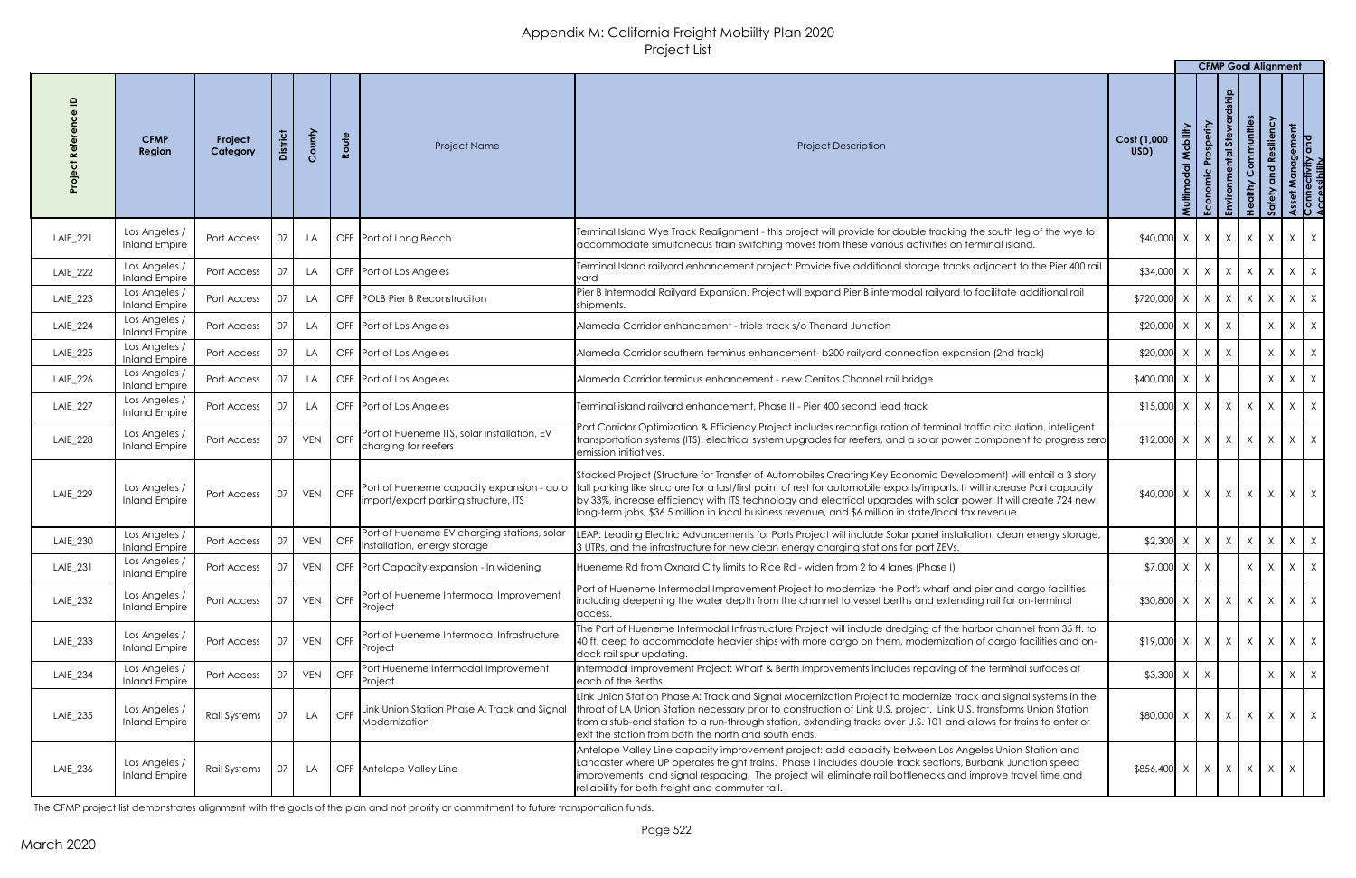# Appendix M: California Freight Mobiilty Plan 2020
## Project List

| Project Reference ID | CFMP Region | Project Category | District | County | Route | Project Name | Project Description | Cost (1,000 USD) | Multimodal Mobility | Economic Prosperity | Environmental Stewardship | Healthy Communities | Safety and Resiliency | Asset Management | Connectivity and Accessibility |
|---|---|---|---|---|---|---|---|---|---|---|---|---|---|---|---|
| | | | | | | | | | CFMP Goal Alignment | | | | | | |
| LAIE_221 | Los Angeles / Inland Empire | Port Access | 07 | LA | OFF | Port of Long Beach | Terminal Island Wye Track Realignment - this project will provide for double tracking the south leg of the wye to accommodate simultaneous train switching moves from these various activities on terminal island. | $40,000 | X | X | X | X | X | X | X |
| LAIE_222 | Los Angeles / Inland Empire | Port Access | 07 | LA | OFF | Port of Los Angeles | Terminal Island railyard enhancement project: Provide five additional storage tracks adjacent to the Pier 400 rail yard | $34,000 | X | X | X | X | X | X | X |
| LAIE_223 | Los Angeles / Inland Empire | Port Access | 07 | LA | OFF | POLB Pier B Reconstruciton | Pier B Intermodal Railyard Expansion. Project will expand Pier B intermodal railyard to facilitate additional rail shipments. | $720,000 | X | X | X | X | X | X | X |
| LAIE_224 | Los Angeles / Inland Empire | Port Access | 07 | LA | OFF | Port of Los Angeles | Alameda Corridor enhancement - triple track s/o Thenard Junction | $20,000 | X | X | X | | X | X | X |
| LAIE_225 | Los Angeles / Inland Empire | Port Access | 07 | LA | OFF | Port of Los Angeles | Alameda Corridor southern terminus enhancement- b200 railyard connection expansion (2nd track) | $20,000 | X | X | X | | X | X | X |
| LAIE_226 | Los Angeles / Inland Empire | Port Access | 07 | LA | OFF | Port of Los Angeles | Alameda Corridor terminus enhancement - new Cerritos Channel rail bridge | $400,000 | X | X | | | X | X | X |
| LAIE_227 | Los Angeles / Inland Empire | Port Access | 07 | LA | OFF | Port of Los Angeles | Terminal island railyard enhancement, Phase II - Pier 400 second lead track | $15,000 | X | X | X | X | X | X | X |
| LAIE_228 | Los Angeles / Inland Empire | Port Access | 07 | VEN | OFF | Port of Hueneme ITS, solar installation, EV charging for reefers | Port Corridor Optimization & Efficiency Project includes reconfiguration of terminal traffic circulation, intelligent transportation systems (ITS), electrical system upgrades for reefers, and a solar power component to progress zero emission initiatives. | $12,000 | X | X | X | X | X | X | X |
| LAIE_229 | Los Angeles / Inland Empire | Port Access | 07 | VEN | OFF | Port of Hueneme capacity expansion - auto import/export parking structure, ITS | Stacked Project (Structure for Transfer of Automobiles Creating Key Economic Development) will entail a 3 story tall parking like structure for a last/first point of rest for automobile exports/imports. It will increase Port capacity by 33%, increase efficiency with ITS technology and electrical upgrades with solar power. It will create 724 new long-term jobs, $36.5 million in local business revenue, and $6 million in state/local tax revenue. | $40,000 | X | X | X | X | X | X | X |
| LAIE_230 | Los Angeles / Inland Empire | Port Access | 07 | VEN | OFF | Port of Hueneme EV charging stations, solar installation, energy storage | LEAP: Leading Electric Advancements for Ports Project will include Solar panel installation, clean energy storage, 3 UTRs, and the infrastructure for new clean energy charging stations for port ZEVs. | $2,300 | X | X | X | X | X | X | X |
| LAIE_231 | Los Angeles / Inland Empire | Port Access | 07 | VEN | OFF | Port Capacity expansion - In widening | Hueneme Rd from Oxnard City limits to Rice Rd - widen from 2 to 4 lanes (Phase I) | $7,000 | X | X | | X | X | X | X |
| LAIE_232 | Los Angeles / Inland Empire | Port Access | 07 | VEN | OFF | Port of Hueneme Intermodal Improvement Project | Port of Hueneme Intermodal Improvement Project to modernize the Port's wharf and pier and cargo facilities including deepening the water depth from the channel to vessel berths and extending rail for on-terminal access. | $30,800 | X | X | X | X | X | X | X |
| LAIE_233 | Los Angeles / Inland Empire | Port Access | 07 | VEN | OFF | Port of Hueneme Intermodal Infrastructure Project | The Port of Hueneme Intermodal Infrastructure Project will include dredging of the harbor channel from 35 ft. to 40 ft. deep to accommodate heavier ships with more cargo on them, modernization of cargo facilities and on-dock rail spur updating. | $19,000 | X | X | X | X | X | X | X |
| LAIE_234 | Los Angeles / Inland Empire | Port Access | 07 | VEN | OFF | Port Hueneme Intermodal Improvement Project | Intermodal Improvement Project: Wharf & Berth Improvements includes repaving of the terminal surfaces at each of the Berths. | $3,300 | X | X | | | X | X | X |
| LAIE_235 | Los Angeles / Inland Empire | Rail Systems | 07 | LA | OFF | Link Union Station Phase A: Track and Signal Modernization | Link Union Station Phase A: Track and Signal Modernization Project to modernize track and signal systems in the throat of LA Union Station necessary prior to construction of Link U.S. project. Link U.S. transforms Union Station from a stub-end station to a run-through station, extending tracks over U.S. 101 and allows for trains to enter or exit the station from both the north and south ends. | $80,000 | X | X | X | X | X | X | X |
| LAIE_236 | Los Angeles / Inland Empire | Rail Systems | 07 | LA | OFF | Antelope Valley Line | Antelope Valley Line capacity improvement project: add capacity between Los Angeles Union Station and Lancaster where UP operates freight trains. Phase I includes double track sections, Burbank Junction speed improvements, and signal respacing. The project will eliminate rail bottlenecks and improve travel time and reliability for both freight and commuter rail. | $856,400 | X | X | X | X | X | X | |

The CFMP project list demonstrates alignment with the goals of the plan and not priority or commitment to future transportation funds.

March 2020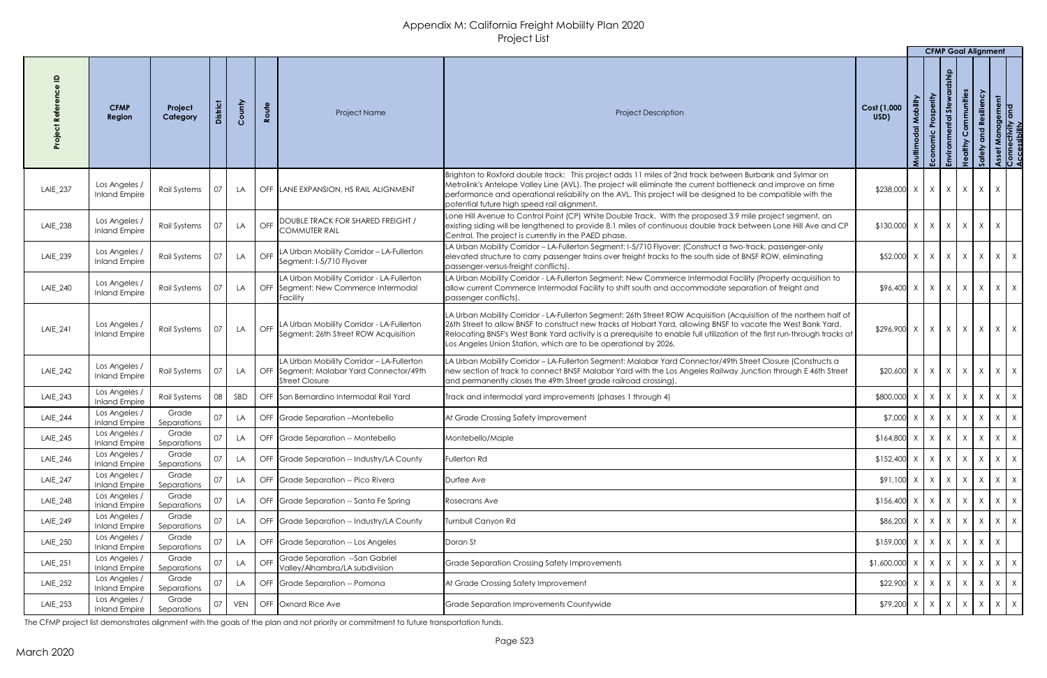# Appendix M: California Freight Mobiilty Plan 2020
## Project List

| Project Reference ID | CFMP Region | Project Category | District | County | Route | Project Name | Project Description | Cost (1,000 USD) | CFMP Goal Alignment | | | | | | |
|---|---|---|---|---|---|---|---|---|---|---|---|---|---|---|---|
| | | | | | | | | | Multimodal Mobility | Economic Prosperity | Environmental Stewardship | Healthy Communities | Safety and Resiliency | Asset Management | Connectivity and Accessibility |
| LAIE_237 | Los Angeles / Inland Empire | Rail Systems | 07 | LA | OFF | LANE EXPANSION, HS RAIL ALIGNMENT | Brighton to Roxford double track: This project adds 11 miles of 2nd track between Burbank and Sylmar on Metrolink's Antelope Valley Line (AVL). The project will eliminate the current bottleneck and improve on time performance and operational reliability on the AVL. This project will be designed to be compatible with the potential future high speed rail alignment. | $238,000 | X | X | X | X | X | X | |
| LAIE_238 | Los Angeles / Inland Empire | Rail Systems | 07 | LA | OFF | DOUBLE TRACK FOR SHARED FREIGHT / COMMUTER RAIL | Lone Hill Avenue to Control Point (CP) White Double Track. With the proposed 3.9 mile project segment, an existing siding will be lengthened to provide 8.1 miles of continuous double track between Lone Hill Ave and CP Central. The project is currently in the PAED phase. | $130,000 | X | X | X | X | X | X | |
| LAIE_239 | Los Angeles / Inland Empire | Rail Systems | 07 | LA | OFF | LA Urban Mobility Corridor – LA-Fullerton Segment: I-5/710 Flyover | LA Urban Mobility Corridor – LA-Fullerton Segment: I-5/710 Flyover: (Construct a two-track, passenger-only elevated structure to carry passenger trains over freight tracks to the south side of BNSF ROW, eliminating passenger-versus-freight conflicts). | $52,000 | X | X | X | X | X | X | X |
| LAIE_240 | Los Angeles / Inland Empire | Rail Systems | 07 | LA | OFF | LA Urban Mobility Corridor - LA-Fullerton Segment: New Commerce Intermodal Facility | LA Urban Mobility Corridor - LA-Fullerton Segment: New Commerce Intermodal Facility (Property acquisition to allow current Commerce Intermodal Facility to shift south and accommodate separation of freight and passenger conflicts). | $96,400 | X | X | X | X | X | X | X |
| LAIE_241 | Los Angeles / Inland Empire | Rail Systems | 07 | LA | OFF | LA Urban Mobility Corridor - LA-Fullerton Segment: 26th Street ROW Acquisition | LA Urban Mobility Corridor - LA-Fullerton Segment: 26th Street ROW Acquisition (Acquisition of the northern half of 26th Street to allow BNSF to construct new tracks at Hobart Yard, allowing BNSF to vacate the West Bank Yard. Relocating BNSF's West Bank Yard activity is a prerequisite to enable full utilization of the first run-through tracks at Los Angeles Union Station, which are to be operational by 2026. | $296,900 | X | X | X | X | X | X | X |
| LAIE_242 | Los Angeles / Inland Empire | Rail Systems | 07 | LA | OFF | LA Urban Mobility Corridor – LA-Fullerton Segment: Malabar Yard Connector/49th Street Closure | LA Urban Mobility Corridor – LA-Fullerton Segment: Malabar Yard Connector/49th Street Closure (Constructs a new section of track to connect BNSF Malabar Yard with the Los Angeles Railway Junction through E 46th Street and permanently closes the 49th Street grade railroad crossing). | $20,600 | X | X | X | X | X | X | X |
| LAIE_243 | Los Angeles / Inland Empire | Rail Systems | 08 | SBD | OFF | San Bernardino Intermodal Rail Yard | Track and intermodal yard improvements (phases 1 through 4) | $800,000 | X | X | X | X | X | X | X |
| LAIE_244 | Los Angeles / Inland Empire | Grade Separations | 07 | LA | OFF | Grade Separation --Montebello | At Grade Crossing Safety Improvement | $7,000 | X | X | X | X | X | X | X |
| LAIE_245 | Los Angeles / Inland Empire | Grade Separations | 07 | LA | OFF | Grade Separation -- Montebello | Montebello/Maple | $164,800 | X | X | X | X | X | X | X |
| LAIE_246 | Los Angeles / Inland Empire | Grade Separations | 07 | LA | OFF | Grade Separation -- Industry/LA County | Fullerton Rd | $152,400 | X | X | X | X | X | X | X |
| LAIE_247 | Los Angeles / Inland Empire | Grade Separations | 07 | LA | OFF | Grade Separation -- Pico Rivera | Durfee Ave | $91,100 | X | X | X | X | X | X | X |
| LAIE_248 | Los Angeles / Inland Empire | Grade Separations | 07 | LA | OFF | Grade Separation -- Santa Fe Spring | Rosecrans Ave | $156,400 | X | X | X | X | X | X | X |
| LAIE_249 | Los Angeles / Inland Empire | Grade Separations | 07 | LA | OFF | Grade Separation -- Industry/LA County | Turnbull Canyon Rd | $86,200 | X | X | X | X | X | X | X |
| LAIE_250 | Los Angeles / Inland Empire | Grade Separations | 07 | LA | OFF | Grade Separation -- Los Angeles | Doran St | $159,000 | X | X | X | X | X | X | |
| LAIE_251 | Los Angeles / Inland Empire | Grade Separations | 07 | LA | OFF | Grade Separation --San Gabriel Valley/Alhambra/LA subdivision | Grade Separation Crossing Safety Improvements | $1,600,000 | X | X | X | X | X | X | X |
| LAIE_252 | Los Angeles / Inland Empire | Grade Separations | 07 | LA | OFF | Grade Separation -- Pomona | At Grade Crossing Safety Improvement | $22,900 | X | X | X | X | X | X | X |
| LAIE_253 | Los Angeles / Inland Empire | Grade Separations | 07 | VEN | OFF | Oxnard Rice Ave | Grade Separation Improvements Countywide | $79,200 | X | X | X | X | X | X | X |

The CFMP project list demonstrates alignment with the goals of the plan and not priority or commitment to future transportation funds.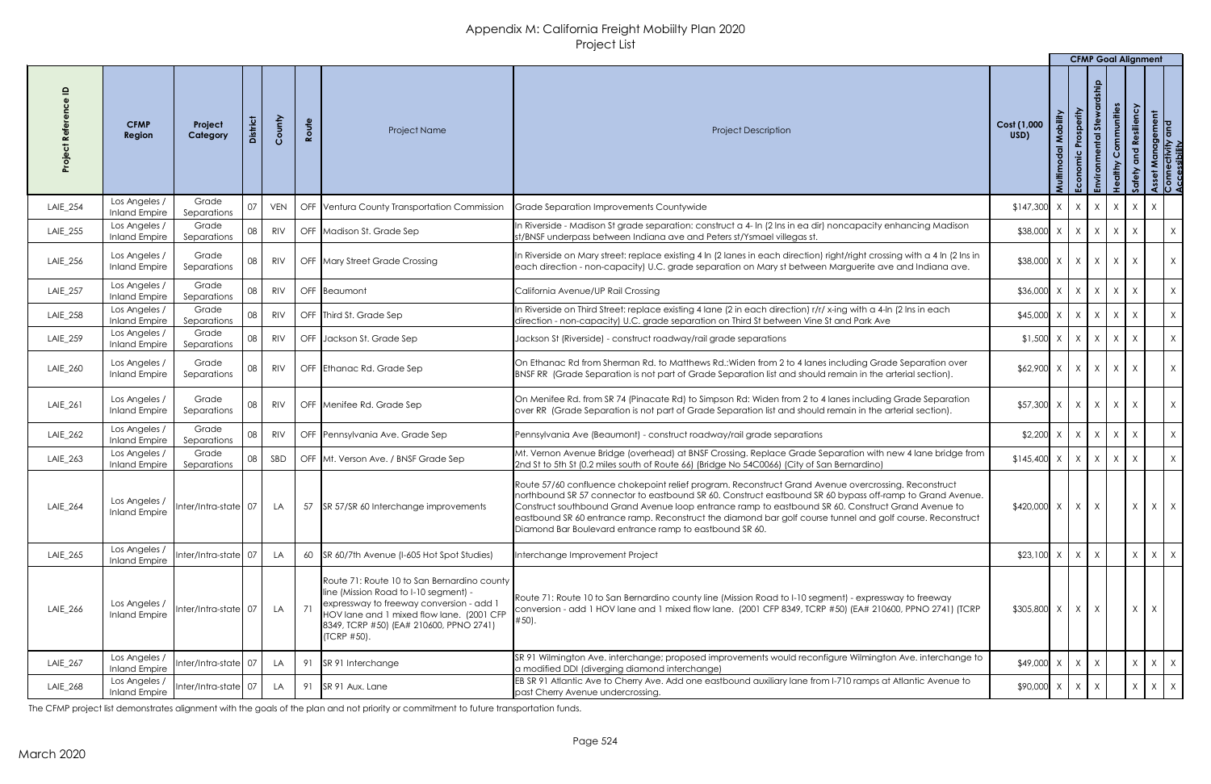# Appendix M: California Freight Mobiilty Plan 2020
## Project List

| Project Reference ID | CFMP Region | Project Category | District | County | Route | Project Name | Project Description | Cost (1,000 USD) | CFMP Goal Alignment | | | | | | |
|---|---|---|---|---|---|---|---|---|---|---|---|---|---|---|---|
| | | | | | | | | | Multimodal Mobility | Economic Prosperity | Environmental Stewardship | Healthy Communities | Safety and Resiliency | Asset Management | Connectivity and Accessibility |
| LAIE_254 | Los Angeles / Inland Empire | Grade Separations | 07 | VEN | OFF | Ventura County Transportation Commission | Grade Separation Improvements Countywide | $147,300 | X | X | X | X | X | X | |
| LAIE_255 | Los Angeles / Inland Empire | Grade Separations | 08 | RIV | OFF | Madison St. Grade Sep | In Riverside - Madison St grade separation: construct a 4- In (2 lns in ea dir) noncapacity enhancing Madison st/BNSF underpass between Indiana ave and Peters st/Ysmael villegas st. | $38,000 | X | X | X | X | X | | X |
| LAIE_256 | Los Angeles / Inland Empire | Grade Separations | 08 | RIV | OFF | Mary Street Grade Crossing | In Riverside on Mary street: replace existing 4 ln (2 lanes in each direction) right/right crossing with a 4 ln (2 lns in each direction - non-capacity) U.C. grade separation on Mary st between Marguerite ave and Indiana ave. | $38,000 | X | X | X | X | X | | X |
| LAIE_257 | Los Angeles / Inland Empire | Grade Separations | 08 | RIV | OFF | Beaumont | California Avenue/UP Rail Crossing | $36,000 | X | X | X | X | X | | X |
| LAIE_258 | Los Angeles / Inland Empire | Grade Separations | 08 | RIV | OFF | Third St. Grade Sep | In Riverside on Third Street: replace existing 4 lane (2 in each direction) r/r/ x-ing with a 4-ln (2 lns in each direction - non-capacity) U.C. grade separation on Third St between Vine St and Park Ave | $45,000 | X | X | X | X | X | | X |
| LAIE_259 | Los Angeles / Inland Empire | Grade Separations | 08 | RIV | OFF | Jackson St. Grade Sep | Jackson St (Riverside) - construct roadway/rail grade separations | $1,500 | X | X | X | X | X | | X |
| LAIE_260 | Los Angeles / Inland Empire | Grade Separations | 08 | RIV | OFF | Ethanac Rd. Grade Sep | On Ethanac Rd from Sherman Rd. to Matthews Rd.:Widen from 2 to 4 lanes including Grade Separation over BNSF RR (Grade Separation is not part of Grade Separation list and should remain in the arterial section). | $62,900 | X | X | X | X | X | | X |
| LAIE_261 | Los Angeles / Inland Empire | Grade Separations | 08 | RIV | OFF | Menifee Rd. Grade Sep | On Menifee Rd. from SR 74 (Pinacate Rd) to Simpson Rd: Widen from 2 to 4 lanes including Grade Separation over RR (Grade Separation is not part of Grade Separation list and should remain in the arterial section). | $57,300 | X | X | X | X | X | | X |
| LAIE_262 | Los Angeles / Inland Empire | Grade Separations | 08 | RIV | OFF | Pennsylvania Ave. Grade Sep | Pennsylvania Ave (Beaumont) - construct roadway/rail grade separations | $2,200 | X | X | X | X | X | | X |
| LAIE_263 | Los Angeles / Inland Empire | Grade Separations | 08 | SBD | OFF | Mt. Verson Ave. / BNSF Grade Sep | Mt. Vernon Avenue Bridge (overhead) at BNSF Crossing. Replace Grade Separation with new 4 lane bridge from 2nd St to 5th St (0.2 miles south of Route 66) (Bridge No 54C0066) (City of San Bernardino) | $145,400 | X | X | X | X | X | | X |
| LAIE_264 | Los Angeles / Inland Empire | Inter/Intra-state | 07 | LA | 57 | SR 57/SR 60 Interchange improvements | Route 57/60 confluence chokepoint relief program. Reconstruct Grand Avenue overcrossing. Reconstruct northbound SR 57 connector to eastbound SR 60. Construct eastbound SR 60 bypass off-ramp to Grand Avenue. Construct southbound Grand Avenue loop entrance ramp to eastbound SR 60. Construct Grand Avenue to eastbound SR 60 entrance ramp. Reconstruct the diamond bar golf course tunnel and golf course. Reconstruct Diamond Bar Boulevard entrance ramp to eastbound SR 60. | $420,000 | X | X | X | | X | X | X |
| LAIE_265 | Los Angeles / Inland Empire | Inter/Intra-state | 07 | LA | 60 | SR 60/7th Avenue (I-605 Hot Spot Studies) | Interchange Improvement Project | $23,100 | X | X | X | | X | X | X |
| LAIE_266 | Los Angeles / Inland Empire | Inter/Intra-state | 07 | LA | 71 | Route 71: Route 10 to San Bernardino county line (Mission Road to I-10 segment) - expressway to freeway conversion - add 1 HOV lane and 1 mixed flow lane. (2001 CFP 8349, TCRP #50) (EA# 210600, PPNO 2741) (TCRP #50). | Route 71: Route 10 to San Bernardino county line (Mission Road to I-10 segment) - expressway to freeway conversion - add 1 HOV lane and 1 mixed flow lane. (2001 CFP 8349, TCRP #50) (EA# 210600, PPNO 2741) (TCRP #50). | $305,800 | X | X | X | | X | X | |
| LAIE_267 | Los Angeles / Inland Empire | Inter/Intra-state | 07 | LA | 91 | SR 91 Interchange | SR 91 Wilmington Ave. interchange; proposed improvements would reconfigure Wilmington Ave. interchange to a modified DDI (diverging diamond interchange) | $49,000 | X | X | X | | X | X | X |
| LAIE_268 | Los Angeles / Inland Empire | Inter/Intra-state | 07 | LA | 91 | SR 91 Aux. Lane | EB SR 91 Atlantic Ave to Cherry Ave. Add one eastbound auxiliary lane from I-710 ramps at Atlantic Avenue to past Cherry Avenue undercrossing. | $90,000 | X | X | X | | X | X | X |

The CFMP project list demonstrates alignment with the goals of the plan and not priority or commitment to future transportation funds.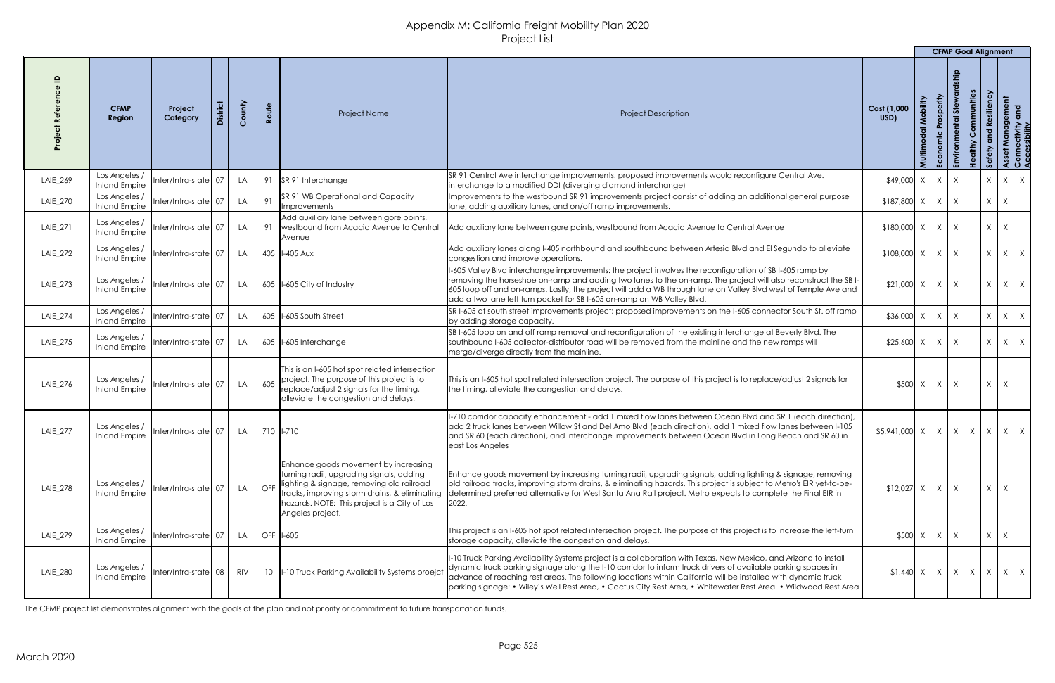# Appendix M: California Freight Mobiilty Plan 2020
## Project List

| Project Reference ID | CFMP Region | Project Category | District | County | Route | Project Name | Project Description | Cost (1,000 USD) | Multimodal Mobility | Economic Prosperity | Environmental Stewardship | Healthy Communities | Safety and Resiliency | Asset Management | Connectivity and Accessibility |
|---|---|---|---|---|---|---|---|---|---|---|---|---|---|---|---|
| LAIE_269 | Los Angeles / Inland Empire | Inter/Intra-state | 07 | LA | 91 | SR 91 Interchange | SR 91 Central Ave interchange improvements. proposed improvements would reconfigure Central Ave. interchange to a modified DDI (diverging diamond interchange) | $49,000 | X | X | X | | X | X | X |
| LAIE_270 | Los Angeles / Inland Empire | Inter/Intra-state | 07 | LA | 91 | SR 91 WB Operational and Capacity Improvements | Improvements to the westbound SR 91 improvements project consist of adding an additional general purpose lane, adding auxiliary lanes, and on/off ramp improvements. | $187,800 | X | X | X | | X | X | |
| LAIE_271 | Los Angeles / Inland Empire | Inter/Intra-state | 07 | LA | 91 | Add auxiliary lane between gore points, westbound from Acacia Avenue to Central Avenue | Add auxiliary lane between gore points, westbound from Acacia Avenue to Central Avenue | $180,000 | X | X | X | | X | X | |
| LAIE_272 | Los Angeles / Inland Empire | Inter/Intra-state | 07 | LA | 405 | I-405 Aux | Add auxiliary lanes along I-405 northbound and southbound between Artesia Blvd and El Segundo to alleviate congestion and improve operations. | $108,000 | X | X | X | | X | X | X |
| LAIE_273 | Los Angeles / Inland Empire | Inter/Intra-state | 07 | LA | 605 | I-605 City of Industry | I-605 Valley Blvd interchange improvements: the project involves the reconfiguration of SB I-605 ramp by removing the horseshoe on-ramp and adding two lanes to the on-ramp. The project will also reconstruct the SB I-605 loop off and on-ramps. Lastly, the project will add a WB through lane on Valley Blvd west of Temple Ave and add a two lane left turn pocket for SB I-605 on-ramp on WB Valley Blvd. | $21,000 | X | X | X | | X | X | X |
| LAIE_274 | Los Angeles / Inland Empire | Inter/Intra-state | 07 | LA | 605 | I-605 South Street | SR I-605 at south street improvements project; proposed improvements on the I-605 connector South St. off ramp by adding storage capacity. | $36,000 | X | X | X | | X | X | X |
| LAIE_275 | Los Angeles / Inland Empire | Inter/Intra-state | 07 | LA | 605 | I-605 Interchange | SB I-605 loop on and off ramp removal and reconfiguration of the existing interchange at Beverly Blvd. The southbound I-605 collector-distributor road will be removed from the mainline and the new ramps will merge/diverge directly from the mainline. | $25,600 | X | X | X | | X | X | X |
| LAIE_276 | Los Angeles / Inland Empire | Inter/Intra-state | 07 | LA | 605 | This is an I-605 hot spot related intersection project. The purpose of this project is to replace/adjust 2 signals for the timing, alleviate the congestion and delays. | This is an I-605 hot spot related intersection project. The purpose of this project is to replace/adjust 2 signals for the timing, alleviate the congestion and delays. | $500 | X | X | X | | X | X | |
| LAIE_277 | Los Angeles / Inland Empire | Inter/Intra-state | 07 | LA | 710 | I-710 | I-710 corridor capacity enhancement - add 1 mixed flow lanes between Ocean Blvd and SR 1 (each direction), add 2 truck lanes between Willow St and Del Amo Blvd (each direction), add 1 mixed flow lanes between I-105 and SR 60 (each direction), and interchange improvements between Ocean Blvd in Long Beach and SR 60 in east Los Angeles | $5,941,000 | X | X | X | X | X | X | X |
| LAIE_278 | Los Angeles / Inland Empire | Inter/Intra-state | 07 | LA | OFF | Enhance goods movement by increasing turning radii, upgrading signals, adding lighting & signage, removing old railroad tracks, improving storm drains, & eliminating hazards. NOTE: This project is a City of Los Angeles project. | Enhance goods movement by increasing turning radii, upgrading signals, adding lighting & signage, removing old railroad tracks, improving storm drains, & eliminating hazards. This project is subject to Metro's EIR yet-to-be-determined preferred alternative for West Santa Ana Rail project. Metro expects to complete the Final EIR in 2022. | $12,027 | X | X | X | | X | X | |
| LAIE_279 | Los Angeles / Inland Empire | Inter/Intra-state | 07 | LA | OFF | I-605 | This project is an I-605 hot spot related intersection project. The purpose of this project is to increase the left-turn storage capacity, alleviate the congestion and delays. | $500 | X | X | X | | X | X | |
| LAIE_280 | Los Angeles / Inland Empire | Inter/Intra-state | 08 | RIV | 10 | I-10 Truck Parking Availability Systems proejct | I-10 Truck Parking Availability Systems project is a collaboration with Texas, New Mexico, and Arizona to install dynamic truck parking signage along the I-10 corridor to inform truck drivers of available parking spaces in advance of reaching rest areas. The following locations within California will be installed with dynamic truck parking signage: • Wiley's Well Rest Area, • Cactus City Rest Area, • Whitewater Rest Area. • Wildwood Rest Area | $1,440 | X | X | X | X | X | X | X |

The CFMP project list demonstrates alignment with the goals of the plan and not priority or commitment to future transportation funds.

March 2020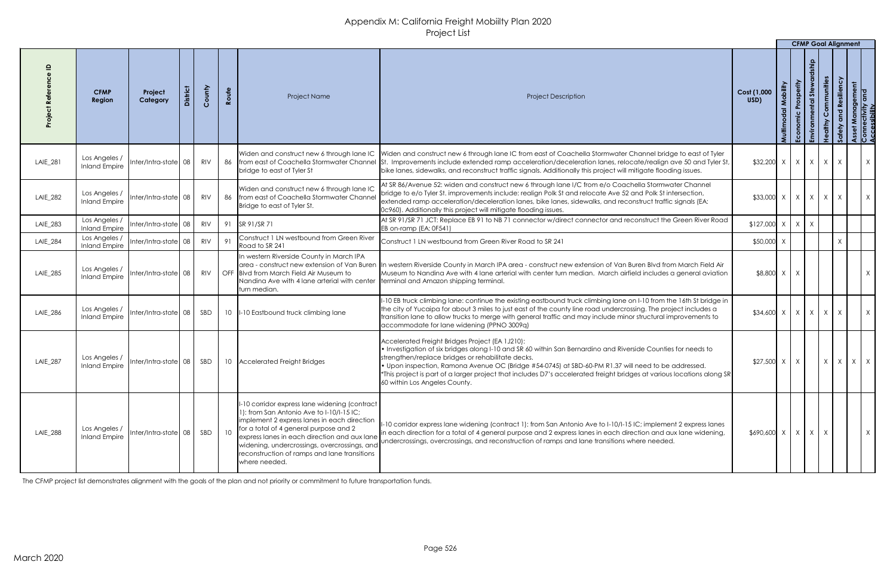# Appendix M: California Freight Mobiilty Plan 2020

## Project List

| Project Reference ID | CFMP Region | Project Category | District | County | Route | Project Name | Project Description | Cost (1,000 USD) | CFMP Goal Alignment: Multimodal Mobility | Economic Prosperity | Environmental Stewardship | Healthy Communities | Safety and Resiliency | Asset Management | Connectivity and Accessibility |
|---|---|---|---|---|---|---|---|---|---|---|---|---|---|---|---|
| LAIE_281 | Los Angeles / Inland Empire | Inter/Intra-state | 08 | RIV | 86 | Widen and construct new 6 through lane IC from east of Coachella Stormwater Channel bridge to east of Tyler St | Widen and construct new 6 through lane IC from east of Coachella Stormwater Channel bridge to east of Tyler St. Improvements include extended ramp acceleration/deceleration lanes, relocate/realign ave 50 and Tyler St, bike lanes, sidewalks, and reconstruct traffic signals. Additionally this project will mitigate flooding issues. | $32,200 | X | X | X | X | X | | X |
| LAIE_282 | Los Angeles / Inland Empire | Inter/Intra-state | 08 | RIV | 86 | Widen and construct new 6 through lane IC from east of Coachella Stormwater Channel Bridge to east of Tyler St. | At SR 86/Avenue 52: widen and construct new 6 through lane I/C from e/o Coachella Stormwater Channel bridge to e/o Tyler St. improvements include: realign Polk St and relocate Ave 52 and Polk St intersection, extended ramp acceleration/deceleration lanes, bike lanes, sidewalks, and reconstruct traffic signals (EA: 0c960). Additionally this project will mitigate flooding issues. | $33,000 | X | X | X | X | X | | X |
| LAIE_283 | Los Angeles / Inland Empire | Inter/Intra-state | 08 | RIV | 91 | SR 91/SR 71 | At SR 91/SR 71 JCT: Replace EB 91 to NB 71 connector w/direct connector and reconstruct the Green River Road EB on-ramp (EA: 0F541) | $127,000 | X | X | X | | | | |
| LAIE_284 | Los Angeles / Inland Empire | Inter/Intra-state | 08 | RIV | 91 | Construct 1 LN westbound from Green River Road to SR 241 | Construct 1 LN westbound from Green River Road to SR 241 | $50,000 | X | | | | X | | |
| LAIE_285 | Los Angeles / Inland Empire | Inter/Intra-state | 08 | RIV | OFF | In western Riverside County in March IPA area - construct new extension of Van Buren Blvd from March Field Air Museum to Nandina Ave with 4 lane arterial with center turn median. | In western Riverside County in March IPA area - construct new extension of Van Buren Blvd from March Field Air Museum to Nandina Ave with 4 lane arterial with center turn median. March airfield includes a general aviation terminal and Amazon shipping terminal. | $8,800 | X | X | | | | | X |
| LAIE_286 | Los Angeles / Inland Empire | Inter/Intra-state | 08 | SBD | 10 | I-10 Eastbound truck climbing lane | I-10 EB truck climbing lane: continue the existing eastbound truck climbing lane on I-10 from the 16th St bridge in the city of Yucaipa for about 3 miles to just east of the county line road undercrossing. The project includes a transition lane to allow trucks to merge with general traffic and may include minor structural improvements to accommodate for lane widening (PPNO 3009q) | $34,600 | X | X | X | X | X | | X |
| LAIE_287 | Los Angeles / Inland Empire | Inter/Intra-state | 08 | SBD | 10 | Accelerated Freight Bridges | Accelerated Freight Bridges Project (EA 1J210): • Investigation of six bridges along I-10 and SR 60 within San Bernardino and Riverside Counties for needs to strengthen/replace bridges or rehabilitate decks. • Upon inspection, Ramona Avenue OC (Bridge #54-0745) at SBD-60-PM R1.37 will need to be addressed. *This project is part of a larger project that includes D7's accelerated freight bridges at various locations along SR 60 within Los Angeles County. | $27,500 | X | X | | X | X | X | X |
| LAIE_288 | Los Angeles / Inland Empire | Inter/Intra-state | 08 | SBD | 10 | I-10 corridor express lane widening (contract 1): from San Antonio Ave to I-10/I-15 IC; implement 2 express lanes in each direction for a total of 4 general purpose and 2 express lanes in each direction and aux lane widening, undercrossings, overcrossings, and reconstruction of ramps and lane transitions where needed. | I-10 corridor express lane widening (contract 1): from San Antonio Ave to I-10/I-15 IC; implement 2 express lanes in each direction for a total of 4 general purpose and 2 express lanes in each direction and aux lane widening, undercrossings, overcrossings, and reconstruction of ramps and lane transitions where needed. | $690,600 | X | X | X | X | | | X |

The CFMP project list demonstrates alignment with the goals of the plan and not priority or commitment to future transportation funds.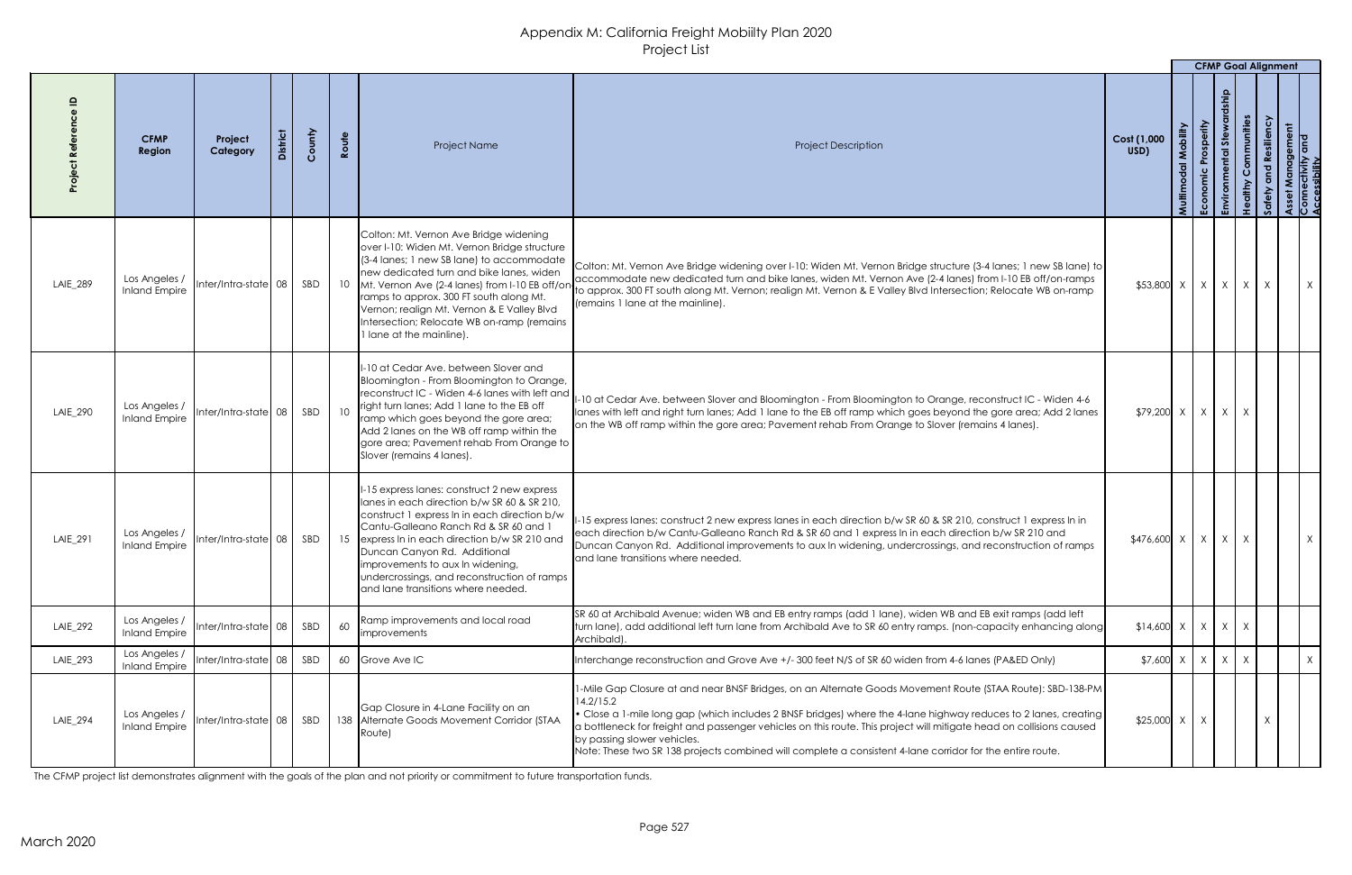# Appendix M: California Freight Mobiilty Plan 2020
## Project List

| Project Reference ID | CFMP Region | Project Category | District | County | Route | Project Name | Project Description | Cost (1,000 USD) | CFMP Goal Alignment | | | | | | |
|---|---|---|---|---|---|---|---|---|---|---|---|---|---|---|---|
| | | | | | | | | | Multimodal Mobility | Economic Prosperity | Environmental Stewardship | Healthy Communities | Safety and Resiliency | Asset Management | Connectivity and Accessibility |
| LAIE_289 | Los Angeles / Inland Empire | Inter/Intra-state | 08 | SBD | 10 | Colton: Mt. Vernon Ave Bridge widening over I-10: Widen Mt. Vernon Bridge structure (3-4 lanes; 1 new SB lane) to accommodate new dedicated turn and bike lanes, widen Mt. Vernon Ave (2-4 lanes) from I-10 EB off/on ramps to approx. 300 FT south along Mt. Vernon; realign Mt. Vernon & E Valley Blvd Intersection; Relocate WB on-ramp (remains 1 lane at the mainline). | Colton: Mt. Vernon Ave Bridge widening over I-10: Widen Mt. Vernon Bridge structure (3-4 lanes; 1 new SB lane) to accommodate new dedicated turn and bike lanes, widen Mt. Vernon Ave (2-4 lanes) from I-10 EB off/on-ramps to approx. 300 FT south along Mt. Vernon; realign Mt. Vernon & E Valley Blvd Intersection; Relocate WB on-ramp (remains 1 lane at the mainline). | $53,800 | X | X | X | X | X | | X |
| LAIE_290 | Los Angeles / Inland Empire | Inter/Intra-state | 08 | SBD | 10 | I-10 at Cedar Ave. between Slover and Bloomington - From Bloomington to Orange, reconstruct IC - Widen 4-6 lanes with left and right turn lanes; Add 1 lane to the EB off ramp which goes beyond the gore area; Add 2 lanes on the WB off ramp within the gore area; Pavement rehab From Orange to Slover (remains 4 lanes). | I-10 at Cedar Ave. between Slover and Bloomington - From Bloomington to Orange, reconstruct IC - Widen 4-6 lanes with left and right turn lanes; Add 1 lane to the EB off ramp which goes beyond the gore area; Add 2 lanes on the WB off ramp within the gore area; Pavement rehab From Orange to Slover (remains 4 lanes). | $79,200 | X | X | X | X | | | |
| LAIE_291 | Los Angeles / Inland Empire | Inter/Intra-state | 08 | SBD | 15 | I-15 express lanes: construct 2 new express lanes in each direction b/w SR 60 & SR 210, construct 1 express ln in each direction b/w Cantu-Galleano Ranch Rd & SR 60 and 1 express ln in each direction b/w SR 210 and Duncan Canyon Rd. Additional improvements to aux ln widening, undercrossings, and reconstruction of ramps and lane transitions where needed. | I-15 express lanes: construct 2 new express lanes in each direction b/w SR 60 & SR 210, construct 1 express ln in each direction b/w Cantu-Galleano Ranch Rd & SR 60 and 1 express ln in each direction b/w SR 210 and Duncan Canyon Rd. Additional improvements to aux ln widening, undercrossings, and reconstruction of ramps and lane transitions where needed. | $476,600 | X | X | X | X | | | X |
| LAIE_292 | Los Angeles / Inland Empire | Inter/Intra-state | 08 | SBD | 60 | Ramp improvements and local road improvements | SR 60 at Archibald Avenue; widen WB and EB entry ramps (add 1 lane), widen WB and EB exit ramps (add left turn lane), add additional left turn lane from Archibald Ave to SR 60 entry ramps. (non-capacity enhancing along Archibald). | $14,600 | X | X | X | X | | | |
| LAIE_293 | Los Angeles / Inland Empire | Inter/Intra-state | 08 | SBD | 60 | Grove Ave IC | Interchange reconstruction and Grove Ave +/- 300 feet N/S of SR 60 widen from 4-6 lanes (PA&ED Only) | $7,600 | X | X | X | X | | | X |
| LAIE_294 | Los Angeles / Inland Empire | Inter/Intra-state | 08 | SBD | 138 | Gap Closure in 4-Lane Facility on an Alternate Goods Movement Corridor (STAA Route) | 1-Mile Gap Closure at and near BNSF Bridges, on an Alternate Goods Movement Route (STAA Route): SBD-138-PM 14.2/15.2<br>• Close a 1-mile long gap (which includes 2 BNSF bridges) where the 4-lane highway reduces to 2 lanes, creating a bottleneck for freight and passenger vehicles on this route. This project will mitigate head on collisions caused by passing slower vehicles.<br>Note: These two SR 138 projects combined will complete a consistent 4-lane corridor for the entire route. | $25,000 | X | X | | | X | | |

The CFMP project list demonstrates alignment with the goals of the plan and not priority or commitment to future transportation funds.

March 2020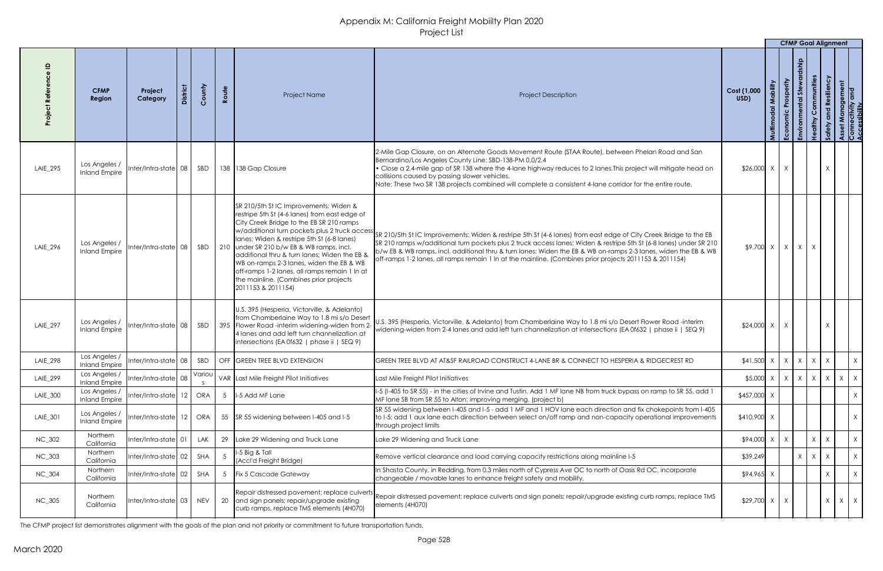# Appendix M: California Freight Mobiilty Plan 2020

## Project List

| Project Reference ID | CFMP Region | Project Category | District | County | Route | Project Name | Project Description | Cost (1,000 USD) | Multimodal Mobility | Economic Prosperity | Environmental Stewardship | Healthy Communities | Safety and Resiliency | Asset Management | Connectivity and Accessibility |
|---|---|---|---|---|---|---|---|---|---|---|---|---|---|---|---|
| | | | | | | | | | CFMP Goal Alignment | | | | | | |
| LAIE_295 | Los Angeles / Inland Empire | Inter/Intra-state | 08 | SBD | 138 | 138 Gap Closure | 2-Mile Gap Closure, on an Alternate Goods Movement Route (STAA Route), between Phelan Road and San Bernardino/Los Angeles County Line: SBD-138-PM 0.0/2.4 • Close a 2.4-mile gap of SR 138 where the 4-lane highway reduces to 2 lanes.This project will mitigate head on collisions caused by passing slower vehicles. Note: These two SR 138 projects combined will complete a consistent 4-lane corridor for the entire route. | $26,000 | X | X | | | X | | |
| LAIE_296 | Los Angeles / Inland Empire | Inter/Intra-state | 08 | SBD | 210 | SR 210/5th St IC Improvements: Widen & restripe 5th St (4-6 lanes) from east edge of City Creek Bridge to the EB SR 210 ramps w/additional turn pockets plus 2 truck access lanes; Widen & restripe 5th St (6-8 lanes) under SR 210 b/w EB & WB ramps, incl. additional thru & turn lanes; Widen the EB & WB on-ramps 2-3 lanes, widen the EB & WB off-ramps 1-2 lanes, all ramps remain 1 ln at the mainline. (Combines prior projects 2011153 & 2011154) | SR 210/5th St IC Improvements: Widen & restripe 5th St (4-6 lanes) from east edge of City Creek Bridge to the EB SR 210 ramps w/additional turn pockets plus 2 truck access lanes; Widen & restripe 5th St (6-8 lanes) under SR 210 b/w EB & WB ramps, incl. additional thru & turn lanes; Widen the EB & WB on-ramps 2-3 lanes, widen the EB & WB off-ramps 1-2 lanes, all ramps remain 1 ln at the mainline. (Combines prior projects 2011153 & 2011154) | $9,700 | X | X | X | X | | | |
| LAIE_297 | Los Angeles / Inland Empire | Inter/Intra-state | 08 | SBD | 395 | U.S. 395 (Hesperia, Victorville, & Adelanto) from Chamberlaine Way to 1.8 mi s/o Desert Flower Road -interim widening-widen from 2-4 lanes and add left turn channelization at intersections (EA 0f632 \| phase ii \| SEQ 9) | U.S. 395 (Hesperia, Victorville, & Adelanto) from Chamberlaine Way to 1.8 mi s/o Desert Flower Road -interim widening-widen from 2-4 lanes and add left turn channelization at intersections (EA 0f632 \| phase ii \| SEQ 9) | $24,000 | X | X | | | X | | |
| LAIE_298 | Los Angeles / Inland Empire | Inter/Intra-state | 08 | SBD | OFF | GREEN TREE BLVD EXTENSION | GREEN TREE BLVD AT AT&SF RAILROAD CONSTRUCT 4-LANE BR & CONNECT TO HESPERIA & RIDGECREST RD | $41,500 | X | X | X | X | X | | X |
| LAIE_299 | Los Angeles / Inland Empire | Inter/Intra-state | 08 | Various | VAR | Last Mile Freight Pilot Initiatives | Last Mile Freight Pilot Initiatives | $5,000 | X | X | X | X | X | X | X |
| LAIE_300 | Los Angeles / Inland Empire | Inter/Intra-state | 12 | ORA | 5 | I-5 Add MF Lane | I-5 (I-405 to SR 55) - in the cities of Irvine and Tustin. Add 1 MF lane NB from truck bypass on ramp to SR 55, add 1 MF lane SB from SR 55 to Alton; improving merging. (project b) | $457,000 | X | | | | | | X |
| LAIE_301 | Los Angeles / Inland Empire | Inter/Intra-state | 12 | ORA | 55 | SR 55 widening between I-405 and I-5 | SR 55 widening between I-405 and I-5 - add 1 MF and 1 HOV lane each direction and fix chokepoints from I-405 to I-5; add 1 aux lane each direction between select on/off ramp and non-capacity operational improvements through project limits | $410,900 | X | | | | | | X |
| NC_302 | Northern California | Inter/Intra-state | 01 | LAK | 29 | Lake 29 Widening and Truck Lane | Lake 29 Widening and Truck Lane | $94,000 | X | X | | X | X | | X |
| NC_303 | Northern California | Inter/Intra-state | 02 | SHA | 5 | I-5 Big & Tall (Accl'd Freight Bridge) | Remove vertical clearance and load carrying capacity restrictions along mainline I-5 | $39,249 | | | X | X | X | | X |
| NC_304 | Northern California | Inter/Intra-state | 02 | SHA | 5 | Fix 5 Cascade Gateway | In Shasta County, in Redding, from 0.3 miles north of Cypress Ave OC to north of Oasis Rd OC, incorporate changeable / movable lanes to enhance freight safety and mobility. | $94,965 | X | | | | X | | X |
| NC_305 | Northern California | Inter/Intra-state | 03 | NEV | 20 | Repair distressed pavement; replace culverts and sign panels; repair/upgrade existing curb ramps, replace TMS elements (4H070) | Repair distressed pavement; replace culverts and sign panels; repair/upgrade existing curb ramps, replace TMS elements (4H070) | $29,700 | X | X | | | X | X | X |

The CFMP project list demonstrates alignment with the goals of the plan and not priority or commitment to future transportation funds.

March 2020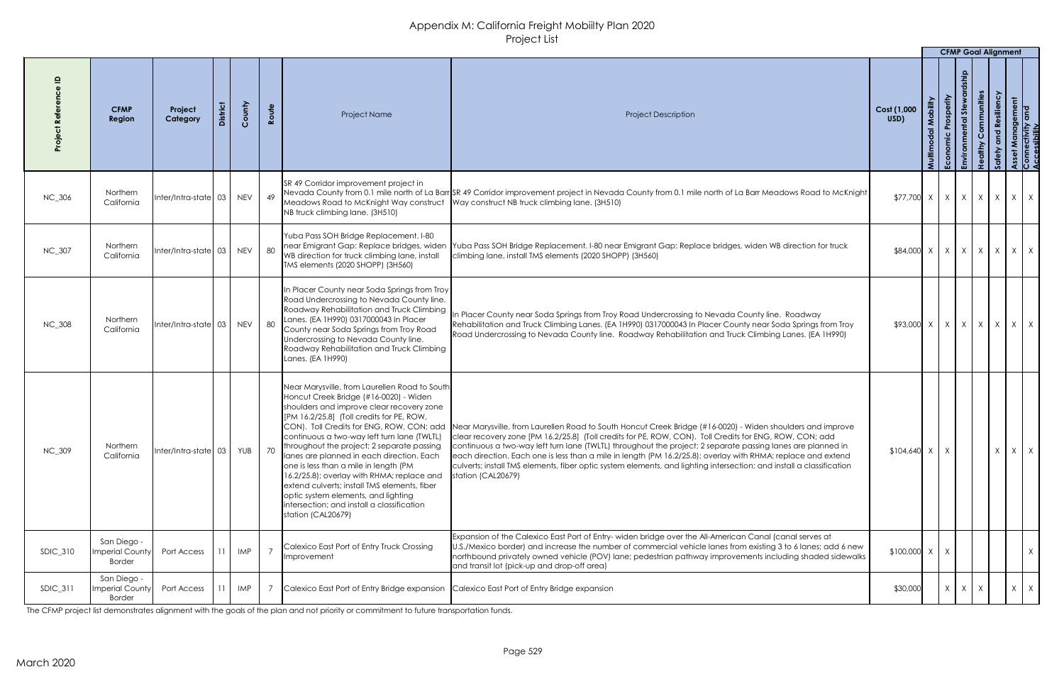# Appendix M: California Freight Mobiilty Plan 2020

## Project List

| Project Reference ID | CFMP Region | Project Category | District | County | Route | Project Name | Project Description | Cost (1,000 USD) | CFMP Goal Alignment: Multimodal Mobility | Economic Prosperity | Environmental Stewardship | Healthy Communities | Safety and Resiliency | Asset Management | Connectivity and Accessibility |
|---|---|---|---|---|---|---|---|---|---|---|---|---|---|---|---|
| NC_306 | Northern California | Inter/Intra-state | 03 | NEV | 49 | SR 49 Corridor improvement project in Nevada County from 0.1 mile north of La Barr Meadows Road to McKnight Way construct NB truck climbing lane. (3H510) | SR 49 Corridor improvement project in Nevada County from 0.1 mile north of La Barr Meadows Road to McKnight Way construct NB truck climbing lane. (3H510) | $77,700 | X | X | X | X | X | X | X |
| NC_307 | Northern California | Inter/Intra-state | 03 | NEV | 80 | Yuba Pass SOH Bridge Replacement. I-80 near Emigrant Gap: Replace bridges, widen WB direction for truck climbing lane, install TMS elements (2020 SHOPP) (3H560) | Yuba Pass SOH Bridge Replacement. I-80 near Emigrant Gap: Replace bridges, widen WB direction for truck climbing lane, install TMS elements (2020 SHOPP) (3H560) | $84,000 | X | X | X | X | X | X | X |
| NC_308 | Northern California | Inter/Intra-state | 03 | NEV | 80 | In Placer County near Soda Springs from Troy Road Undercrossing to Nevada County line. Roadway Rehabilitation and Truck Climbing Lanes. (EA 1H990) 0317000043 In Placer County near Soda Springs from Troy Road Undercrossing to Nevada County line. Roadway Rehabilitation and Truck Climbing Lanes. (EA 1H990) | In Placer County near Soda Springs from Troy Road Undercrossing to Nevada County line. Roadway Rehabilitation and Truck Climbing Lanes. (EA 1H990) 0317000043 In Placer County near Soda Springs from Troy Road Undercrossing to Nevada County line. Roadway Rehabilitation and Truck Climbing Lanes. (EA 1H990) | $93,000 | X | X | X | X | X | X | X |
| NC_309 | Northern California | Inter/Intra-state | 03 | YUB | 70 | Near Marysville, from Laurellen Road to South Honcut Creek Bridge (#16-0020) - Widen shoulders and improve clear recovery zone [PM 16.2/25.8] (Toll credits for PE, ROW, CON). Toll Credits for ENG, ROW, CON; add continuous a two-way left turn lane (TWLTL) throughout the project; 2 separate passing lanes are planned in each direction. Each one is less than a mile in length (PM 16.2/25.8); overlay with RHMA; replace and extend culverts; install TMS elements, fiber optic system elements, and lighting intersection; and install a classification station (CAL20679) | Near Marysville, from Laurellen Road to South Honcut Creek Bridge (#16-0020) - Widen shoulders and improve clear recovery zone [PM 16.2/25.8] (Toll credits for PE, ROW, CON). Toll Credits for ENG, ROW, CON; add continuous a two-way left turn lane (TWLTL) throughout the project; 2 separate passing lanes are planned in each direction. Each one is less than a mile in length (PM 16.2/25.8); overlay with RHMA; replace and extend culverts; install TMS elements, fiber optic system elements, and lighting intersection; and install a classification station (CAL20679) | $104,640 | X | X | | | X | X | X |
| SDIC_310 | San Diego - Imperial County Border | Port Access | 11 | IMP | 7 | Calexico East Port of Entry Truck Crossing Improvement | Expansion of the Calexico East Port of Entry- widen bridge over the All-American Canal (canal serves at U.S./Mexico border) and increase the number of commercial vehicle lanes from existing 3 to 6 lanes; add 6 new northbound privately owned vehicle (POV) lane; pedestrian pathway improvements including shaded sidewalks and transit lot (pick-up and drop-off area) | $100,000 | X | X | | | | | X |
| SDIC_311 | San Diego - Imperial County Border | Port Access | 11 | IMP | 7 | Calexico East Port of Entry Bridge expansion | Calexico East Port of Entry Bridge expansion | $30,000 | | X | X | X | | X | X |

The CFMP project list demonstrates alignment with the goals of the plan and not priority or commitment to future transportation funds.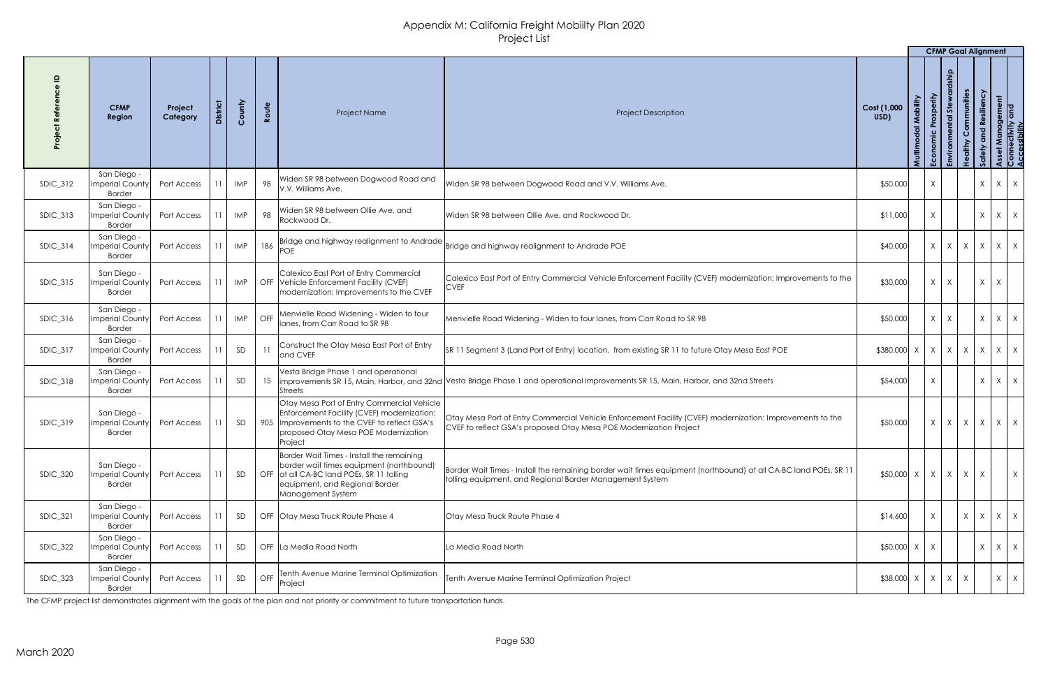# Appendix M: California Freight Mobiilty Plan 2020
## Project List

| Project Reference ID | CFMP Region | Project Category | District | County | Route | Project Name | Project Description | Cost (1,000 USD) | CFMP Goal Alignment | | | | | | |
|---|---|---|---|---|---|---|---|---|---|---|---|---|---|---|---|
| | | | | | | | | | Multimodal Mobility | Economic Prosperity | Environmental Stewardship | Healthy Communities | Safety and Resiliency | Asset Management | Connectivity and Accessibility |
| SDIC_312 | San Diego - Imperial County Border | Port Access | 11 | IMP | 98 | Widen SR 98 between Dogwood Road and V.V. Williams Ave. | Widen SR 98 between Dogwood Road and V.V. Williams Ave. | $50,000 | | X | | | X | X | X |
| SDIC_313 | San Diego - Imperial County Border | Port Access | 11 | IMP | 98 | Widen SR 98 between Ollie Ave. and Rockwood Dr. | Widen SR 98 between Ollie Ave. and Rockwood Dr. | $11,000 | | X | | | X | X | X |
| SDIC_314 | San Diego - Imperial County Border | Port Access | 11 | IMP | 186 | Bridge and highway realignment to Andrade POE | Bridge and highway realignment to Andrade POE | $40,000 | | X | X | X | X | X | X |
| SDIC_315 | San Diego - Imperial County Border | Port Access | 11 | IMP | OFF | Calexico East Port of Entry Commercial Vehicle Enforcement Facility (CVEF) modernization: Improvements to the CVEF | Calexico East Port of Entry Commercial Vehicle Enforcement Facility (CVEF) modernization: Improvements to the CVEF | $30,000 | | X | X | | X | X | |
| SDIC_316 | San Diego - Imperial County Border | Port Access | 11 | IMP | OFF | Menvielle Road Widening - Widen to four lanes, from Carr Road to SR 98 | Menvielle Road Widening - Widen to four lanes, from Carr Road to SR 98 | $50,000 | | X | X | | X | X | X |
| SDIC_317 | San Diego - Imperial County Border | Port Access | 11 | SD | 11 | Construct the Otay Mesa East Port of Entry and CVEF | SR 11 Segment 3 (Land Port of Entry) location, from existing SR 11 to future Otay Mesa East POE | $380,000 | X | X | X | X | X | X | X |
| SDIC_318 | San Diego - Imperial County Border | Port Access | 11 | SD | 15 | Vesta Bridge Phase 1 and operational improvements SR 15, Main, Harbor, and 32nd Streets | Vesta Bridge Phase 1 and operational improvements SR 15, Main, Harbor, and 32nd Streets | $54,000 | | X | | | X | X | X |
| SDIC_319 | San Diego - Imperial County Border | Port Access | 11 | SD | 905 | Otay Mesa Port of Entry Commercial Vehicle Enforcement Facility (CVEF) modernization: Improvements to the CVEF to reflect GSA's proposed Otay Mesa POE Modernization Project | Otay Mesa Port of Entry Commercial Vehicle Enforcement Facility (CVEF) modernization: Improvements to the CVEF to reflect GSA's proposed Otay Mesa POE Modernization Project | $50,000 | | X | X | X | X | X | X |
| SDIC_320 | San Diego - Imperial County Border | Port Access | 11 | SD | OFF | Border Wait Times - Install the remaining border wait times equipment (northbound) at all CA-BC land POEs, SR 11 tolling equipment, and Regional Border Management System | Border Wait Times - Install the remaining border wait times equipment (northbound) at all CA-BC land POEs, SR 11 tolling equipment, and Regional Border Management System | $50,000 | X | X | X | X | X | | X |
| SDIC_321 | San Diego - Imperial County Border | Port Access | 11 | SD | OFF | Otay Mesa Truck Route Phase 4 | Otay Mesa Truck Route Phase 4 | $14,600 | | X | | X | X | X | X |
| SDIC_322 | San Diego - Imperial County Border | Port Access | 11 | SD | OFF | La Media Road North | La Media Road North | $50,000 | X | X | | | X | X | X |
| SDIC_323 | San Diego - Imperial County Border | Port Access | 11 | SD | OFF | Tenth Avenue Marine Terminal Optimization Project | Tenth Avenue Marine Terminal Optimization Project | $38,000 | X | X | X | X | | X | X |

The CFMP project list demonstrates alignment with the goals of the plan and not priority or commitment to future transportation funds.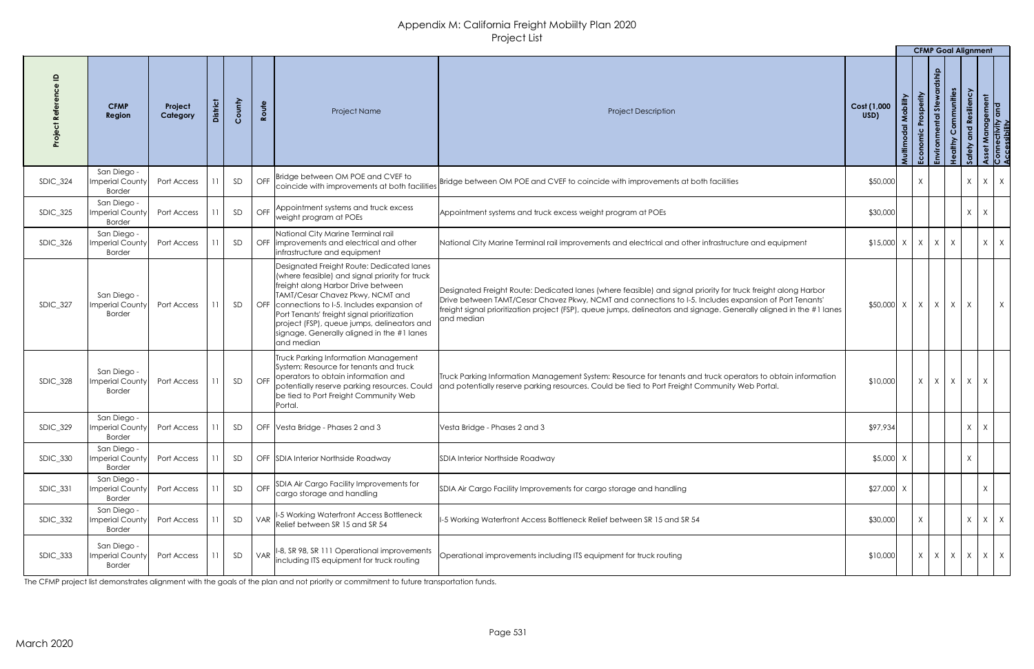# Appendix M: California Freight Mobiilty Plan 2020
## Project List

| Project Reference ID | CFMP Region | Project Category | District | County | Route | Project Name | Project Description | Cost (1,000 USD) | CFMP Goal Alignment | | | | | | |
|---|---|---|---|---|---|---|---|---|---|---|---|---|---|---|---|
| | | | | | | | | | Multimodal Mobility | Economic Prosperity | Environmental Stewardship | Healthy Communities | Safety and Resiliency | Asset Management | Connectivity and Accessibility |
| SDIC_324 | San Diego - Imperial County Border | Port Access | 11 | SD | OFF | Bridge between OM POE and CVEF to coincide with improvements at both facilities | Bridge between OM POE and CVEF to coincide with improvements at both facilities | $50,000 | | X | | | X | X | X |
| SDIC_325 | San Diego - Imperial County Border | Port Access | 11 | SD | OFF | Appointment systems and truck excess weight program at POEs | Appointment systems and truck excess weight program at POEs | $30,000 | | | | | X | X | |
| SDIC_326 | San Diego - Imperial County Border | Port Access | 11 | SD | OFF | National City Marine Terminal rail improvements and electrical and other infrastructure and equipment | National City Marine Terminal rail improvements and electrical and other infrastructure and equipment | $15,000 | X | X | X | X | | X | X |
| SDIC_327 | San Diego - Imperial County Border | Port Access | 11 | SD | OFF | Designated Freight Route: Dedicated lanes (where feasible) and signal priority for truck freight along Harbor Drive between TAMT/Cesar Chavez Pkwy, NCMT and connections to I-5. Includes expansion of Port Tenants' freight signal prioritization project (FSP), queue jumps, delineators and signage. Generally aligned in the #1 lanes and median | Designated Freight Route: Dedicated lanes (where feasible) and signal priority for truck freight along Harbor Drive between TAMT/Cesar Chavez Pkwy, NCMT and connections to I-5. Includes expansion of Port Tenants' freight signal prioritization project (FSP), queue jumps, delineators and signage. Generally aligned in the #1 lanes and median | $50,000 | X | X | X | X | X | | X |
| SDIC_328 | San Diego - Imperial County Border | Port Access | 11 | SD | OFF | Truck Parking Information Management System: Resource for tenants and truck operators to obtain information and potentially reserve parking resources. Could be tied to Port Freight Community Web Portal. | Truck Parking Information Management System: Resource for tenants and truck operators to obtain information and potentially reserve parking resources. Could be tied to Port Freight Community Web Portal. | $10,000 | | X | X | X | X | X | |
| SDIC_329 | San Diego - Imperial County Border | Port Access | 11 | SD | OFF | Vesta Bridge - Phases 2 and 3 | Vesta Bridge - Phases 2 and 3 | $97,934 | | | | | X | X | |
| SDIC_330 | San Diego - Imperial County Border | Port Access | 11 | SD | OFF | SDIA Interior Northside Roadway | SDIA Interior Northside Roadway | $5,000 | X | | | | X | | |
| SDIC_331 | San Diego - Imperial County Border | Port Access | 11 | SD | OFF | SDIA Air Cargo Facility Improvements for cargo storage and handling | SDIA Air Cargo Facility Improvements for cargo storage and handling | $27,000 | X | | | | | X | |
| SDIC_332 | San Diego - Imperial County Border | Port Access | 11 | SD | VAR | I-5 Working Waterfront Access Bottleneck Relief between SR 15 and SR 54 | I-5 Working Waterfront Access Bottleneck Relief between SR 15 and SR 54 | $30,000 | | X | | | X | X | X |
| SDIC_333 | San Diego - Imperial County Border | Port Access | 11 | SD | VAR | I-8, SR 98, SR 111 Operational improvements including ITS equipment for truck routing | Operational improvements including ITS equipment for truck routing | $10,000 | | X | X | X | X | X | X |

The CFMP project list demonstrates alignment with the goals of the plan and not priority or commitment to future transportation funds.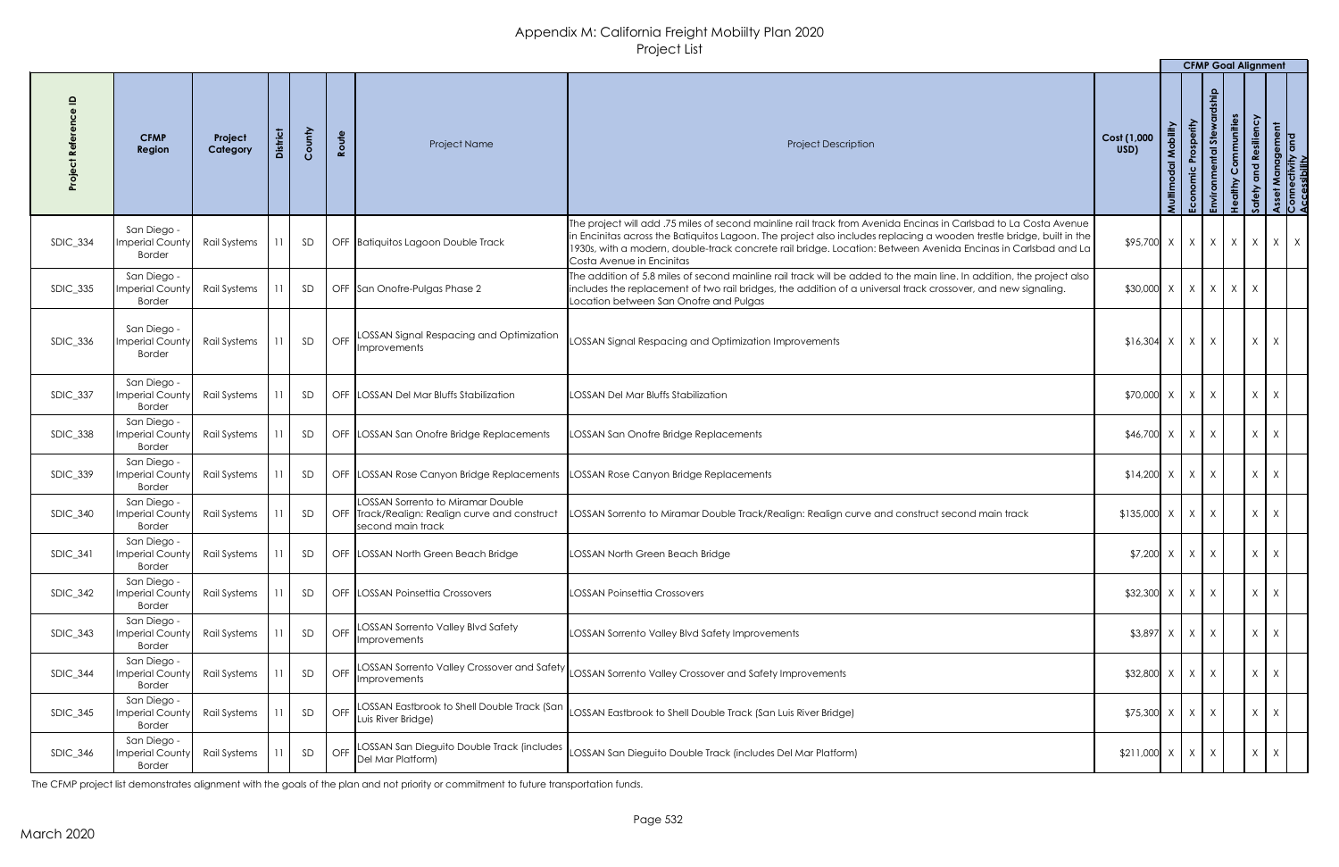# Appendix M: California Freight Mobiilty Plan 2020
## Project List

| Project Reference ID | CFMP Region | Project Category | District | County | Route | Project Name | Project Description | Cost (1,000 USD) | CFMP Goal Alignment | | | | | | |
|---|---|---|---|---|---|---|---|---|---|---|---|---|---|---|---|
| | | | | | | | | | Multimodal Mobility | Economic Prosperity | Environmental Stewardship | Healthy Communities | Safety and Resiliency | Asset Management | Connectivity and Accessibility |
| SDIC_334 | San Diego - Imperial County Border | Rail Systems | 11 | SD | OFF | Batiquitos Lagoon Double Track | The project will add .75 miles of second mainline rail track from Avenida Encinas in Carlsbad to La Costa Avenue in Encinitas across the Batiquitos Lagoon. The project also includes replacing a wooden trestle bridge, built in the 1930s, with a modern, double-track concrete rail bridge. Location: Between Avenida Encinas in Carlsbad and La Costa Avenue in Encinitas | $95,700 | X | X | X | X | X | X | X |
| SDIC_335 | San Diego - Imperial County Border | Rail Systems | 11 | SD | OFF | San Onofre-Pulgas Phase 2 | The addition of 5.8 miles of second mainline rail track will be added to the main line. In addition, the project also includes the replacement of two rail bridges, the addition of a universal track crossover, and new signaling. Location between San Onofre and Pulgas | $30,000 | X | X | X | X | X | | |
| SDIC_336 | San Diego - Imperial County Border | Rail Systems | 11 | SD | OFF | LOSSAN Signal Respacing and Optimization Improvements | LOSSAN Signal Respacing and Optimization Improvements | $16,304 | X | X | X | | X | X | |
| SDIC_337 | San Diego - Imperial County Border | Rail Systems | 11 | SD | OFF | LOSSAN Del Mar Bluffs Stabilization | LOSSAN Del Mar Bluffs Stabilization | $70,000 | X | X | X | | X | X | |
| SDIC_338 | San Diego - Imperial County Border | Rail Systems | 11 | SD | OFF | LOSSAN San Onofre Bridge Replacements | LOSSAN San Onofre Bridge Replacements | $46,700 | X | X | X | | X | X | |
| SDIC_339 | San Diego - Imperial County Border | Rail Systems | 11 | SD | OFF | LOSSAN Rose Canyon Bridge Replacements | LOSSAN Rose Canyon Bridge Replacements | $14,200 | X | X | X | | X | X | |
| SDIC_340 | San Diego - Imperial County Border | Rail Systems | 11 | SD | OFF | LOSSAN Sorrento to Miramar Double Track/Realign: Realign curve and construct second main track | LOSSAN Sorrento to Miramar Double Track/Realign: Realign curve and construct second main track | $135,000 | X | X | X | | X | X | |
| SDIC_341 | San Diego - Imperial County Border | Rail Systems | 11 | SD | OFF | LOSSAN North Green Beach Bridge | LOSSAN North Green Beach Bridge | $7,200 | X | X | X | | X | X | |
| SDIC_342 | San Diego - Imperial County Border | Rail Systems | 11 | SD | OFF | LOSSAN Poinsettia Crossovers | LOSSAN Poinsettia Crossovers | $32,300 | X | X | X | | X | X | |
| SDIC_343 | San Diego - Imperial County Border | Rail Systems | 11 | SD | OFF | LOSSAN Sorrento Valley Blvd Safety Improvements | LOSSAN Sorrento Valley Blvd Safety Improvements | $3,897 | X | X | X | | X | X | |
| SDIC_344 | San Diego - Imperial County Border | Rail Systems | 11 | SD | OFF | LOSSAN Sorrento Valley Crossover and Safety Improvements | LOSSAN Sorrento Valley Crossover and Safety Improvements | $32,800 | X | X | X | | X | X | |
| SDIC_345 | San Diego - Imperial County Border | Rail Systems | 11 | SD | OFF | LOSSAN Eastbrook to Shell Double Track (San Luis River Bridge) | LOSSAN Eastbrook to Shell Double Track (San Luis River Bridge) | $75,300 | X | X | X | | X | X | |
| SDIC_346 | San Diego - Imperial County Border | Rail Systems | 11 | SD | OFF | LOSSAN San Dieguito Double Track (includes Del Mar Platform) | LOSSAN San Dieguito Double Track (includes Del Mar Platform) | $211,000 | X | X | X | | X | X | |

The CFMP project list demonstrates alignment with the goals of the plan and not priority or commitment to future transportation funds.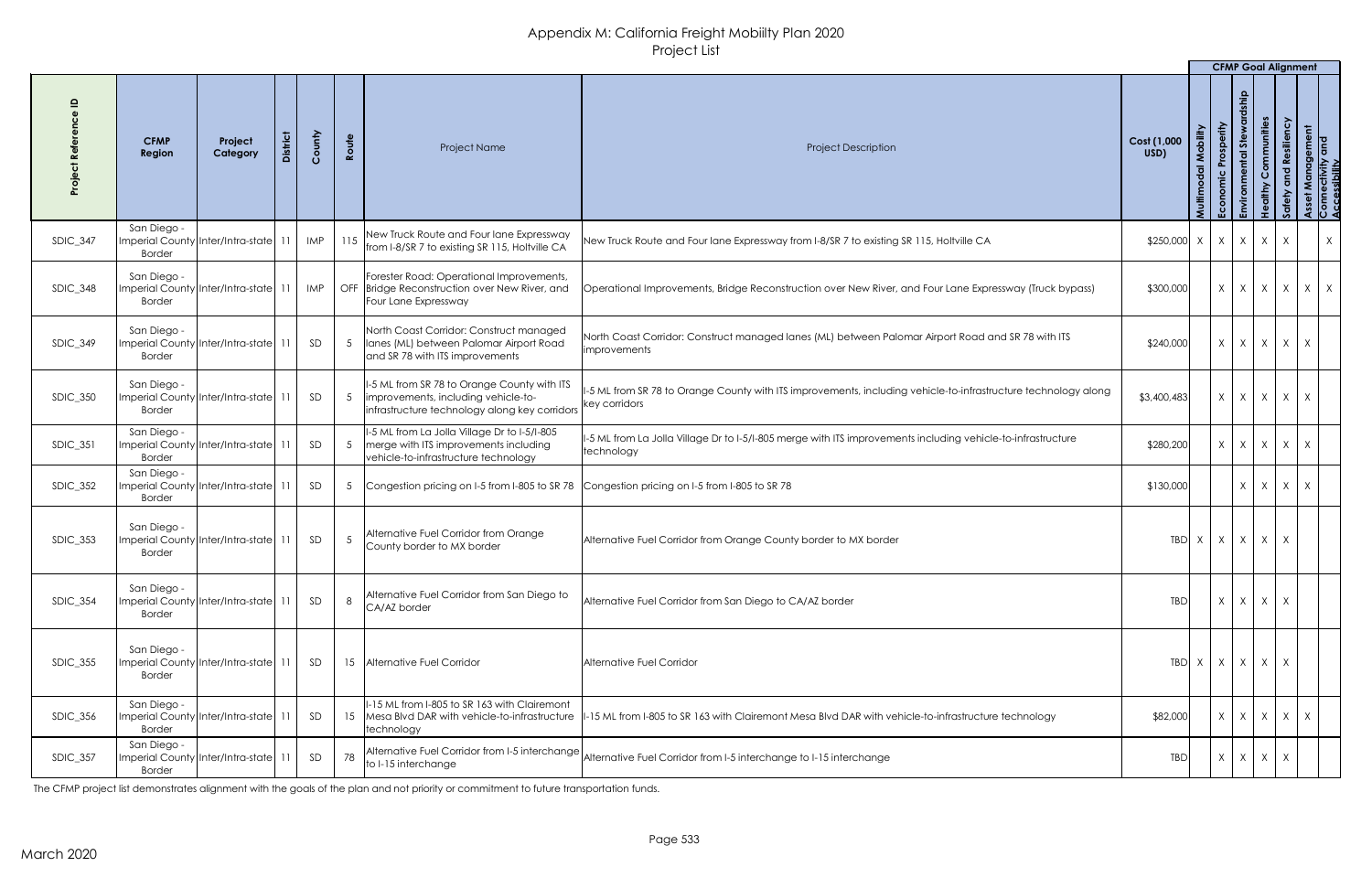| Project Reference ID | CFMP Region | Project Category | District | County | Route | Project Name | Project Description | Cost (1,000 USD) | Multimodal Mobility | Economic Prosperity | Environmental Stewardship | Healthy Communities | Safety and Resiliency | Asset Management | Connectivity and Accessibility |
|---|---|---|---|---|---|---|---|---|---|---|---|---|---|---|---|
| SDIC_347 | San Diego - Imperial County Border | Inter/Intra-state | 11 | IMP | 115 | New Truck Route and Four lane Expressway from I-8/SR 7 to existing SR 115, Holtville CA | New Truck Route and Four lane Expressway from I-8/SR 7 to existing SR 115, Holtville CA | $250,000 | X | X | X | X | X | | X |
| SDIC_348 | San Diego - Imperial County Border | Inter/Intra-state | 11 | IMP | OFF | Forester Road: Operational Improvements, Bridge Reconstruction over New River, and Four Lane Expressway | Operational Improvements, Bridge Reconstruction over New River, and Four Lane Expressway (Truck bypass) | $300,000 | | X | X | X | X | X | X |
| SDIC_349 | San Diego - Imperial County Border | Inter/Intra-state | 11 | SD | 5 | North Coast Corridor: Construct managed lanes (ML) between Palomar Airport Road and SR 78 with ITS improvements | North Coast Corridor: Construct managed lanes (ML) between Palomar Airport Road and SR 78 with ITS improvements | $240,000 | | X | X | X | X | X | |
| SDIC_350 | San Diego - Imperial County Border | Inter/Intra-state | 11 | SD | 5 | I-5 ML from SR 78 to Orange County with ITS improvements, including vehicle-to-infrastructure technology along key corridors | I-5 ML from SR 78 to Orange County with ITS improvements, including vehicle-to-infrastructure technology along key corridors | $3,400,483 | | X | X | X | X | X | |
| SDIC_351 | San Diego - Imperial County Border | Inter/Intra-state | 11 | SD | 5 | I-5 ML from La Jolla Village Dr to I-5/I-805 merge with ITS improvements including vehicle-to-infrastructure technology | I-5 ML from La Jolla Village Dr to I-5/I-805 merge with ITS improvements including vehicle-to-infrastructure technology | $280,200 | | X | X | X | X | X | |
| SDIC_352 | San Diego - Imperial County Border | Inter/Intra-state | 11 | SD | 5 | Congestion pricing on I-5 from I-805 to SR 78 | Congestion pricing on I-5 from I-805 to SR 78 | $130,000 | | | X | X | X | X | |
| SDIC_353 | San Diego - Imperial County Border | Inter/Intra-state | 11 | SD | 5 | Alternative Fuel Corridor from Orange County border to MX border | Alternative Fuel Corridor from Orange County border to MX border | TBD | X | X | X | X | X | | |
| SDIC_354 | San Diego - Imperial County Border | Inter/Intra-state | 11 | SD | 8 | Alternative Fuel Corridor from San Diego to CA/AZ border | Alternative Fuel Corridor from San Diego to CA/AZ border | TBD | | X | X | X | X | | |
| SDIC_355 | San Diego - Imperial County Border | Inter/Intra-state | 11 | SD | 15 | Alternative Fuel Corridor | Alternative Fuel Corridor | TBD | X | X | X | X | X | | |
| SDIC_356 | San Diego - Imperial County Border | Inter/Intra-state | 11 | SD | 15 | I-15 ML from I-805 to SR 163 with Clairemont Mesa Blvd DAR with vehicle-to-infrastructure technology | I-15 ML from I-805 to SR 163 with Clairemont Mesa Blvd DAR with vehicle-to-infrastructure technology | $82,000 | | X | X | X | X | X | |
| SDIC_357 | San Diego - Imperial County Border | Inter/Intra-state | 11 | SD | 78 | Alternative Fuel Corridor from I-5 interchange to I-15 interchange | Alternative Fuel Corridor from I-5 interchange to I-15 interchange | TBD | | X | X | X | X | | |

The CFMP project list demonstrates alignment with the goals of the plan and not priority or commitment to future transportation funds.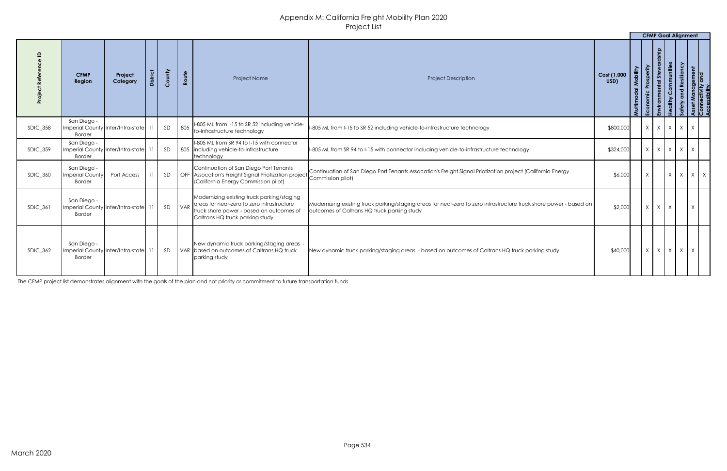| Project Reference ID | CFMP Region | Project Category | District | County | Route | Project Name | Project Description | Cost (1,000 USD) | CFMP Goal Alignment | | | | | | |
|---|---|---|---|---|---|---|---|---|---|---|---|---|---|---|---|
| | | | | | | | | | Multimodal Mobility | Economic Prosperity | Environmental Stewardship | Healthy Communities | Safety and Resiliency | Asset Management | Connectivity and Accessibility |
| SDIC_358 | San Diego - Imperial County Border | Inter/Intra-state | 11 | SD | 805 | I-805 ML from I-15 to SR 52 including vehicle-to-infrastructure technology | I-805 ML from I-15 to SR 52 including vehicle-to-infrastructure technology | $800,000 | | X | X | X | X | X | |
| SDIC_359 | San Diego - Imperial County Border | Inter/Intra-state | 11 | SD | 805 | I-805 ML from SR 94 to I-15 with connector including vehicle-to-infrastructure technology | I-805 ML from SR 94 to I-15 with connector including vehicle-to-infrastructure technology | $324,000 | | X | X | X | X | X | |
| SDIC_360 | San Diego - Imperial County Border | Port Access | 11 | SD | OFF | Continuation of San Diego Port Tenants Assocation's Freight Signal Priotization project (California Energy Commission pilot) | Continuation of San Diego Port Tenants Assocation's Freight Signal Priotization project (California Energy Commission pilot) | $6,000 | | X | | X | X | X | X |
| SDIC_361 | San Diego - Imperial County Border | Inter/Intra-state | 11 | SD | VAR | Modernizing existing truck parking/staging areas for near-zero to zero infrastructure truck shore power - based on outcomes of Caltrans HQ truck parking study | Modernizing existing truck parking/staging areas for near-zero to zero infrastructure truck shore power - based on outcomes of Caltrans HQ truck parking study | $2,000 | | X | X | X | | X | |
| SDIC_362 | San Diego - Imperial County Border | Inter/Intra-state | 11 | SD | VAR | New dynamic truck parking/staging areas - based on outcomes of Caltrans HQ truck parking study | New dynamic truck parking/staging areas - based on outcomes of Caltrans HQ truck parking study | $40,000 | | X | X | X | X | X | |

The CFMP project list demonstrates alignment with the goals of the plan and not priority or commitment to future transportation funds.